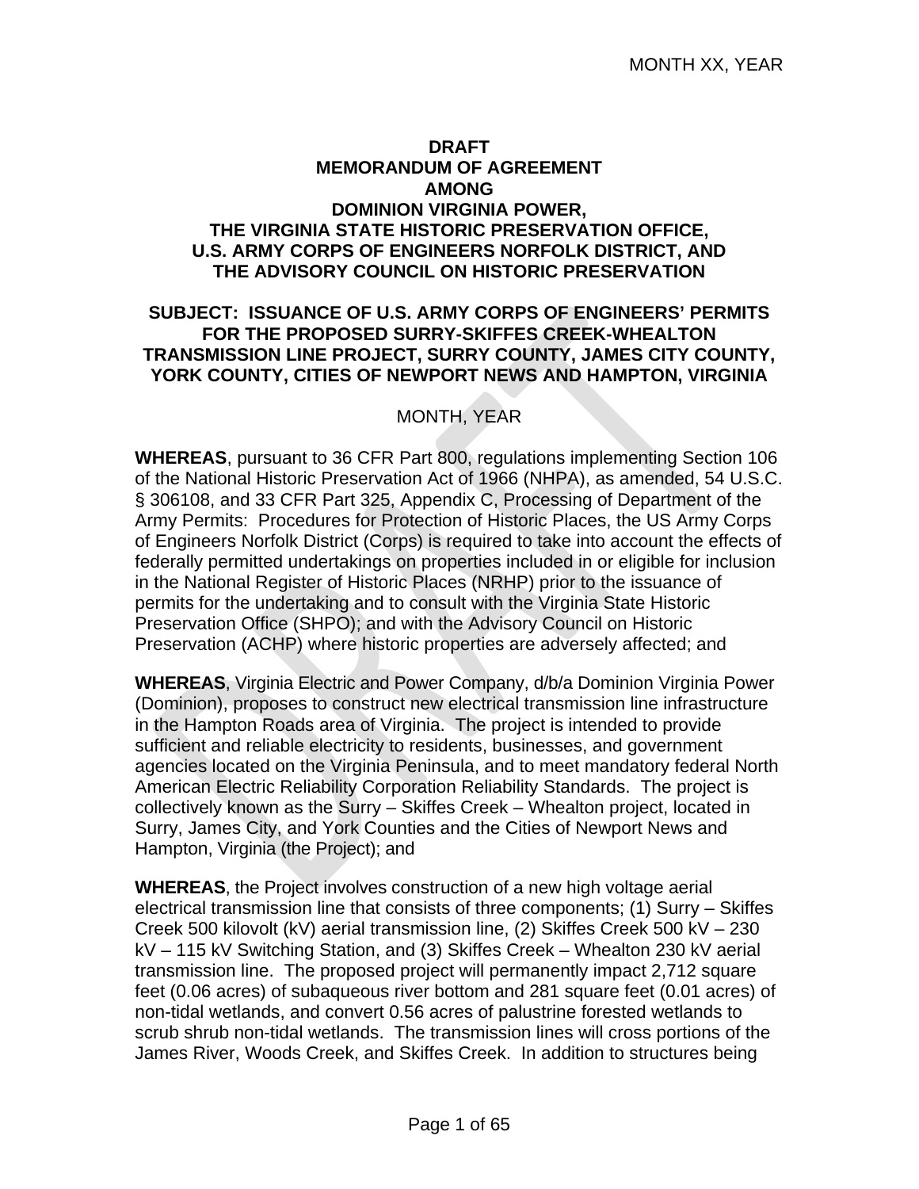MONTH XX, YEAR

**DRAFT**
**MEMORANDUM OF AGREEMENT**
**AMONG**
**DOMINION VIRGINIA POWER,**
**THE VIRGINIA STATE HISTORIC PRESERVATION OFFICE,**
**U.S. ARMY CORPS OF ENGINEERS NORFOLK DISTRICT, AND**
**THE ADVISORY COUNCIL ON HISTORIC PRESERVATION**

**SUBJECT: ISSUANCE OF U.S. ARMY CORPS OF ENGINEERS' PERMITS FOR THE PROPOSED SURRY-SKIFFES CREEK-WHEALTON TRANSMISSION LINE PROJECT, SURRY COUNTY, JAMES CITY COUNTY, YORK COUNTY, CITIES OF NEWPORT NEWS AND HAMPTON, VIRGINIA**

MONTH, YEAR

**WHEREAS**, pursuant to 36 CFR Part 800, regulations implementing Section 106 of the National Historic Preservation Act of 1966 (NHPA), as amended, 54 U.S.C. § 306108, and 33 CFR Part 325, Appendix C, Processing of Department of the Army Permits: Procedures for Protection of Historic Places, the US Army Corps of Engineers Norfolk District (Corps) is required to take into account the effects of federally permitted undertakings on properties included in or eligible for inclusion in the National Register of Historic Places (NRHP) prior to the issuance of permits for the undertaking and to consult with the Virginia State Historic Preservation Office (SHPO); and with the Advisory Council on Historic Preservation (ACHP) where historic properties are adversely affected; and

**WHEREAS**, Virginia Electric and Power Company, d/b/a Dominion Virginia Power (Dominion), proposes to construct new electrical transmission line infrastructure in the Hampton Roads area of Virginia. The project is intended to provide sufficient and reliable electricity to residents, businesses, and government agencies located on the Virginia Peninsula, and to meet mandatory federal North American Electric Reliability Corporation Reliability Standards. The project is collectively known as the Surry – Skiffes Creek – Whealton project, located in Surry, James City, and York Counties and the Cities of Newport News and Hampton, Virginia (the Project); and

**WHEREAS**, the Project involves construction of a new high voltage aerial electrical transmission line that consists of three components; (1) Surry – Skiffes Creek 500 kilovolt (kV) aerial transmission line, (2) Skiffes Creek 500 kV – 230 kV – 115 kV Switching Station, and (3) Skiffes Creek – Whealton 230 kV aerial transmission line. The proposed project will permanently impact 2,712 square feet (0.06 acres) of subaqueous river bottom and 281 square feet (0.01 acres) of non-tidal wetlands, and convert 0.56 acres of palustrine forested wetlands to scrub shrub non-tidal wetlands. The transmission lines will cross portions of the James River, Woods Creek, and Skiffes Creek. In addition to structures being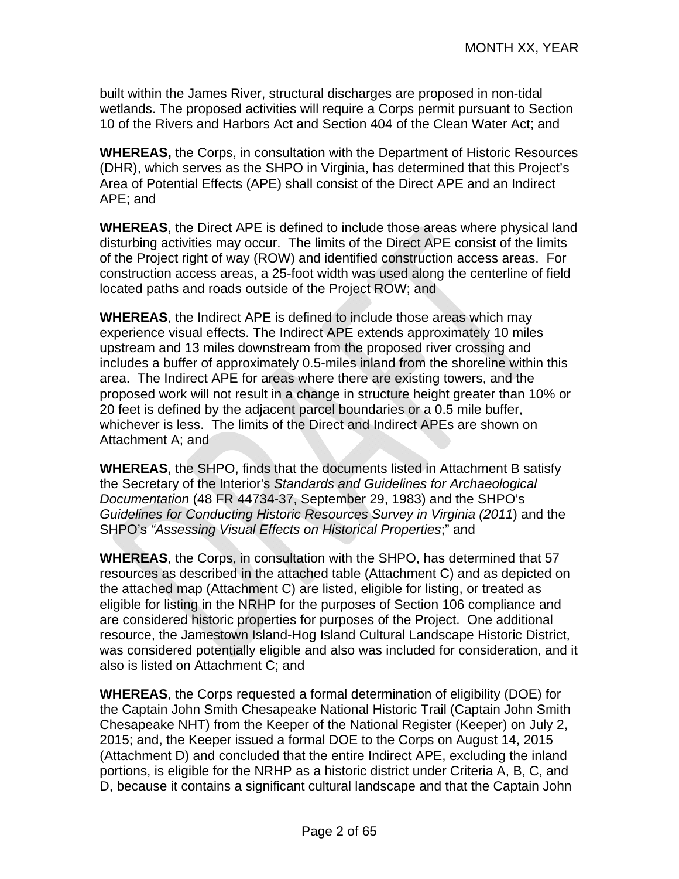built within the James River, structural discharges are proposed in non-tidal wetlands. The proposed activities will require a Corps permit pursuant to Section 10 of the Rivers and Harbors Act and Section 404 of the Clean Water Act; and

**WHEREAS,** the Corps, in consultation with the Department of Historic Resources (DHR), which serves as the SHPO in Virginia, has determined that this Project's Area of Potential Effects (APE) shall consist of the Direct APE and an Indirect APE; and

**WHEREAS**, the Direct APE is defined to include those areas where physical land disturbing activities may occur. The limits of the Direct APE consist of the limits of the Project right of way (ROW) and identified construction access areas. For construction access areas, a 25-foot width was used along the centerline of field located paths and roads outside of the Project ROW; and

**WHEREAS**, the Indirect APE is defined to include those areas which may experience visual effects. The Indirect APE extends approximately 10 miles upstream and 13 miles downstream from the proposed river crossing and includes a buffer of approximately 0.5-miles inland from the shoreline within this area. The Indirect APE for areas where there are existing towers, and the proposed work will not result in a change in structure height greater than 10% or 20 feet is defined by the adjacent parcel boundaries or a 0.5 mile buffer, whichever is less. The limits of the Direct and Indirect APEs are shown on Attachment A; and

**WHEREAS**, the SHPO, finds that the documents listed in Attachment B satisfy the Secretary of the Interior's *Standards and Guidelines for Archaeological Documentation* (48 FR 44734-37, September 29, 1983) and the SHPO's *Guidelines for Conducting Historic Resources Survey in Virginia (2011*) and the SHPO's *"Assessing Visual Effects on Historical Properties*;" and

**WHEREAS**, the Corps, in consultation with the SHPO, has determined that 57 resources as described in the attached table (Attachment C) and as depicted on the attached map (Attachment C) are listed, eligible for listing, or treated as eligible for listing in the NRHP for the purposes of Section 106 compliance and are considered historic properties for purposes of the Project. One additional resource, the Jamestown Island-Hog Island Cultural Landscape Historic District, was considered potentially eligible and also was included for consideration, and it also is listed on Attachment C; and

**WHEREAS**, the Corps requested a formal determination of eligibility (DOE) for the Captain John Smith Chesapeake National Historic Trail (Captain John Smith Chesapeake NHT) from the Keeper of the National Register (Keeper) on July 2, 2015; and, the Keeper issued a formal DOE to the Corps on August 14, 2015 (Attachment D) and concluded that the entire Indirect APE, excluding the inland portions, is eligible for the NRHP as a historic district under Criteria A, B, C, and D, because it contains a significant cultural landscape and that the Captain John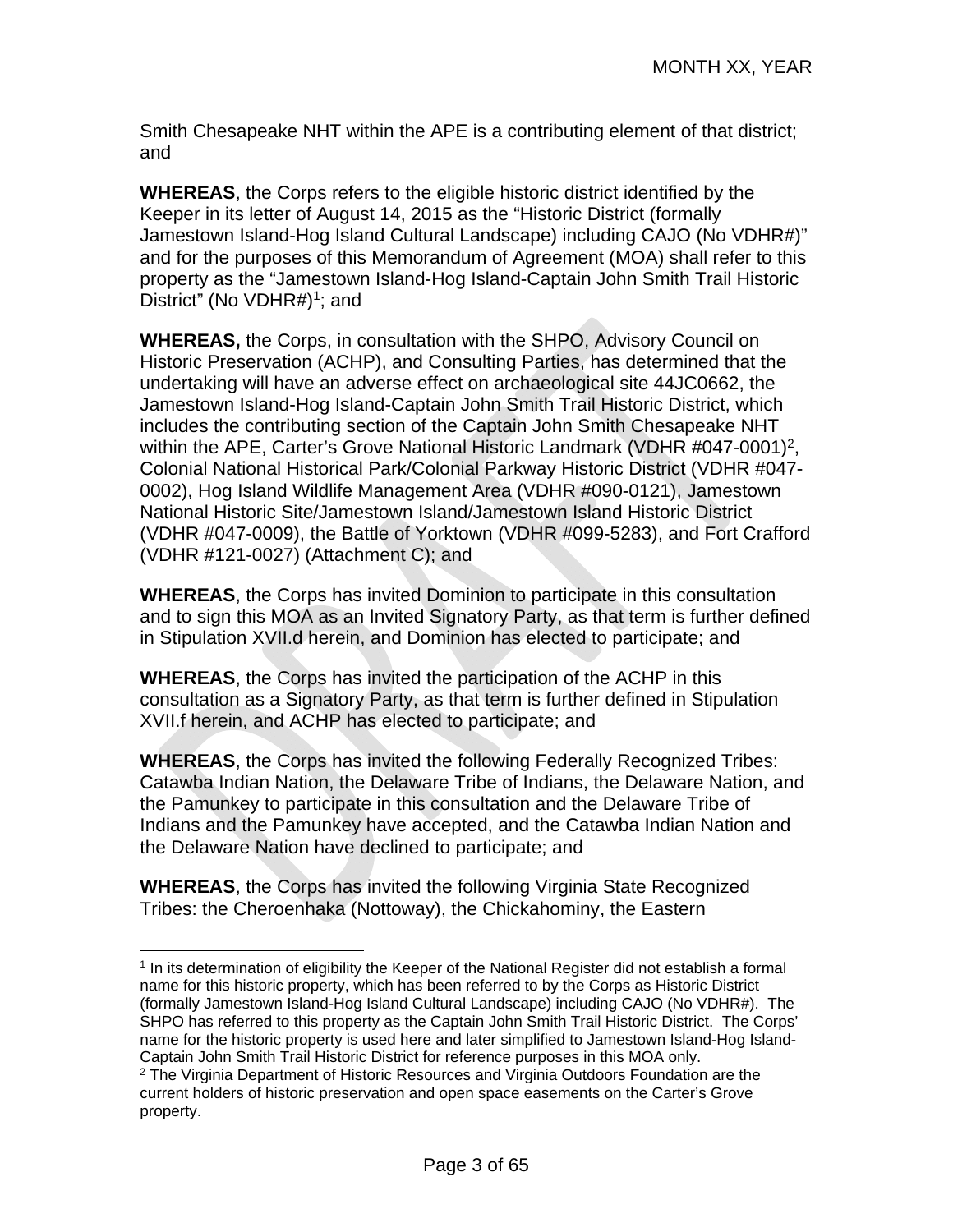Smith Chesapeake NHT within the APE is a contributing element of that district; and

**WHEREAS**, the Corps refers to the eligible historic district identified by the Keeper in its letter of August 14, 2015 as the "Historic District (formally Jamestown Island-Hog Island Cultural Landscape) including CAJO (No VDHR#)" and for the purposes of this Memorandum of Agreement (MOA) shall refer to this property as the "Jamestown Island-Hog Island-Captain John Smith Trail Historic District" (No VDHR#)[1]; and

**WHEREAS,** the Corps, in consultation with the SHPO, Advisory Council on Historic Preservation (ACHP), and Consulting Parties, has determined that the undertaking will have an adverse effect on archaeological site 44JC0662, the Jamestown Island-Hog Island-Captain John Smith Trail Historic District, which includes the contributing section of the Captain John Smith Chesapeake NHT within the APE, Carter's Grove National Historic Landmark (VDHR #047-0001)[2], Colonial National Historical Park/Colonial Parkway Historic District (VDHR #047-0002), Hog Island Wildlife Management Area (VDHR #090-0121), Jamestown National Historic Site/Jamestown Island/Jamestown Island Historic District (VDHR #047-0009), the Battle of Yorktown (VDHR #099-5283), and Fort Crafford (VDHR #121-0027) (Attachment C); and

**WHEREAS**, the Corps has invited Dominion to participate in this consultation and to sign this MOA as an Invited Signatory Party, as that term is further defined in Stipulation XVII.d herein, and Dominion has elected to participate; and

**WHEREAS**, the Corps has invited the participation of the ACHP in this consultation as a Signatory Party, as that term is further defined in Stipulation XVII.f herein, and ACHP has elected to participate; and

**WHEREAS**, the Corps has invited the following Federally Recognized Tribes: Catawba Indian Nation, the Delaware Tribe of Indians, the Delaware Nation, and the Pamunkey to participate in this consultation and the Delaware Tribe of Indians and the Pamunkey have accepted, and the Catawba Indian Nation and the Delaware Nation have declined to participate; and

**WHEREAS**, the Corps has invited the following Virginia State Recognized Tribes: the Cheroenhaka (Nottoway), the Chickahominy, the Eastern

---

[1] In its determination of eligibility the Keeper of the National Register did not establish a formal name for this historic property, which has been referred to by the Corps as Historic District (formally Jamestown Island-Hog Island Cultural Landscape) including CAJO (No VDHR#). The SHPO has referred to this property as the Captain John Smith Trail Historic District. The Corps' name for the historic property is used here and later simplified to Jamestown Island-Hog Island-Captain John Smith Trail Historic District for reference purposes in this MOA only.

[2] The Virginia Department of Historic Resources and Virginia Outdoors Foundation are the current holders of historic preservation and open space easements on the Carter's Grove property.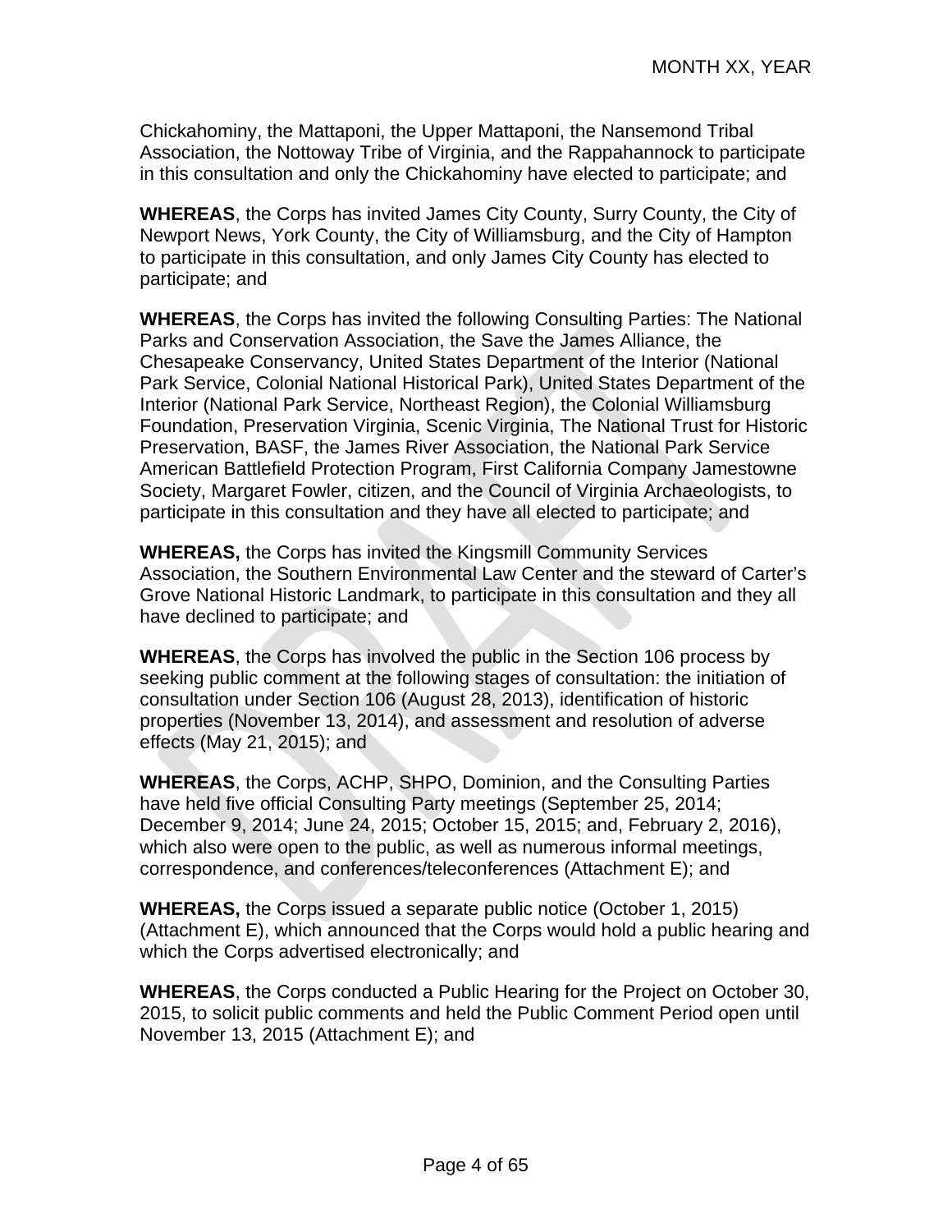Chickahominy, the Mattaponi, the Upper Mattaponi, the Nansemond Tribal Association, the Nottoway Tribe of Virginia, and the Rappahannock to participate in this consultation and only the Chickahominy have elected to participate; and

**WHEREAS**, the Corps has invited James City County, Surry County, the City of Newport News, York County, the City of Williamsburg, and the City of Hampton to participate in this consultation, and only James City County has elected to participate; and

**WHEREAS**, the Corps has invited the following Consulting Parties: The National Parks and Conservation Association, the Save the James Alliance, the Chesapeake Conservancy, United States Department of the Interior (National Park Service, Colonial National Historical Park), United States Department of the Interior (National Park Service, Northeast Region), the Colonial Williamsburg Foundation, Preservation Virginia, Scenic Virginia, The National Trust for Historic Preservation, BASF, the James River Association, the National Park Service American Battlefield Protection Program, First California Company Jamestowne Society, Margaret Fowler, citizen, and the Council of Virginia Archaeologists, to participate in this consultation and they have all elected to participate; and

**WHEREAS,** the Corps has invited the Kingsmill Community Services Association, the Southern Environmental Law Center and the steward of Carter's Grove National Historic Landmark, to participate in this consultation and they all have declined to participate; and

**WHEREAS**, the Corps has involved the public in the Section 106 process by seeking public comment at the following stages of consultation: the initiation of consultation under Section 106 (August 28, 2013), identification of historic properties (November 13, 2014), and assessment and resolution of adverse effects (May 21, 2015); and

**WHEREAS**, the Corps, ACHP, SHPO, Dominion, and the Consulting Parties have held five official Consulting Party meetings (September 25, 2014; December 9, 2014; June 24, 2015; October 15, 2015; and, February 2, 2016), which also were open to the public, as well as numerous informal meetings, correspondence, and conferences/teleconferences (Attachment E); and

**WHEREAS,** the Corps issued a separate public notice (October 1, 2015) (Attachment E), which announced that the Corps would hold a public hearing and which the Corps advertised electronically; and

**WHEREAS**, the Corps conducted a Public Hearing for the Project on October 30, 2015, to solicit public comments and held the Public Comment Period open until November 13, 2015 (Attachment E); and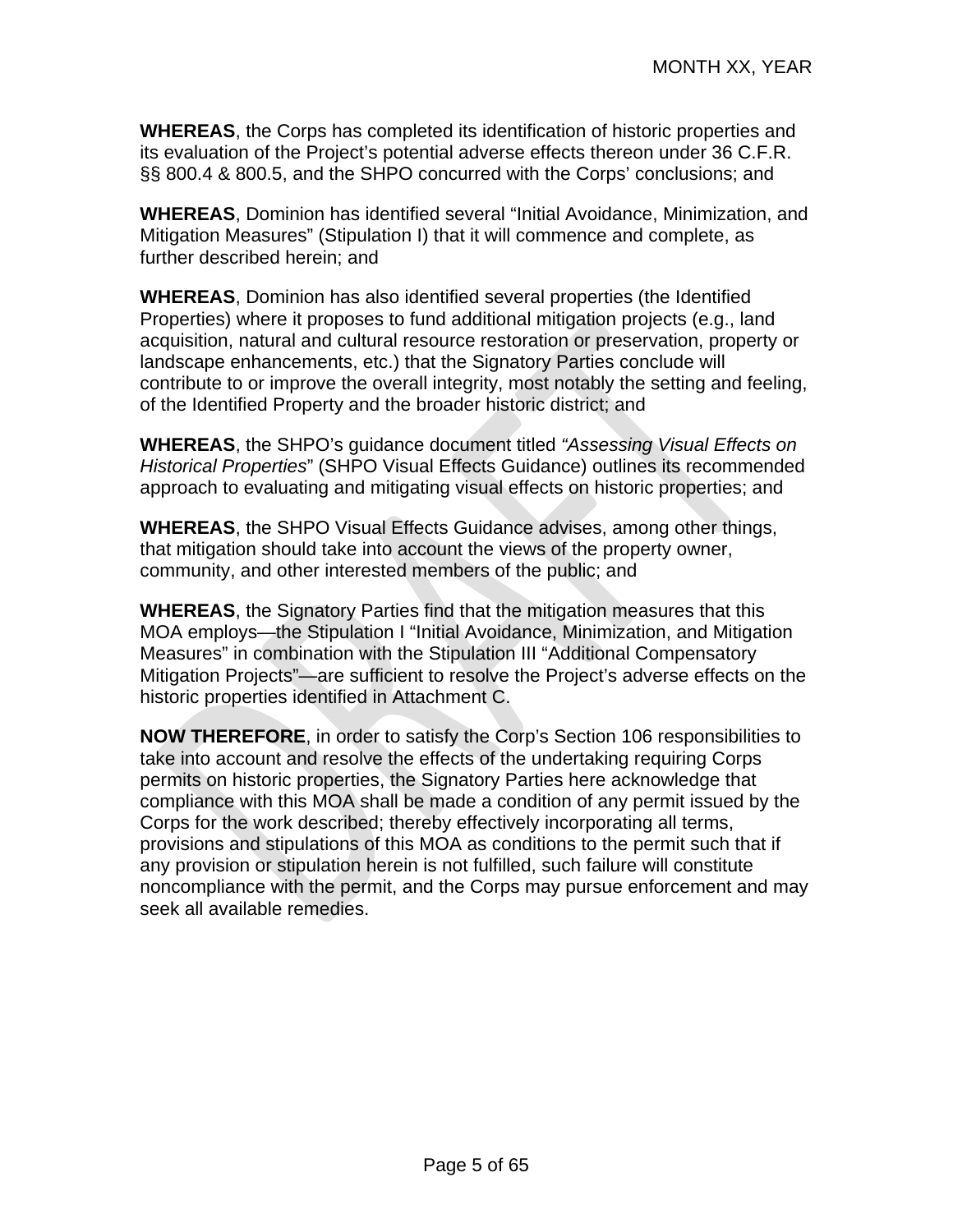**WHEREAS**, the Corps has completed its identification of historic properties and its evaluation of the Project's potential adverse effects thereon under 36 C.F.R. §§ 800.4 & 800.5, and the SHPO concurred with the Corps' conclusions; and

**WHEREAS**, Dominion has identified several "Initial Avoidance, Minimization, and Mitigation Measures" (Stipulation I) that it will commence and complete, as further described herein; and

**WHEREAS**, Dominion has also identified several properties (the Identified Properties) where it proposes to fund additional mitigation projects (e.g., land acquisition, natural and cultural resource restoration or preservation, property or landscape enhancements, etc.) that the Signatory Parties conclude will contribute to or improve the overall integrity, most notably the setting and feeling, of the Identified Property and the broader historic district; and

**WHEREAS**, the SHPO's guidance document titled *"Assessing Visual Effects on Historical Properties*" (SHPO Visual Effects Guidance) outlines its recommended approach to evaluating and mitigating visual effects on historic properties; and

**WHEREAS**, the SHPO Visual Effects Guidance advises, among other things, that mitigation should take into account the views of the property owner, community, and other interested members of the public; and

**WHEREAS**, the Signatory Parties find that the mitigation measures that this MOA employs—the Stipulation I "Initial Avoidance, Minimization, and Mitigation Measures" in combination with the Stipulation III "Additional Compensatory Mitigation Projects"—are sufficient to resolve the Project's adverse effects on the historic properties identified in Attachment C.

**NOW THEREFORE**, in order to satisfy the Corp's Section 106 responsibilities to take into account and resolve the effects of the undertaking requiring Corps permits on historic properties, the Signatory Parties here acknowledge that compliance with this MOA shall be made a condition of any permit issued by the Corps for the work described; thereby effectively incorporating all terms, provisions and stipulations of this MOA as conditions to the permit such that if any provision or stipulation herein is not fulfilled, such failure will constitute noncompliance with the permit, and the Corps may pursue enforcement and may seek all available remedies.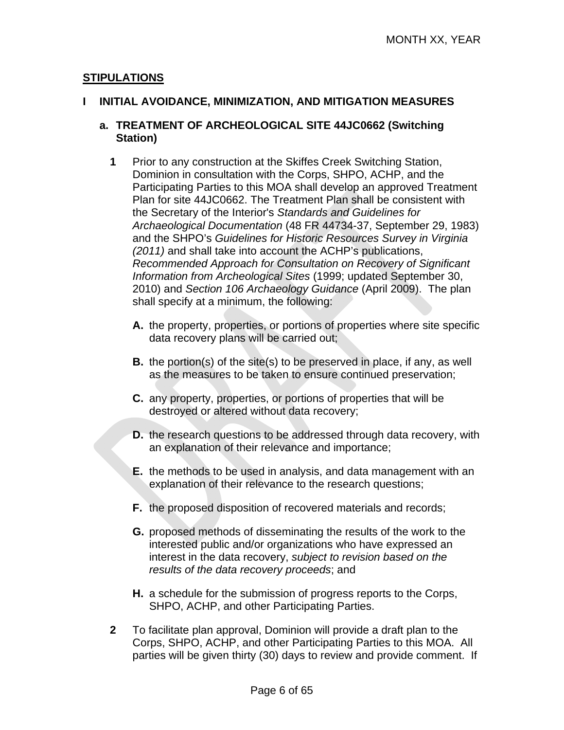## STIPULATIONS

### I INITIAL AVOIDANCE, MINIMIZATION, AND MITIGATION MEASURES

#### a. TREATMENT OF ARCHEOLOGICAL SITE 44JC0662 (Switching Station)

**1** Prior to any construction at the Skiffes Creek Switching Station, Dominion in consultation with the Corps, SHPO, ACHP, and the Participating Parties to this MOA shall develop an approved Treatment Plan for site 44JC0662. The Treatment Plan shall be consistent with the Secretary of the Interior's *Standards and Guidelines for Archaeological Documentation* (48 FR 44734-37, September 29, 1983) and the SHPO's *Guidelines for Historic Resources Survey in Virginia (2011)* and shall take into account the ACHP's publications, *Recommended Approach for Consultation on Recovery of Significant Information from Archeological Sites* (1999; updated September 30, 2010) and *Section 106 Archaeology Guidance* (April 2009). The plan shall specify at a minimum, the following:

- **A.** the property, properties, or portions of properties where site specific data recovery plans will be carried out;
- **B.** the portion(s) of the site(s) to be preserved in place, if any, as well as the measures to be taken to ensure continued preservation;
- **C.** any property, properties, or portions of properties that will be destroyed or altered without data recovery;
- **D.** the research questions to be addressed through data recovery, with an explanation of their relevance and importance;
- **E.** the methods to be used in analysis, and data management with an explanation of their relevance to the research questions;
- **F.** the proposed disposition of recovered materials and records;
- **G.** proposed methods of disseminating the results of the work to the interested public and/or organizations who have expressed an interest in the data recovery, *subject to revision based on the results of the data recovery proceeds*; and
- **H.** a schedule for the submission of progress reports to the Corps, SHPO, ACHP, and other Participating Parties.

**2** To facilitate plan approval, Dominion will provide a draft plan to the Corps, SHPO, ACHP, and other Participating Parties to this MOA. All parties will be given thirty (30) days to review and provide comment. If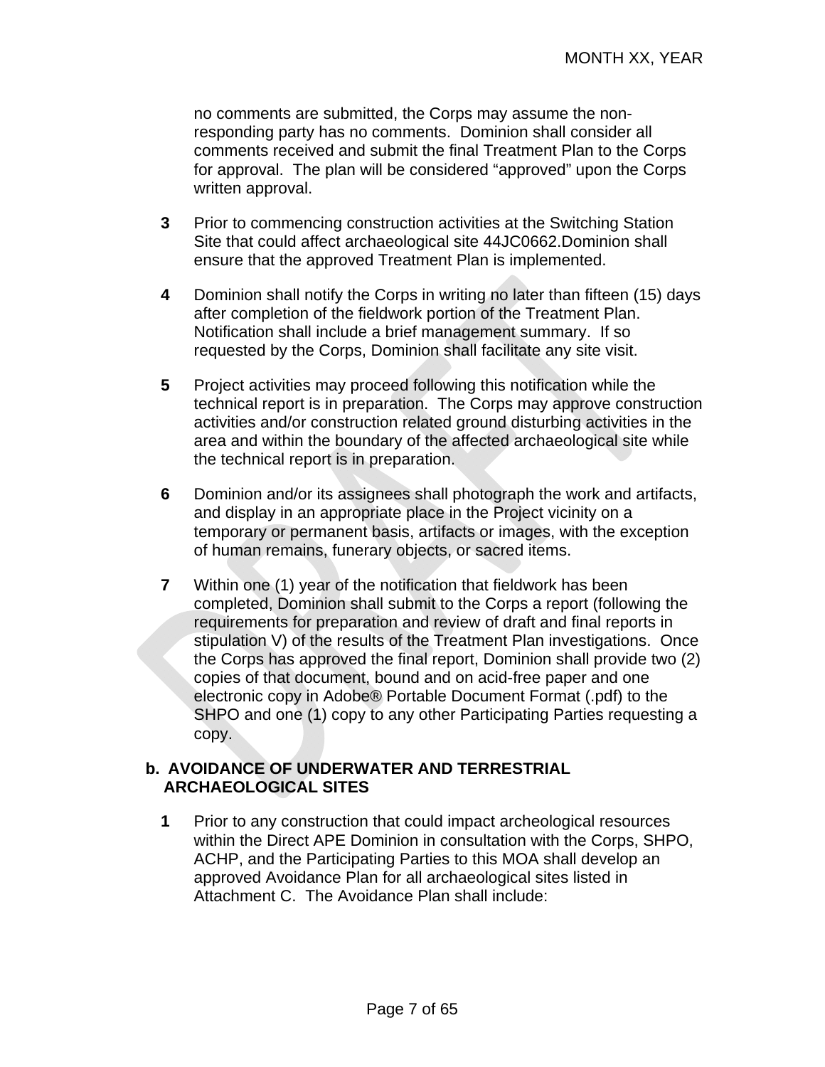no comments are submitted, the Corps may assume the non-responding party has no comments. Dominion shall consider all comments received and submit the final Treatment Plan to the Corps for approval. The plan will be considered "approved" upon the Corps written approval.

**3** Prior to commencing construction activities at the Switching Station Site that could affect archaeological site 44JC0662.Dominion shall ensure that the approved Treatment Plan is implemented.

**4** Dominion shall notify the Corps in writing no later than fifteen (15) days after completion of the fieldwork portion of the Treatment Plan. Notification shall include a brief management summary. If so requested by the Corps, Dominion shall facilitate any site visit.

**5** Project activities may proceed following this notification while the technical report is in preparation. The Corps may approve construction activities and/or construction related ground disturbing activities in the area and within the boundary of the affected archaeological site while the technical report is in preparation.

**6** Dominion and/or its assignees shall photograph the work and artifacts, and display in an appropriate place in the Project vicinity on a temporary or permanent basis, artifacts or images, with the exception of human remains, funerary objects, or sacred items.

**7** Within one (1) year of the notification that fieldwork has been completed, Dominion shall submit to the Corps a report (following the requirements for preparation and review of draft and final reports in stipulation V) of the results of the Treatment Plan investigations. Once the Corps has approved the final report, Dominion shall provide two (2) copies of that document, bound and on acid-free paper and one electronic copy in Adobe® Portable Document Format (.pdf) to the SHPO and one (1) copy to any other Participating Parties requesting a copy.

**b. AVOIDANCE OF UNDERWATER AND TERRESTRIAL ARCHAEOLOGICAL SITES**

**1** Prior to any construction that could impact archeological resources within the Direct APE Dominion in consultation with the Corps, SHPO, ACHP, and the Participating Parties to this MOA shall develop an approved Avoidance Plan for all archaeological sites listed in Attachment C. The Avoidance Plan shall include: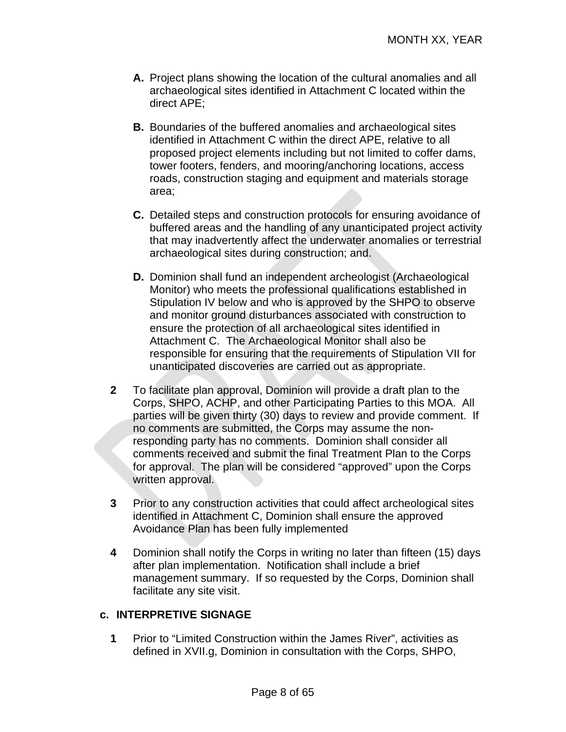**A.** Project plans showing the location of the cultural anomalies and all archaeological sites identified in Attachment C located within the direct APE;

**B.** Boundaries of the buffered anomalies and archaeological sites identified in Attachment C within the direct APE, relative to all proposed project elements including but not limited to coffer dams, tower footers, fenders, and mooring/anchoring locations, access roads, construction staging and equipment and materials storage area;

**C.** Detailed steps and construction protocols for ensuring avoidance of buffered areas and the handling of any unanticipated project activity that may inadvertently affect the underwater anomalies or terrestrial archaeological sites during construction; and.

**D.** Dominion shall fund an independent archeologist (Archaeological Monitor) who meets the professional qualifications established in Stipulation IV below and who is approved by the SHPO to observe and monitor ground disturbances associated with construction to ensure the protection of all archaeological sites identified in Attachment C. The Archaeological Monitor shall also be responsible for ensuring that the requirements of Stipulation VII for unanticipated discoveries are carried out as appropriate.

**2** To facilitate plan approval, Dominion will provide a draft plan to the Corps, SHPO, ACHP, and other Participating Parties to this MOA. All parties will be given thirty (30) days to review and provide comment. If no comments are submitted, the Corps may assume the non-responding party has no comments. Dominion shall consider all comments received and submit the final Treatment Plan to the Corps for approval. The plan will be considered "approved" upon the Corps written approval.

**3** Prior to any construction activities that could affect archeological sites identified in Attachment C, Dominion shall ensure the approved Avoidance Plan has been fully implemented

**4** Dominion shall notify the Corps in writing no later than fifteen (15) days after plan implementation. Notification shall include a brief management summary. If so requested by the Corps, Dominion shall facilitate any site visit.

### c. INTERPRETIVE SIGNAGE

**1** Prior to "Limited Construction within the James River", activities as defined in XVII.g, Dominion in consultation with the Corps, SHPO,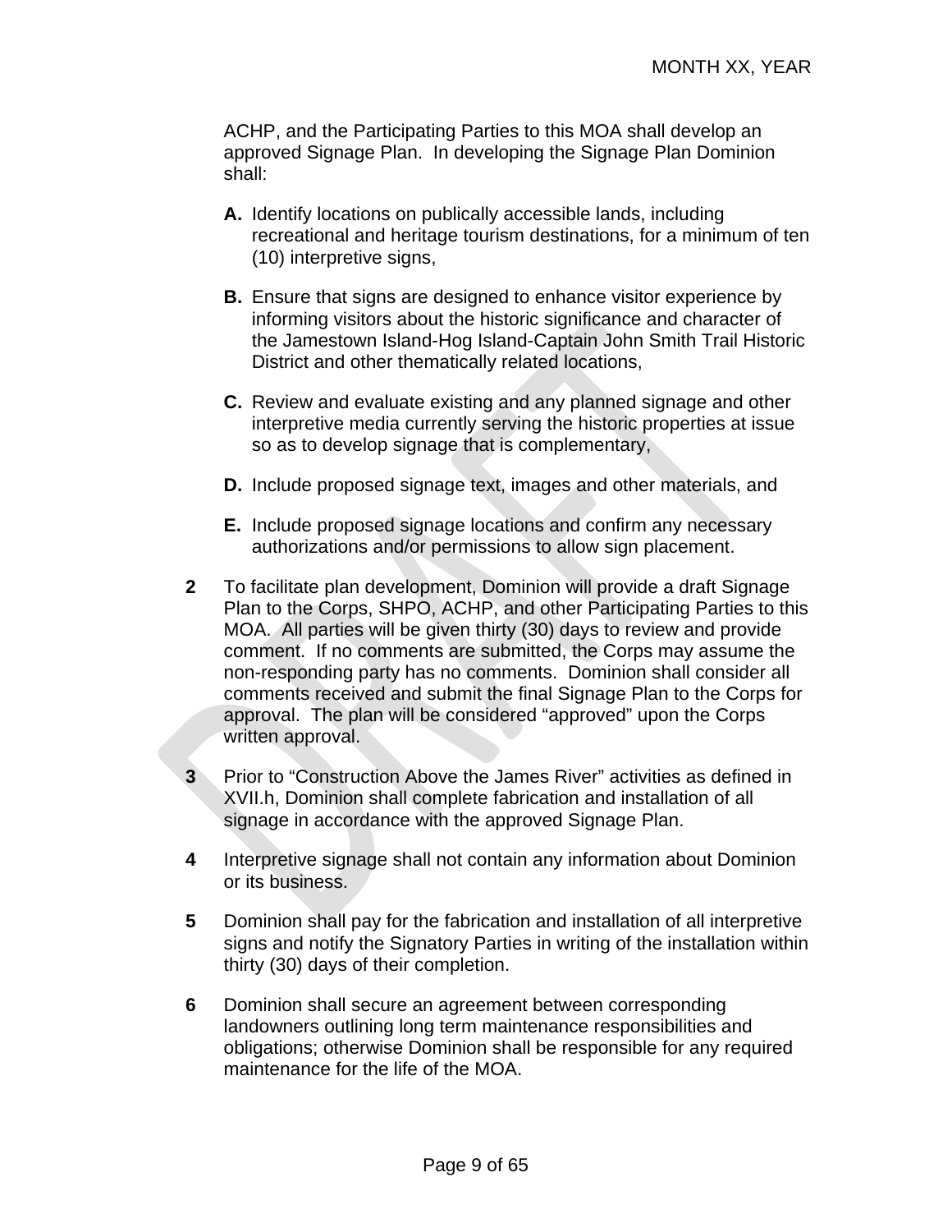ACHP, and the Participating Parties to this MOA shall develop an approved Signage Plan. In developing the Signage Plan Dominion shall:

**A.** Identify locations on publically accessible lands, including recreational and heritage tourism destinations, for a minimum of ten (10) interpretive signs,

**B.** Ensure that signs are designed to enhance visitor experience by informing visitors about the historic significance and character of the Jamestown Island-Hog Island-Captain John Smith Trail Historic District and other thematically related locations,

**C.** Review and evaluate existing and any planned signage and other interpretive media currently serving the historic properties at issue so as to develop signage that is complementary,

**D.** Include proposed signage text, images and other materials, and

**E.** Include proposed signage locations and confirm any necessary authorizations and/or permissions to allow sign placement.

**2** To facilitate plan development, Dominion will provide a draft Signage Plan to the Corps, SHPO, ACHP, and other Participating Parties to this MOA. All parties will be given thirty (30) days to review and provide comment. If no comments are submitted, the Corps may assume the non-responding party has no comments. Dominion shall consider all comments received and submit the final Signage Plan to the Corps for approval. The plan will be considered "approved" upon the Corps written approval.

**3** Prior to "Construction Above the James River" activities as defined in XVII.h, Dominion shall complete fabrication and installation of all signage in accordance with the approved Signage Plan.

**4** Interpretive signage shall not contain any information about Dominion or its business.

**5** Dominion shall pay for the fabrication and installation of all interpretive signs and notify the Signatory Parties in writing of the installation within thirty (30) days of their completion.

**6** Dominion shall secure an agreement between corresponding landowners outlining long term maintenance responsibilities and obligations; otherwise Dominion shall be responsible for any required maintenance for the life of the MOA.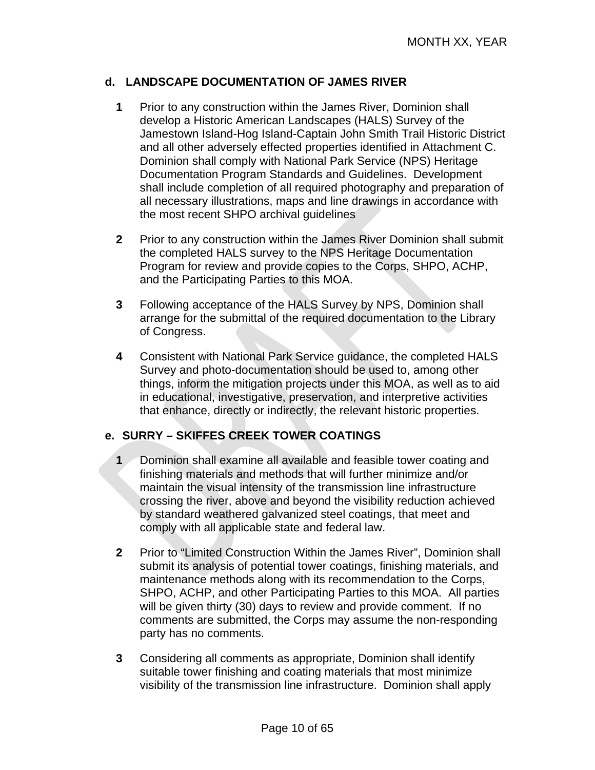### d. LANDSCAPE DOCUMENTATION OF JAMES RIVER

**1** Prior to any construction within the James River, Dominion shall develop a Historic American Landscapes (HALS) Survey of the Jamestown Island-Hog Island-Captain John Smith Trail Historic District and all other adversely effected properties identified in Attachment C. Dominion shall comply with National Park Service (NPS) Heritage Documentation Program Standards and Guidelines. Development shall include completion of all required photography and preparation of all necessary illustrations, maps and line drawings in accordance with the most recent SHPO archival guidelines

**2** Prior to any construction within the James River Dominion shall submit the completed HALS survey to the NPS Heritage Documentation Program for review and provide copies to the Corps, SHPO, ACHP, and the Participating Parties to this MOA.

**3** Following acceptance of the HALS Survey by NPS, Dominion shall arrange for the submittal of the required documentation to the Library of Congress.

**4** Consistent with National Park Service guidance, the completed HALS Survey and photo-documentation should be used to, among other things, inform the mitigation projects under this MOA, as well as to aid in educational, investigative, preservation, and interpretive activities that enhance, directly or indirectly, the relevant historic properties.

### e. SURRY – SKIFFES CREEK TOWER COATINGS

**1** Dominion shall examine all available and feasible tower coating and finishing materials and methods that will further minimize and/or maintain the visual intensity of the transmission line infrastructure crossing the river, above and beyond the visibility reduction achieved by standard weathered galvanized steel coatings, that meet and comply with all applicable state and federal law.

**2** Prior to "Limited Construction Within the James River", Dominion shall submit its analysis of potential tower coatings, finishing materials, and maintenance methods along with its recommendation to the Corps, SHPO, ACHP, and other Participating Parties to this MOA. All parties will be given thirty (30) days to review and provide comment. If no comments are submitted, the Corps may assume the non-responding party has no comments.

**3** Considering all comments as appropriate, Dominion shall identify suitable tower finishing and coating materials that most minimize visibility of the transmission line infrastructure. Dominion shall apply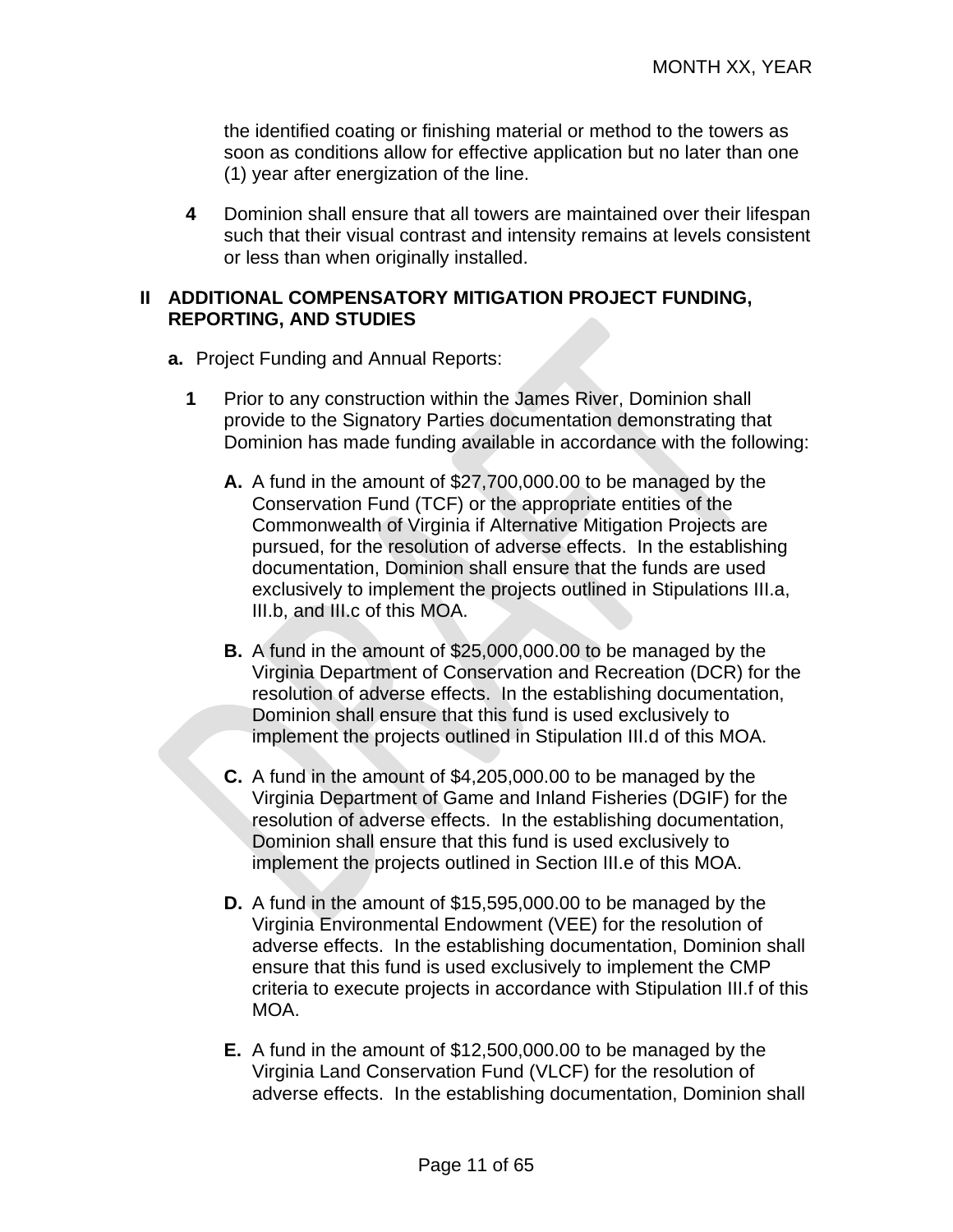the identified coating or finishing material or method to the towers as soon as conditions allow for effective application but no later than one (1) year after energization of the line.

**4** Dominion shall ensure that all towers are maintained over their lifespan such that their visual contrast and intensity remains at levels consistent or less than when originally installed.

## II ADDITIONAL COMPENSATORY MITIGATION PROJECT FUNDING, REPORTING, AND STUDIES

**a.** Project Funding and Annual Reports:

**1** Prior to any construction within the James River, Dominion shall provide to the Signatory Parties documentation demonstrating that Dominion has made funding available in accordance with the following:

**A.** A fund in the amount of $27,700,000.00 to be managed by the Conservation Fund (TCF) or the appropriate entities of the Commonwealth of Virginia if Alternative Mitigation Projects are pursued, for the resolution of adverse effects. In the establishing documentation, Dominion shall ensure that the funds are used exclusively to implement the projects outlined in Stipulations III.a, III.b, and III.c of this MOA.

**B.** A fund in the amount of $25,000,000.00 to be managed by the Virginia Department of Conservation and Recreation (DCR) for the resolution of adverse effects. In the establishing documentation, Dominion shall ensure that this fund is used exclusively to implement the projects outlined in Stipulation III.d of this MOA.

**C.** A fund in the amount of $4,205,000.00 to be managed by the Virginia Department of Game and Inland Fisheries (DGIF) for the resolution of adverse effects. In the establishing documentation, Dominion shall ensure that this fund is used exclusively to implement the projects outlined in Section III.e of this MOA.

**D.** A fund in the amount of $15,595,000.00 to be managed by the Virginia Environmental Endowment (VEE) for the resolution of adverse effects. In the establishing documentation, Dominion shall ensure that this fund is used exclusively to implement the CMP criteria to execute projects in accordance with Stipulation III.f of this MOA.

**E.** A fund in the amount of $12,500,000.00 to be managed by the Virginia Land Conservation Fund (VLCF) for the resolution of adverse effects. In the establishing documentation, Dominion shall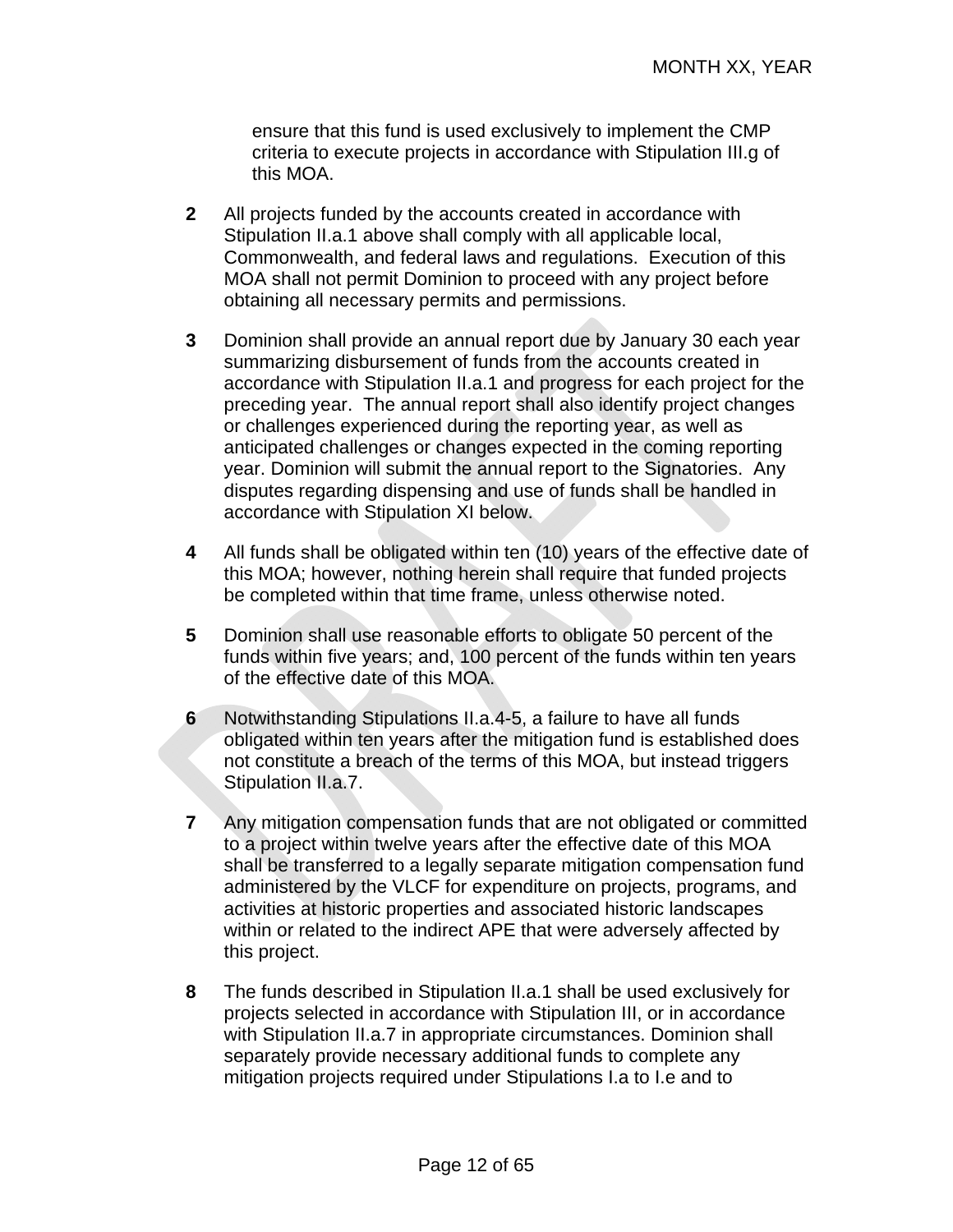ensure that this fund is used exclusively to implement the CMP criteria to execute projects in accordance with Stipulation III.g of this MOA.

**2** All projects funded by the accounts created in accordance with Stipulation II.a.1 above shall comply with all applicable local, Commonwealth, and federal laws and regulations. Execution of this MOA shall not permit Dominion to proceed with any project before obtaining all necessary permits and permissions.

**3** Dominion shall provide an annual report due by January 30 each year summarizing disbursement of funds from the accounts created in accordance with Stipulation II.a.1 and progress for each project for the preceding year. The annual report shall also identify project changes or challenges experienced during the reporting year, as well as anticipated challenges or changes expected in the coming reporting year. Dominion will submit the annual report to the Signatories. Any disputes regarding dispensing and use of funds shall be handled in accordance with Stipulation XI below.

**4** All funds shall be obligated within ten (10) years of the effective date of this MOA; however, nothing herein shall require that funded projects be completed within that time frame, unless otherwise noted.

**5** Dominion shall use reasonable efforts to obligate 50 percent of the funds within five years; and, 100 percent of the funds within ten years of the effective date of this MOA.

**6** Notwithstanding Stipulations II.a.4-5, a failure to have all funds obligated within ten years after the mitigation fund is established does not constitute a breach of the terms of this MOA, but instead triggers Stipulation II.a.7.

**7** Any mitigation compensation funds that are not obligated or committed to a project within twelve years after the effective date of this MOA shall be transferred to a legally separate mitigation compensation fund administered by the VLCF for expenditure on projects, programs, and activities at historic properties and associated historic landscapes within or related to the indirect APE that were adversely affected by this project.

**8** The funds described in Stipulation II.a.1 shall be used exclusively for projects selected in accordance with Stipulation III, or in accordance with Stipulation II.a.7 in appropriate circumstances. Dominion shall separately provide necessary additional funds to complete any mitigation projects required under Stipulations I.a to I.e and to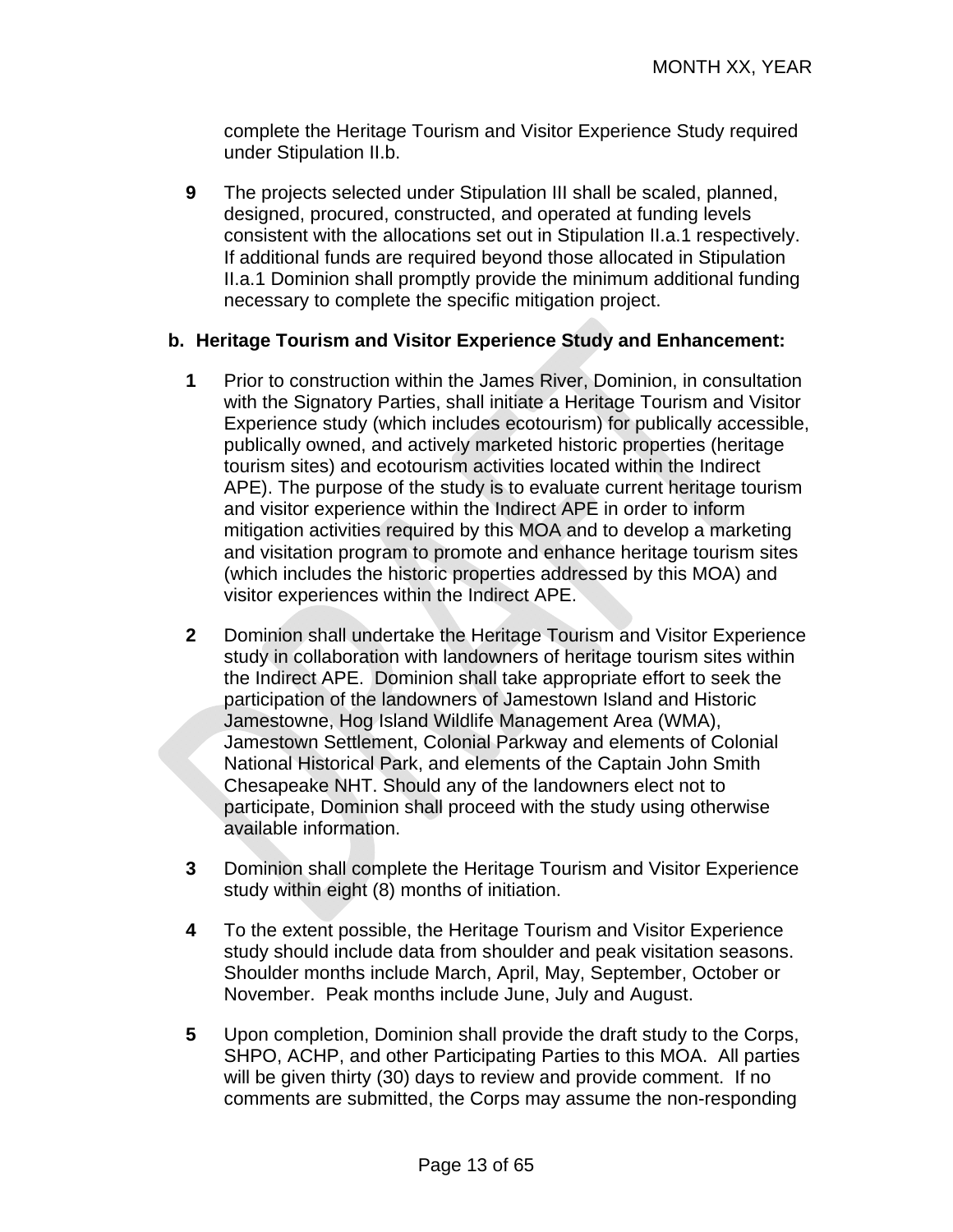complete the Heritage Tourism and Visitor Experience Study required under Stipulation II.b.

**9** The projects selected under Stipulation III shall be scaled, planned, designed, procured, constructed, and operated at funding levels consistent with the allocations set out in Stipulation II.a.1 respectively. If additional funds are required beyond those allocated in Stipulation II.a.1 Dominion shall promptly provide the minimum additional funding necessary to complete the specific mitigation project.

**b. Heritage Tourism and Visitor Experience Study and Enhancement:**

**1** Prior to construction within the James River, Dominion, in consultation with the Signatory Parties, shall initiate a Heritage Tourism and Visitor Experience study (which includes ecotourism) for publically accessible, publically owned, and actively marketed historic properties (heritage tourism sites) and ecotourism activities located within the Indirect APE. The purpose of the study is to evaluate current heritage tourism and visitor experience within the Indirect APE in order to inform mitigation activities required by this MOA and to develop a marketing and visitation program to promote and enhance heritage tourism sites (which includes the historic properties addressed by this MOA) and visitor experiences within the Indirect APE.

**2** Dominion shall undertake the Heritage Tourism and Visitor Experience study in collaboration with landowners of heritage tourism sites within the Indirect APE. Dominion shall take appropriate effort to seek the participation of the landowners of Jamestown Island and Historic Jamestowne, Hog Island Wildlife Management Area (WMA), Jamestown Settlement, Colonial Parkway and elements of Colonial National Historical Park, and elements of the Captain John Smith Chesapeake NHT. Should any of the landowners elect not to participate, Dominion shall proceed with the study using otherwise available information.

**3** Dominion shall complete the Heritage Tourism and Visitor Experience study within eight (8) months of initiation.

**4** To the extent possible, the Heritage Tourism and Visitor Experience study should include data from shoulder and peak visitation seasons. Shoulder months include March, April, May, September, October or November. Peak months include June, July and August.

**5** Upon completion, Dominion shall provide the draft study to the Corps, SHPO, ACHP, and other Participating Parties to this MOA. All parties will be given thirty (30) days to review and provide comment. If no comments are submitted, the Corps may assume the non-responding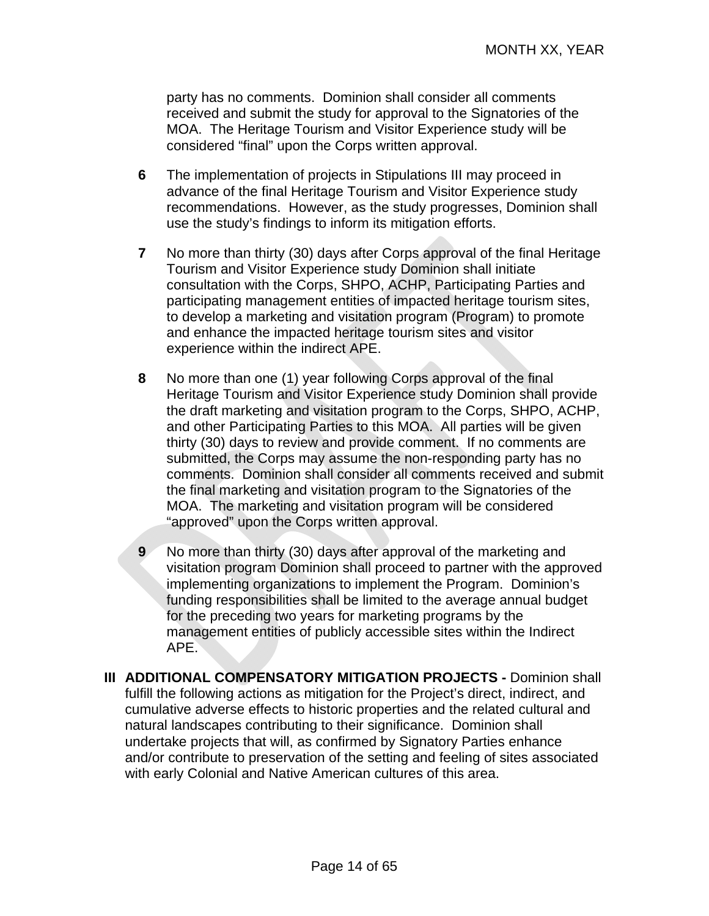party has no comments. Dominion shall consider all comments received and submit the study for approval to the Signatories of the MOA. The Heritage Tourism and Visitor Experience study will be considered "final" upon the Corps written approval.

**6** The implementation of projects in Stipulations III may proceed in advance of the final Heritage Tourism and Visitor Experience study recommendations. However, as the study progresses, Dominion shall use the study's findings to inform its mitigation efforts.

**7** No more than thirty (30) days after Corps approval of the final Heritage Tourism and Visitor Experience study Dominion shall initiate consultation with the Corps, SHPO, ACHP, Participating Parties and participating management entities of impacted heritage tourism sites, to develop a marketing and visitation program (Program) to promote and enhance the impacted heritage tourism sites and visitor experience within the indirect APE.

**8** No more than one (1) year following Corps approval of the final Heritage Tourism and Visitor Experience study Dominion shall provide the draft marketing and visitation program to the Corps, SHPO, ACHP, and other Participating Parties to this MOA. All parties will be given thirty (30) days to review and provide comment. If no comments are submitted, the Corps may assume the non-responding party has no comments. Dominion shall consider all comments received and submit the final marketing and visitation program to the Signatories of the MOA. The marketing and visitation program will be considered "approved" upon the Corps written approval.

**9** No more than thirty (30) days after approval of the marketing and visitation program Dominion shall proceed to partner with the approved implementing organizations to implement the Program. Dominion's funding responsibilities shall be limited to the average annual budget for the preceding two years for marketing programs by the management entities of publicly accessible sites within the Indirect APE.

**III ADDITIONAL COMPENSATORY MITIGATION PROJECTS -** Dominion shall fulfill the following actions as mitigation for the Project's direct, indirect, and cumulative adverse effects to historic properties and the related cultural and natural landscapes contributing to their significance. Dominion shall undertake projects that will, as confirmed by Signatory Parties enhance and/or contribute to preservation of the setting and feeling of sites associated with early Colonial and Native American cultures of this area.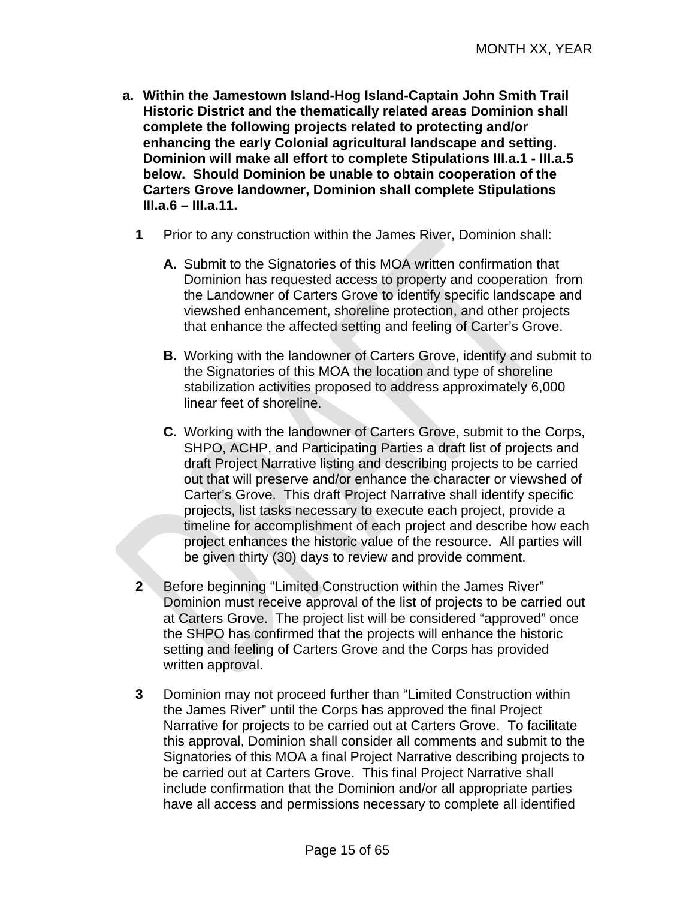**a. Within the Jamestown Island-Hog Island-Captain John Smith Trail Historic District and the thematically related areas Dominion shall complete the following projects related to protecting and/or enhancing the early Colonial agricultural landscape and setting. Dominion will make all effort to complete Stipulations III.a.1 - III.a.5 below. Should Dominion be unable to obtain cooperation of the Carters Grove landowner, Dominion shall complete Stipulations III.a.6 – III.a.11.**

**1** Prior to any construction within the James River, Dominion shall:

**A.** Submit to the Signatories of this MOA written confirmation that Dominion has requested access to property and cooperation from the Landowner of Carters Grove to identify specific landscape and viewshed enhancement, shoreline protection, and other projects that enhance the affected setting and feeling of Carter's Grove.

**B.** Working with the landowner of Carters Grove, identify and submit to the Signatories of this MOA the location and type of shoreline stabilization activities proposed to address approximately 6,000 linear feet of shoreline.

**C.** Working with the landowner of Carters Grove, submit to the Corps, SHPO, ACHP, and Participating Parties a draft list of projects and draft Project Narrative listing and describing projects to be carried out that will preserve and/or enhance the character or viewshed of Carter's Grove. This draft Project Narrative shall identify specific projects, list tasks necessary to execute each project, provide a timeline for accomplishment of each project and describe how each project enhances the historic value of the resource. All parties will be given thirty (30) days to review and provide comment.

**2** Before beginning "Limited Construction within the James River" Dominion must receive approval of the list of projects to be carried out at Carters Grove. The project list will be considered "approved" once the SHPO has confirmed that the projects will enhance the historic setting and feeling of Carters Grove and the Corps has provided written approval.

**3** Dominion may not proceed further than "Limited Construction within the James River" until the Corps has approved the final Project Narrative for projects to be carried out at Carters Grove. To facilitate this approval, Dominion shall consider all comments and submit to the Signatories of this MOA a final Project Narrative describing projects to be carried out at Carters Grove. This final Project Narrative shall include confirmation that the Dominion and/or all appropriate parties have all access and permissions necessary to complete all identified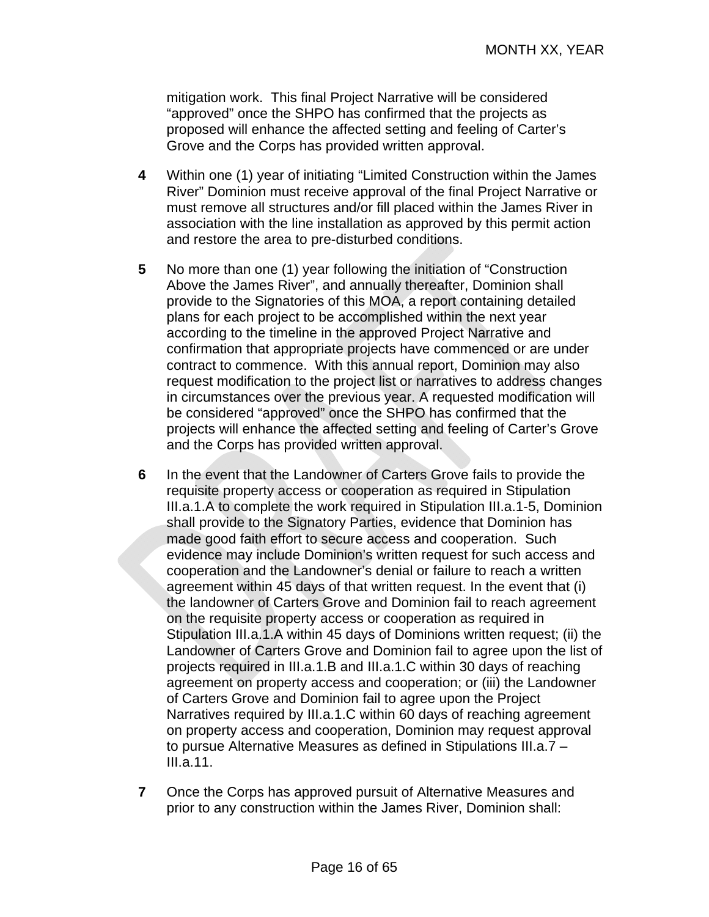mitigation work. This final Project Narrative will be considered "approved" once the SHPO has confirmed that the projects as proposed will enhance the affected setting and feeling of Carter's Grove and the Corps has provided written approval.

**4** Within one (1) year of initiating "Limited Construction within the James River" Dominion must receive approval of the final Project Narrative or must remove all structures and/or fill placed within the James River in association with the line installation as approved by this permit action and restore the area to pre-disturbed conditions.

**5** No more than one (1) year following the initiation of "Construction Above the James River", and annually thereafter, Dominion shall provide to the Signatories of this MOA, a report containing detailed plans for each project to be accomplished within the next year according to the timeline in the approved Project Narrative and confirmation that appropriate projects have commenced or are under contract to commence. With this annual report, Dominion may also request modification to the project list or narratives to address changes in circumstances over the previous year. A requested modification will be considered "approved" once the SHPO has confirmed that the projects will enhance the affected setting and feeling of Carter's Grove and the Corps has provided written approval.

**6** In the event that the Landowner of Carters Grove fails to provide the requisite property access or cooperation as required in Stipulation III.a.1.A to complete the work required in Stipulation III.a.1-5, Dominion shall provide to the Signatory Parties, evidence that Dominion has made good faith effort to secure access and cooperation. Such evidence may include Dominion's written request for such access and cooperation and the Landowner's denial or failure to reach a written agreement within 45 days of that written request. In the event that (i) the landowner of Carters Grove and Dominion fail to reach agreement on the requisite property access or cooperation as required in Stipulation III.a.1.A within 45 days of Dominions written request; (ii) the Landowner of Carters Grove and Dominion fail to agree upon the list of projects required in III.a.1.B and III.a.1.C within 30 days of reaching agreement on property access and cooperation; or (iii) the Landowner of Carters Grove and Dominion fail to agree upon the Project Narratives required by III.a.1.C within 60 days of reaching agreement on property access and cooperation, Dominion may request approval to pursue Alternative Measures as defined in Stipulations III.a.7 – III.a.11.

**7** Once the Corps has approved pursuit of Alternative Measures and prior to any construction within the James River, Dominion shall: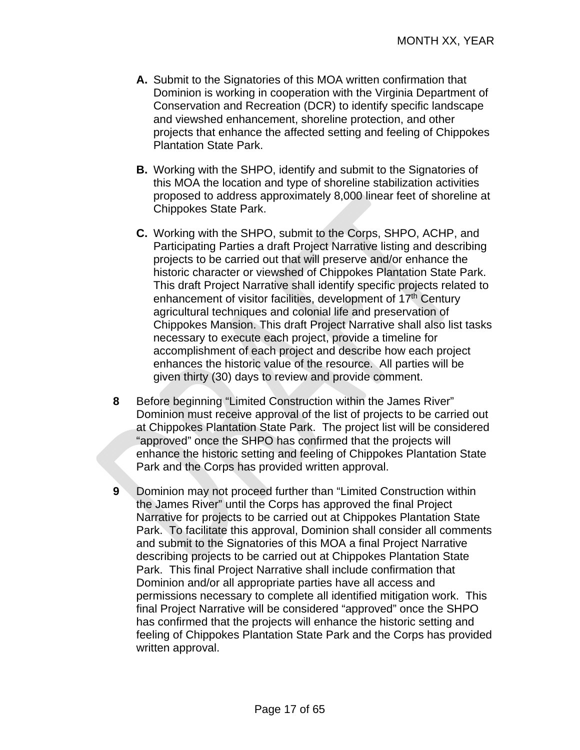**A.** Submit to the Signatories of this MOA written confirmation that Dominion is working in cooperation with the Virginia Department of Conservation and Recreation (DCR) to identify specific landscape and viewshed enhancement, shoreline protection, and other projects that enhance the affected setting and feeling of Chippokes Plantation State Park.

**B.** Working with the SHPO, identify and submit to the Signatories of this MOA the location and type of shoreline stabilization activities proposed to address approximately 8,000 linear feet of shoreline at Chippokes State Park.

**C.** Working with the SHPO, submit to the Corps, SHPO, ACHP, and Participating Parties a draft Project Narrative listing and describing projects to be carried out that will preserve and/or enhance the historic character or viewshed of Chippokes Plantation State Park. This draft Project Narrative shall identify specific projects related to enhancement of visitor facilities, development of 17th Century agricultural techniques and colonial life and preservation of Chippokes Mansion. This draft Project Narrative shall also list tasks necessary to execute each project, provide a timeline for accomplishment of each project and describe how each project enhances the historic value of the resource. All parties will be given thirty (30) days to review and provide comment.

**8** Before beginning "Limited Construction within the James River" Dominion must receive approval of the list of projects to be carried out at Chippokes Plantation State Park. The project list will be considered "approved" once the SHPO has confirmed that the projects will enhance the historic setting and feeling of Chippokes Plantation State Park and the Corps has provided written approval.

**9** Dominion may not proceed further than "Limited Construction within the James River" until the Corps has approved the final Project Narrative for projects to be carried out at Chippokes Plantation State Park. To facilitate this approval, Dominion shall consider all comments and submit to the Signatories of this MOA a final Project Narrative describing projects to be carried out at Chippokes Plantation State Park. This final Project Narrative shall include confirmation that Dominion and/or all appropriate parties have all access and permissions necessary to complete all identified mitigation work. This final Project Narrative will be considered "approved" once the SHPO has confirmed that the projects will enhance the historic setting and feeling of Chippokes Plantation State Park and the Corps has provided written approval.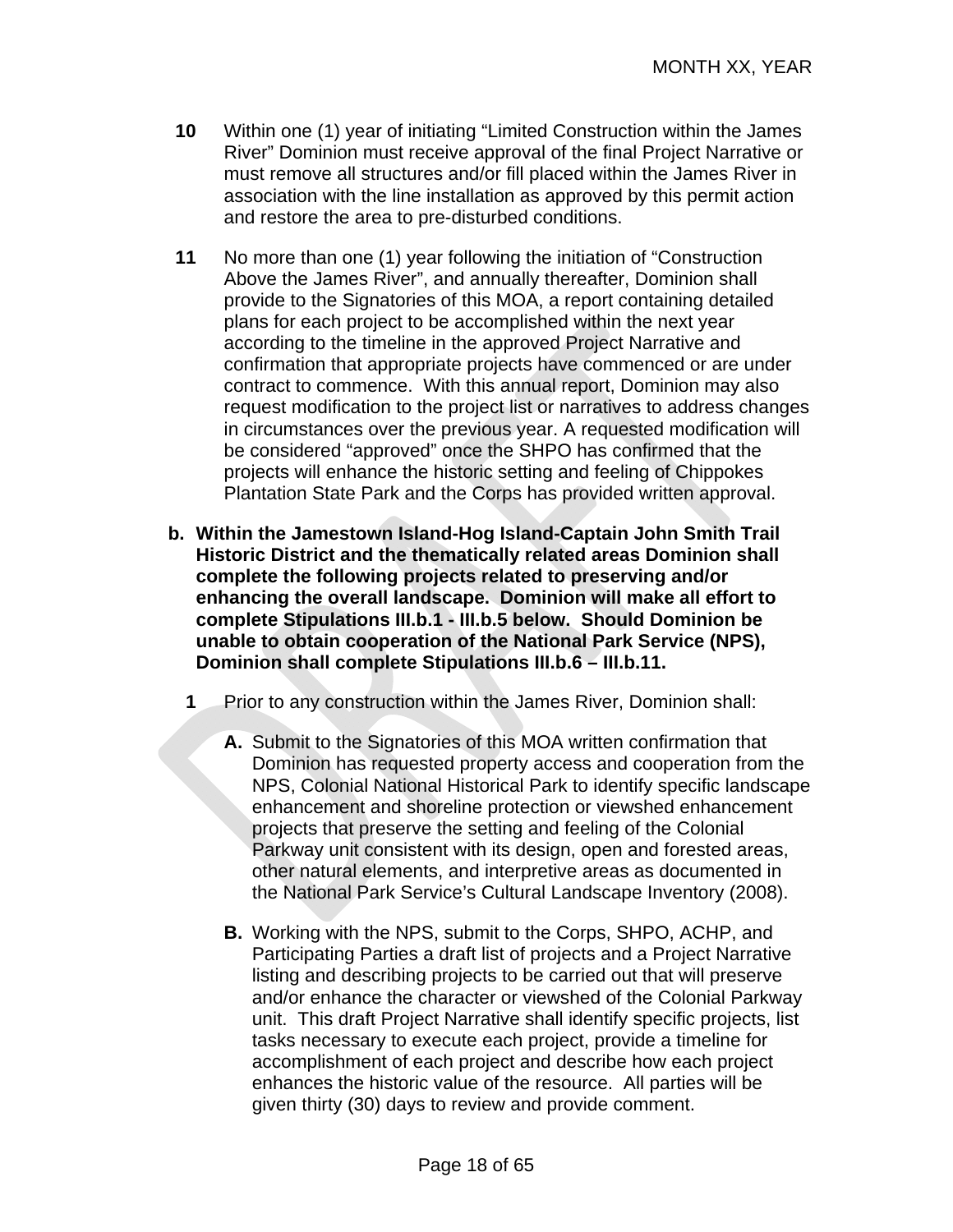**10** Within one (1) year of initiating "Limited Construction within the James River" Dominion must receive approval of the final Project Narrative or must remove all structures and/or fill placed within the James River in association with the line installation as approved by this permit action and restore the area to pre-disturbed conditions.

**11** No more than one (1) year following the initiation of "Construction Above the James River", and annually thereafter, Dominion shall provide to the Signatories of this MOA, a report containing detailed plans for each project to be accomplished within the next year according to the timeline in the approved Project Narrative and confirmation that appropriate projects have commenced or are under contract to commence. With this annual report, Dominion may also request modification to the project list or narratives to address changes in circumstances over the previous year. A requested modification will be considered "approved" once the SHPO has confirmed that the projects will enhance the historic setting and feeling of Chippokes Plantation State Park and the Corps has provided written approval.

**b. Within the Jamestown Island-Hog Island-Captain John Smith Trail Historic District and the thematically related areas Dominion shall complete the following projects related to preserving and/or enhancing the overall landscape. Dominion will make all effort to complete Stipulations III.b.1 - III.b.5 below. Should Dominion be unable to obtain cooperation of the National Park Service (NPS), Dominion shall complete Stipulations III.b.6 – III.b.11.**

**1** Prior to any construction within the James River, Dominion shall:

**A.** Submit to the Signatories of this MOA written confirmation that Dominion has requested property access and cooperation from the NPS, Colonial National Historical Park to identify specific landscape enhancement and shoreline protection or viewshed enhancement projects that preserve the setting and feeling of the Colonial Parkway unit consistent with its design, open and forested areas, other natural elements, and interpretive areas as documented in the National Park Service's Cultural Landscape Inventory (2008).

**B.** Working with the NPS, submit to the Corps, SHPO, ACHP, and Participating Parties a draft list of projects and a Project Narrative listing and describing projects to be carried out that will preserve and/or enhance the character or viewshed of the Colonial Parkway unit. This draft Project Narrative shall identify specific projects, list tasks necessary to execute each project, provide a timeline for accomplishment of each project and describe how each project enhances the historic value of the resource. All parties will be given thirty (30) days to review and provide comment.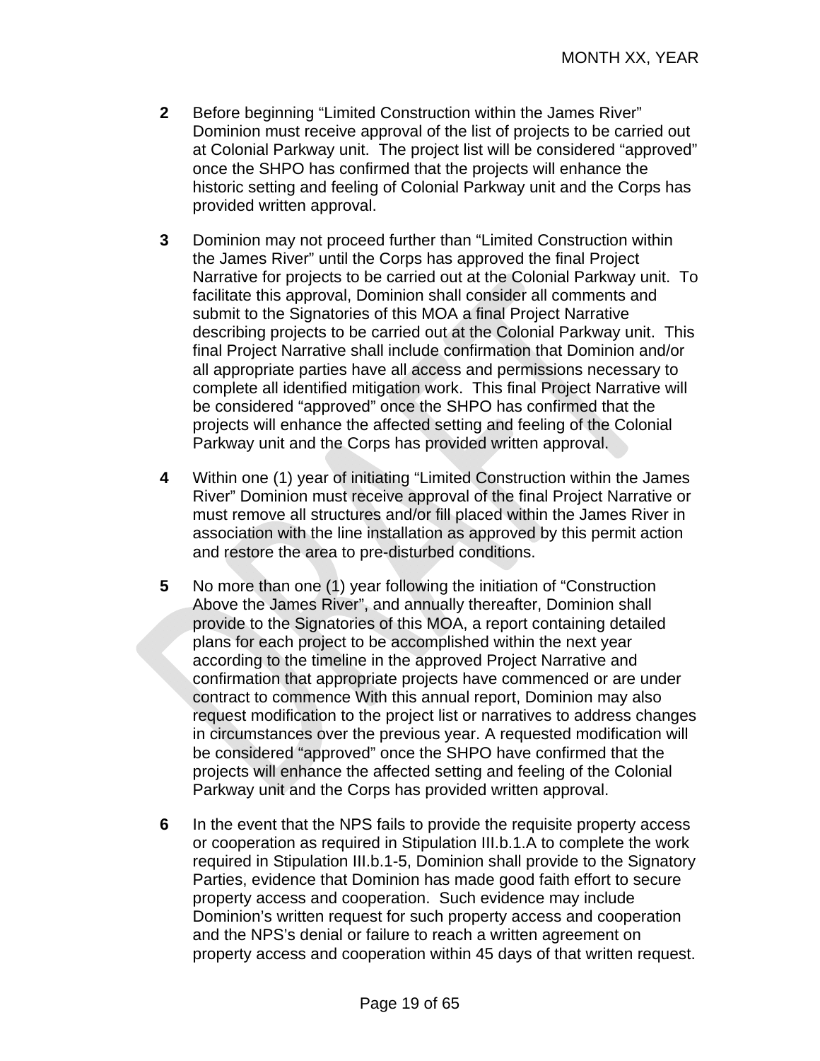**2** Before beginning “Limited Construction within the James River” Dominion must receive approval of the list of projects to be carried out at Colonial Parkway unit. The project list will be considered “approved” once the SHPO has confirmed that the projects will enhance the historic setting and feeling of Colonial Parkway unit and the Corps has provided written approval.

**3** Dominion may not proceed further than “Limited Construction within the James River” until the Corps has approved the final Project Narrative for projects to be carried out at the Colonial Parkway unit. To facilitate this approval, Dominion shall consider all comments and submit to the Signatories of this MOA a final Project Narrative describing projects to be carried out at the Colonial Parkway unit. This final Project Narrative shall include confirmation that Dominion and/or all appropriate parties have all access and permissions necessary to complete all identified mitigation work. This final Project Narrative will be considered “approved” once the SHPO has confirmed that the projects will enhance the affected setting and feeling of the Colonial Parkway unit and the Corps has provided written approval.

**4** Within one (1) year of initiating “Limited Construction within the James River” Dominion must receive approval of the final Project Narrative or must remove all structures and/or fill placed within the James River in association with the line installation as approved by this permit action and restore the area to pre-disturbed conditions.

**5** No more than one (1) year following the initiation of “Construction Above the James River”, and annually thereafter, Dominion shall provide to the Signatories of this MOA, a report containing detailed plans for each project to be accomplished within the next year according to the timeline in the approved Project Narrative and confirmation that appropriate projects have commenced or are under contract to commence With this annual report, Dominion may also request modification to the project list or narratives to address changes in circumstances over the previous year. A requested modification will be considered “approved” once the SHPO have confirmed that the projects will enhance the affected setting and feeling of the Colonial Parkway unit and the Corps has provided written approval.

**6** In the event that the NPS fails to provide the requisite property access or cooperation as required in Stipulation III.b.1.A to complete the work required in Stipulation III.b.1-5, Dominion shall provide to the Signatory Parties, evidence that Dominion has made good faith effort to secure property access and cooperation. Such evidence may include Dominion’s written request for such property access and cooperation and the NPS’s denial or failure to reach a written agreement on property access and cooperation within 45 days of that written request.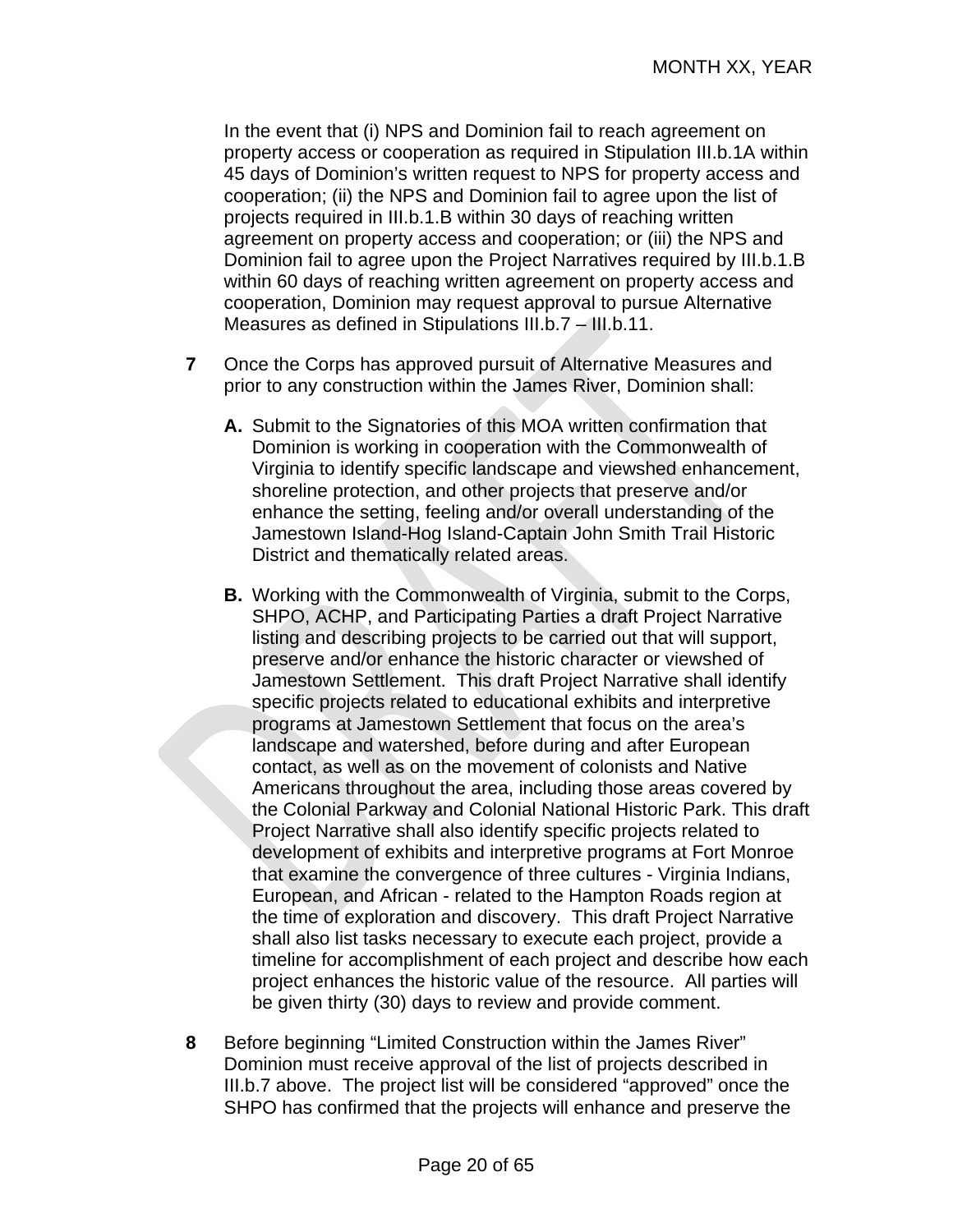In the event that (i) NPS and Dominion fail to reach agreement on property access or cooperation as required in Stipulation III.b.1A within 45 days of Dominion's written request to NPS for property access and cooperation; (ii) the NPS and Dominion fail to agree upon the list of projects required in III.b.1.B within 30 days of reaching written agreement on property access and cooperation; or (iii) the NPS and Dominion fail to agree upon the Project Narratives required by III.b.1.B within 60 days of reaching written agreement on property access and cooperation, Dominion may request approval to pursue Alternative Measures as defined in Stipulations III.b.7 – III.b.11.

**7** Once the Corps has approved pursuit of Alternative Measures and prior to any construction within the James River, Dominion shall:

**A.** Submit to the Signatories of this MOA written confirmation that Dominion is working in cooperation with the Commonwealth of Virginia to identify specific landscape and viewshed enhancement, shoreline protection, and other projects that preserve and/or enhance the setting, feeling and/or overall understanding of the Jamestown Island-Hog Island-Captain John Smith Trail Historic District and thematically related areas.

**B.** Working with the Commonwealth of Virginia, submit to the Corps, SHPO, ACHP, and Participating Parties a draft Project Narrative listing and describing projects to be carried out that will support, preserve and/or enhance the historic character or viewshed of Jamestown Settlement. This draft Project Narrative shall identify specific projects related to educational exhibits and interpretive programs at Jamestown Settlement that focus on the area's landscape and watershed, before during and after European contact, as well as on the movement of colonists and Native Americans throughout the area, including those areas covered by the Colonial Parkway and Colonial National Historic Park. This draft Project Narrative shall also identify specific projects related to development of exhibits and interpretive programs at Fort Monroe that examine the convergence of three cultures - Virginia Indians, European, and African - related to the Hampton Roads region at the time of exploration and discovery. This draft Project Narrative shall also list tasks necessary to execute each project, provide a timeline for accomplishment of each project and describe how each project enhances the historic value of the resource. All parties will be given thirty (30) days to review and provide comment.

**8** Before beginning "Limited Construction within the James River" Dominion must receive approval of the list of projects described in III.b.7 above. The project list will be considered "approved" once the SHPO has confirmed that the projects will enhance and preserve the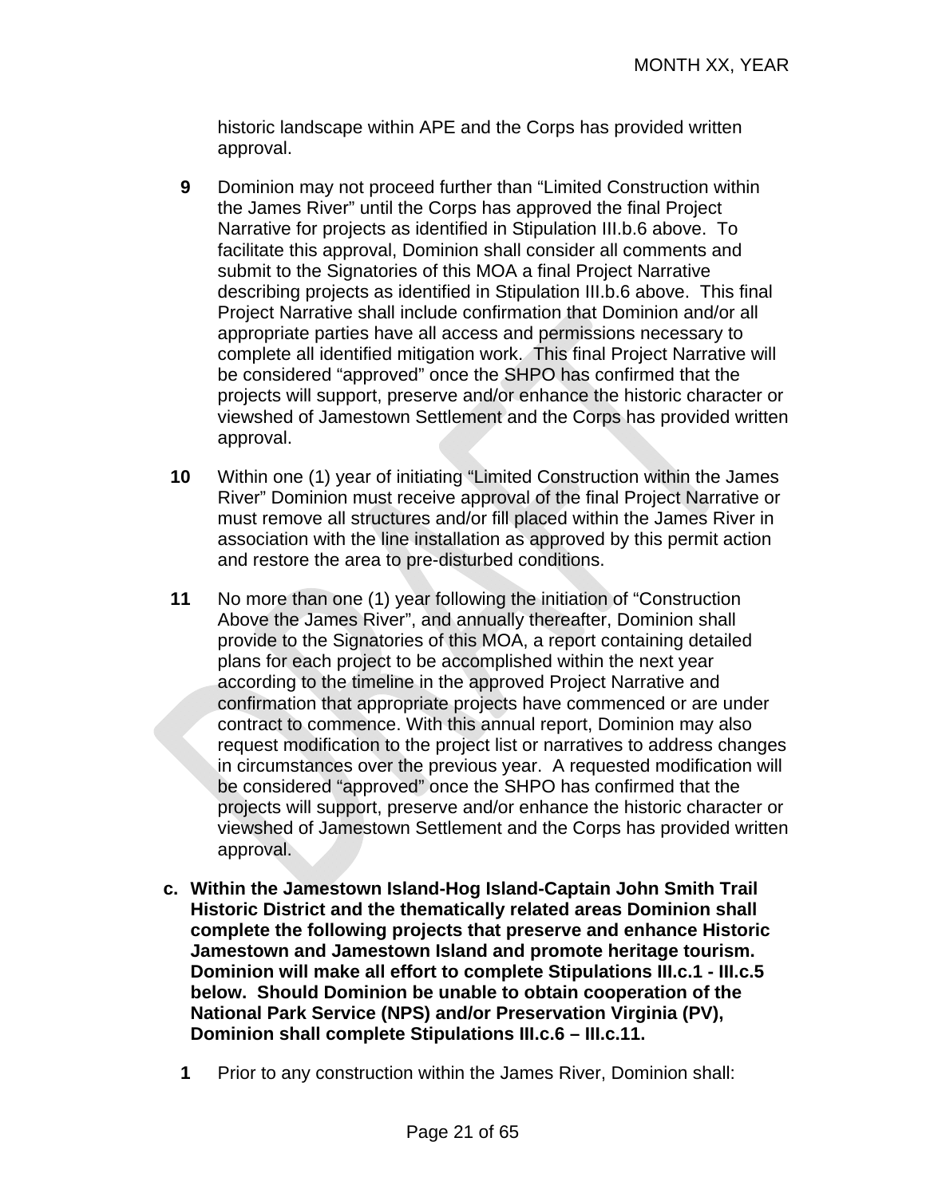historic landscape within APE and the Corps has provided written approval.

**9** Dominion may not proceed further than “Limited Construction within the James River” until the Corps has approved the final Project Narrative for projects as identified in Stipulation III.b.6 above. To facilitate this approval, Dominion shall consider all comments and submit to the Signatories of this MOA a final Project Narrative describing projects as identified in Stipulation III.b.6 above. This final Project Narrative shall include confirmation that Dominion and/or all appropriate parties have all access and permissions necessary to complete all identified mitigation work. This final Project Narrative will be considered “approved” once the SHPO has confirmed that the projects will support, preserve and/or enhance the historic character or viewshed of Jamestown Settlement and the Corps has provided written approval.

**10** Within one (1) year of initiating “Limited Construction within the James River” Dominion must receive approval of the final Project Narrative or must remove all structures and/or fill placed within the James River in association with the line installation as approved by this permit action and restore the area to pre-disturbed conditions.

**11** No more than one (1) year following the initiation of “Construction Above the James River”, and annually thereafter, Dominion shall provide to the Signatories of this MOA, a report containing detailed plans for each project to be accomplished within the next year according to the timeline in the approved Project Narrative and confirmation that appropriate projects have commenced or are under contract to commence. With this annual report, Dominion may also request modification to the project list or narratives to address changes in circumstances over the previous year. A requested modification will be considered “approved” once the SHPO has confirmed that the projects will support, preserve and/or enhance the historic character or viewshed of Jamestown Settlement and the Corps has provided written approval.

**c. Within the Jamestown Island-Hog Island-Captain John Smith Trail Historic District and the thematically related areas Dominion shall complete the following projects that preserve and enhance Historic Jamestown and Jamestown Island and promote heritage tourism. Dominion will make all effort to complete Stipulations III.c.1 - III.c.5 below. Should Dominion be unable to obtain cooperation of the National Park Service (NPS) and/or Preservation Virginia (PV), Dominion shall complete Stipulations III.c.6 – III.c.11.**

**1** Prior to any construction within the James River, Dominion shall: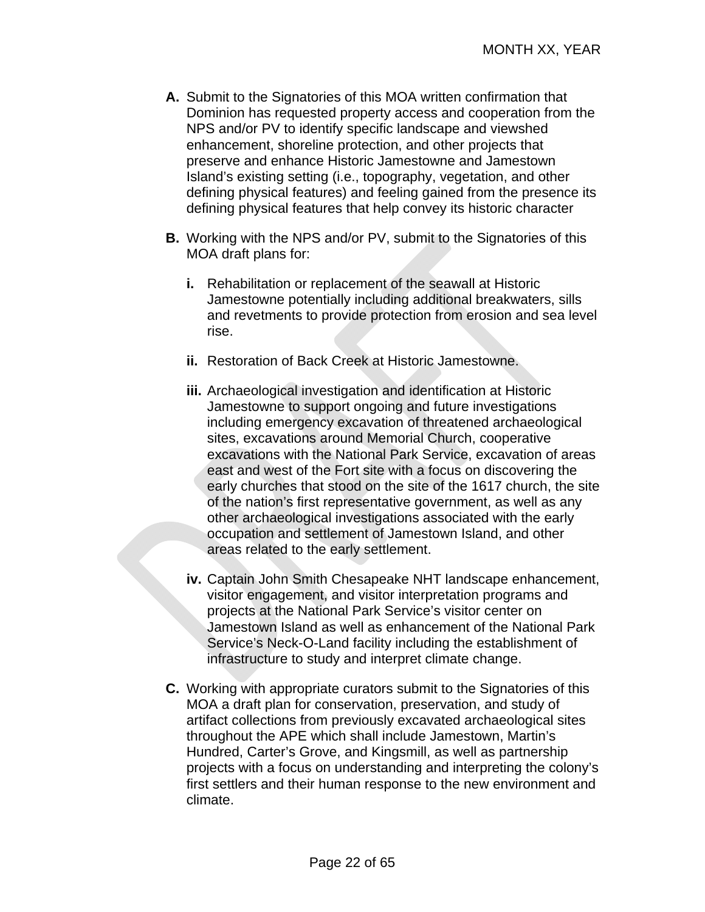**A.** Submit to the Signatories of this MOA written confirmation that Dominion has requested property access and cooperation from the NPS and/or PV to identify specific landscape and viewshed enhancement, shoreline protection, and other projects that preserve and enhance Historic Jamestowne and Jamestown Island's existing setting (i.e., topography, vegetation, and other defining physical features) and feeling gained from the presence its defining physical features that help convey its historic character

**B.** Working with the NPS and/or PV, submit to the Signatories of this MOA draft plans for:

**i.** Rehabilitation or replacement of the seawall at Historic Jamestowne potentially including additional breakwaters, sills and revetments to provide protection from erosion and sea level rise.

**ii.** Restoration of Back Creek at Historic Jamestowne.

**iii.** Archaeological investigation and identification at Historic Jamestowne to support ongoing and future investigations including emergency excavation of threatened archaeological sites, excavations around Memorial Church, cooperative excavations with the National Park Service, excavation of areas east and west of the Fort site with a focus on discovering the early churches that stood on the site of the 1617 church, the site of the nation's first representative government, as well as any other archaeological investigations associated with the early occupation and settlement of Jamestown Island, and other areas related to the early settlement.

**iv.** Captain John Smith Chesapeake NHT landscape enhancement, visitor engagement, and visitor interpretation programs and projects at the National Park Service's visitor center on Jamestown Island as well as enhancement of the National Park Service's Neck-O-Land facility including the establishment of infrastructure to study and interpret climate change.

**C.** Working with appropriate curators submit to the Signatories of this MOA a draft plan for conservation, preservation, and study of artifact collections from previously excavated archaeological sites throughout the APE which shall include Jamestown, Martin's Hundred, Carter's Grove, and Kingsmill, as well as partnership projects with a focus on understanding and interpreting the colony's first settlers and their human response to the new environment and climate.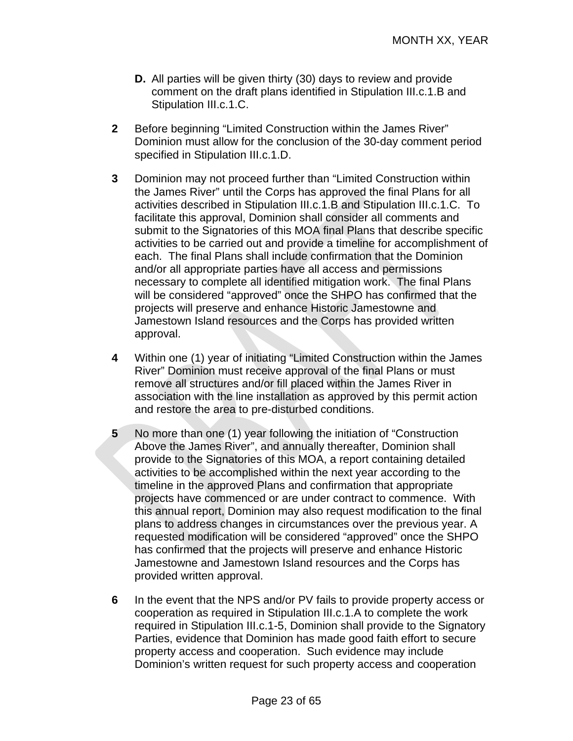**D.** All parties will be given thirty (30) days to review and provide comment on the draft plans identified in Stipulation III.c.1.B and Stipulation III.c.1.C.

**2** Before beginning “Limited Construction within the James River” Dominion must allow for the conclusion of the 30-day comment period specified in Stipulation III.c.1.D.

**3** Dominion may not proceed further than “Limited Construction within the James River” until the Corps has approved the final Plans for all activities described in Stipulation III.c.1.B and Stipulation III.c.1.C. To facilitate this approval, Dominion shall consider all comments and submit to the Signatories of this MOA final Plans that describe specific activities to be carried out and provide a timeline for accomplishment of each. The final Plans shall include confirmation that the Dominion and/or all appropriate parties have all access and permissions necessary to complete all identified mitigation work. The final Plans will be considered “approved” once the SHPO has confirmed that the projects will preserve and enhance Historic Jamestowne and Jamestown Island resources and the Corps has provided written approval.

**4** Within one (1) year of initiating “Limited Construction within the James River” Dominion must receive approval of the final Plans or must remove all structures and/or fill placed within the James River in association with the line installation as approved by this permit action and restore the area to pre-disturbed conditions.

**5** No more than one (1) year following the initiation of “Construction Above the James River”, and annually thereafter, Dominion shall provide to the Signatories of this MOA, a report containing detailed activities to be accomplished within the next year according to the timeline in the approved Plans and confirmation that appropriate projects have commenced or are under contract to commence. With this annual report, Dominion may also request modification to the final plans to address changes in circumstances over the previous year. A requested modification will be considered “approved” once the SHPO has confirmed that the projects will preserve and enhance Historic Jamestowne and Jamestown Island resources and the Corps has provided written approval.

**6** In the event that the NPS and/or PV fails to provide property access or cooperation as required in Stipulation III.c.1.A to complete the work required in Stipulation III.c.1-5, Dominion shall provide to the Signatory Parties, evidence that Dominion has made good faith effort to secure property access and cooperation. Such evidence may include Dominion’s written request for such property access and cooperation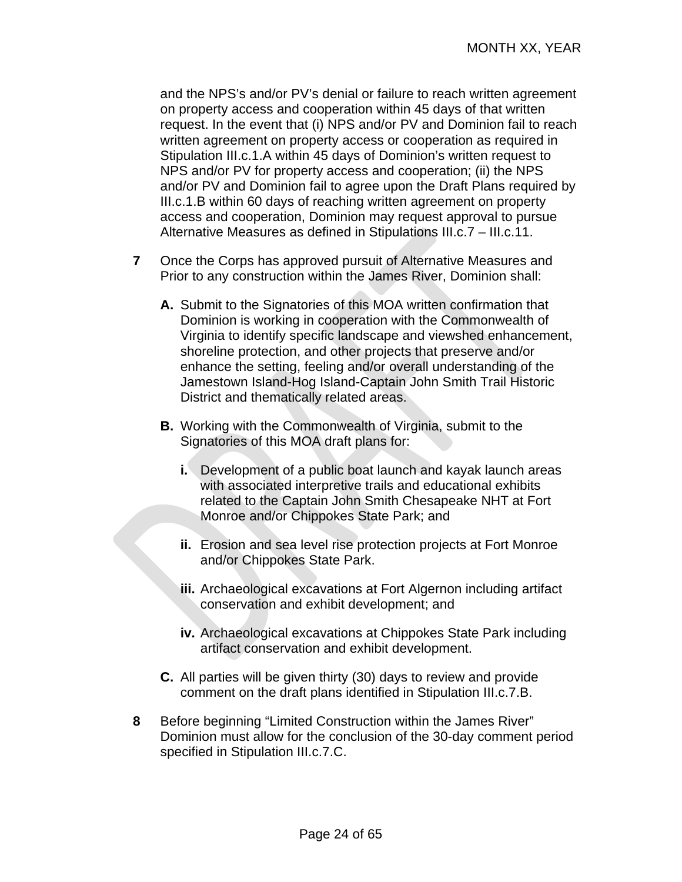and the NPS's and/or PV's denial or failure to reach written agreement on property access and cooperation within 45 days of that written request. In the event that (i) NPS and/or PV and Dominion fail to reach written agreement on property access or cooperation as required in Stipulation III.c.1.A within 45 days of Dominion's written request to NPS and/or PV for property access and cooperation; (ii) the NPS and/or PV and Dominion fail to agree upon the Draft Plans required by III.c.1.B within 60 days of reaching written agreement on property access and cooperation, Dominion may request approval to pursue Alternative Measures as defined in Stipulations III.c.7 – III.c.11.

**7** Once the Corps has approved pursuit of Alternative Measures and Prior to any construction within the James River, Dominion shall:

**A.** Submit to the Signatories of this MOA written confirmation that Dominion is working in cooperation with the Commonwealth of Virginia to identify specific landscape and viewshed enhancement, shoreline protection, and other projects that preserve and/or enhance the setting, feeling and/or overall understanding of the Jamestown Island-Hog Island-Captain John Smith Trail Historic District and thematically related areas.

**B.** Working with the Commonwealth of Virginia, submit to the Signatories of this MOA draft plans for:

**i.** Development of a public boat launch and kayak launch areas with associated interpretive trails and educational exhibits related to the Captain John Smith Chesapeake NHT at Fort Monroe and/or Chippokes State Park; and

**ii.** Erosion and sea level rise protection projects at Fort Monroe and/or Chippokes State Park.

**iii.** Archaeological excavations at Fort Algernon including artifact conservation and exhibit development; and

**iv.** Archaeological excavations at Chippokes State Park including artifact conservation and exhibit development.

**C.** All parties will be given thirty (30) days to review and provide comment on the draft plans identified in Stipulation III.c.7.B.

**8** Before beginning "Limited Construction within the James River" Dominion must allow for the conclusion of the 30-day comment period specified in Stipulation III.c.7.C.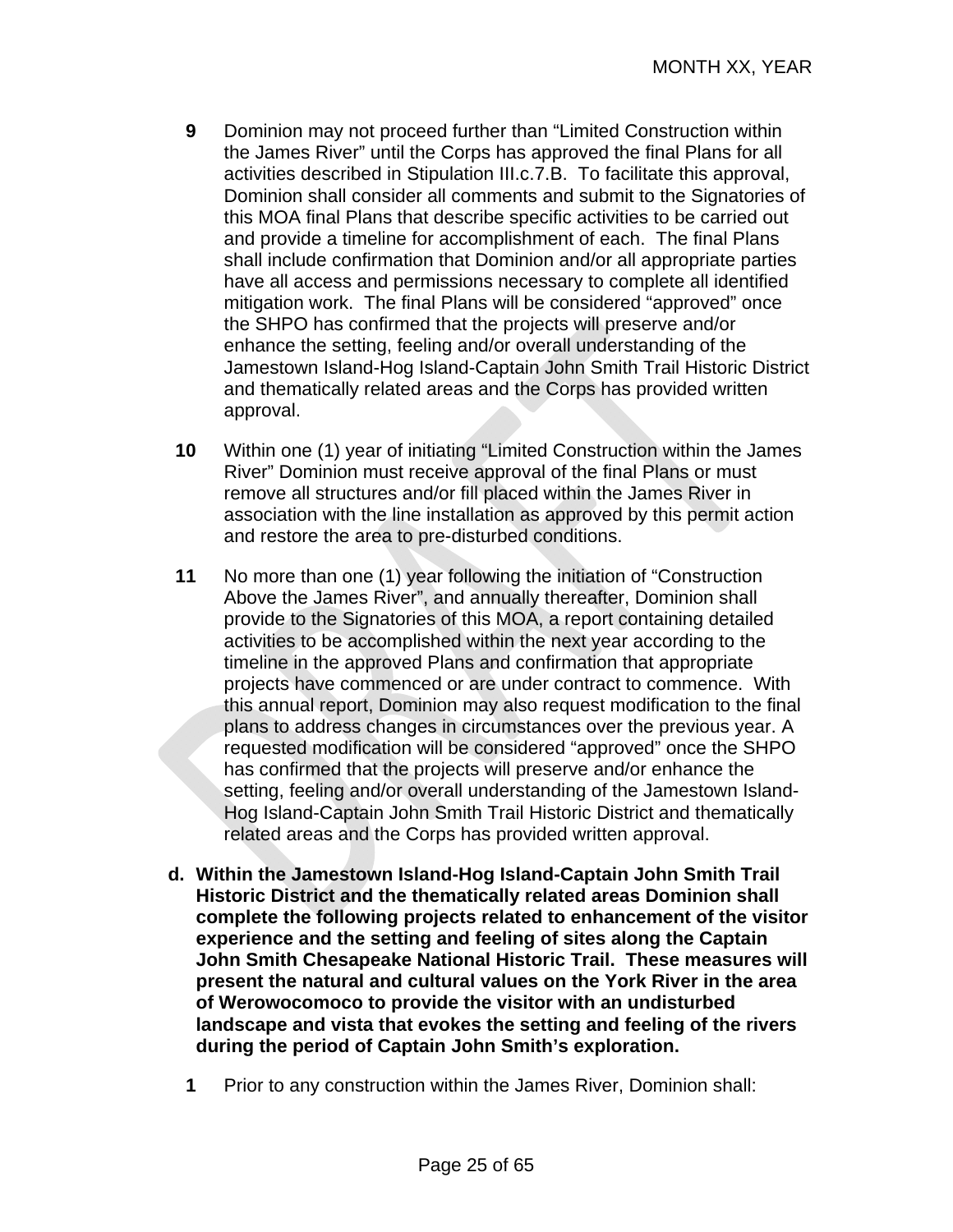**9** Dominion may not proceed further than "Limited Construction within the James River" until the Corps has approved the final Plans for all activities described in Stipulation III.c.7.B. To facilitate this approval, Dominion shall consider all comments and submit to the Signatories of this MOA final Plans that describe specific activities to be carried out and provide a timeline for accomplishment of each. The final Plans shall include confirmation that Dominion and/or all appropriate parties have all access and permissions necessary to complete all identified mitigation work. The final Plans will be considered "approved" once the SHPO has confirmed that the projects will preserve and/or enhance the setting, feeling and/or overall understanding of the Jamestown Island-Hog Island-Captain John Smith Trail Historic District and thematically related areas and the Corps has provided written approval.

**10** Within one (1) year of initiating "Limited Construction within the James River" Dominion must receive approval of the final Plans or must remove all structures and/or fill placed within the James River in association with the line installation as approved by this permit action and restore the area to pre-disturbed conditions.

**11** No more than one (1) year following the initiation of "Construction Above the James River", and annually thereafter, Dominion shall provide to the Signatories of this MOA, a report containing detailed activities to be accomplished within the next year according to the timeline in the approved Plans and confirmation that appropriate projects have commenced or are under contract to commence. With this annual report, Dominion may also request modification to the final plans to address changes in circumstances over the previous year. A requested modification will be considered "approved" once the SHPO has confirmed that the projects will preserve and/or enhance the setting, feeling and/or overall understanding of the Jamestown Island-Hog Island-Captain John Smith Trail Historic District and thematically related areas and the Corps has provided written approval.

**d. Within the Jamestown Island-Hog Island-Captain John Smith Trail Historic District and the thematically related areas Dominion shall complete the following projects related to enhancement of the visitor experience and the setting and feeling of sites along the Captain John Smith Chesapeake National Historic Trail. These measures will present the natural and cultural values on the York River in the area of Werowocomoco to provide the visitor with an undisturbed landscape and vista that evokes the setting and feeling of the rivers during the period of Captain John Smith's exploration.**

**1** Prior to any construction within the James River, Dominion shall: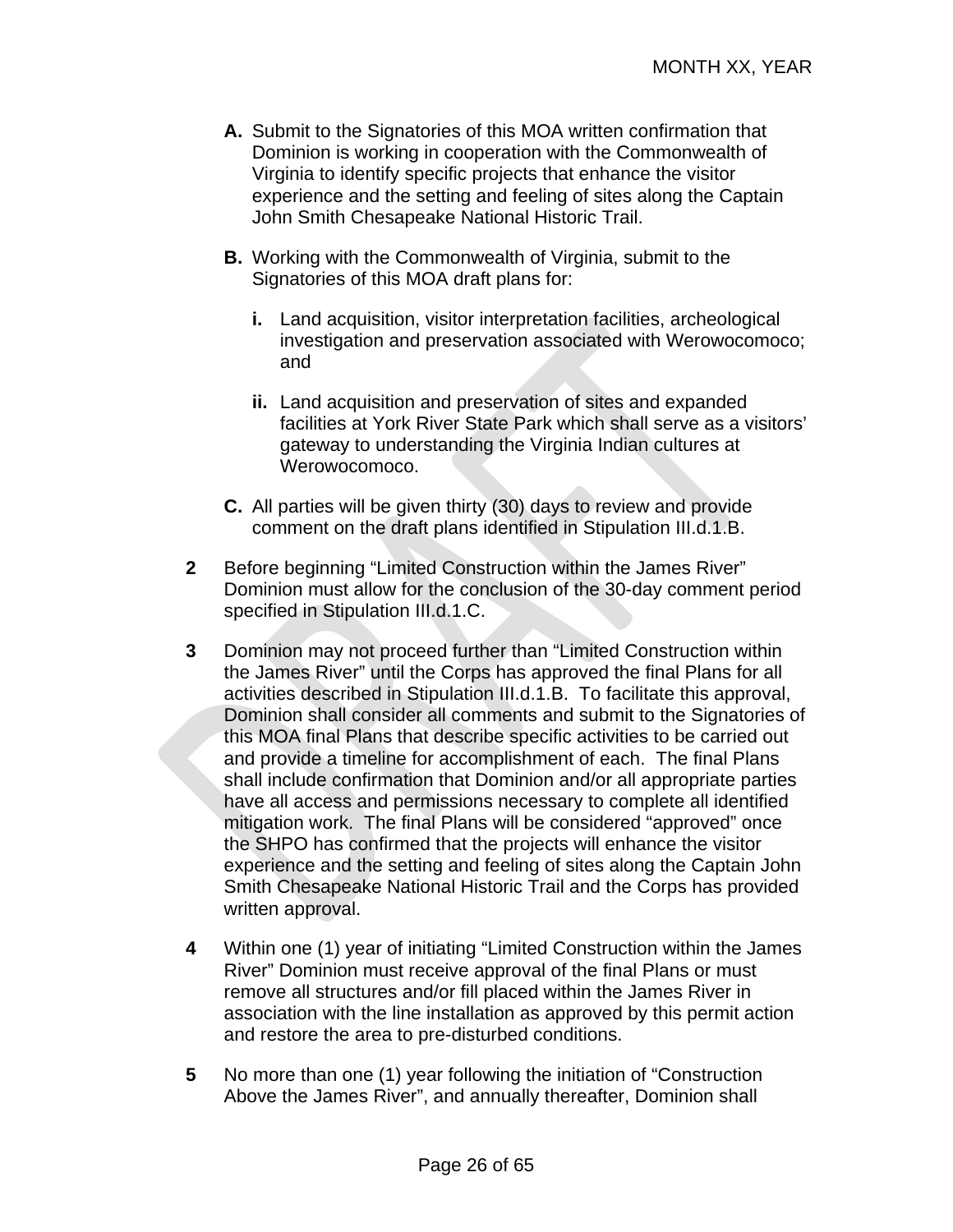**A.** Submit to the Signatories of this MOA written confirmation that Dominion is working in cooperation with the Commonwealth of Virginia to identify specific projects that enhance the visitor experience and the setting and feeling of sites along the Captain John Smith Chesapeake National Historic Trail.

**B.** Working with the Commonwealth of Virginia, submit to the Signatories of this MOA draft plans for:

**i.** Land acquisition, visitor interpretation facilities, archeological investigation and preservation associated with Werowocomoco; and

**ii.** Land acquisition and preservation of sites and expanded facilities at York River State Park which shall serve as a visitors' gateway to understanding the Virginia Indian cultures at Werowocomoco.

**C.** All parties will be given thirty (30) days to review and provide comment on the draft plans identified in Stipulation III.d.1.B.

**2** Before beginning "Limited Construction within the James River" Dominion must allow for the conclusion of the 30-day comment period specified in Stipulation III.d.1.C.

**3** Dominion may not proceed further than "Limited Construction within the James River" until the Corps has approved the final Plans for all activities described in Stipulation III.d.1.B. To facilitate this approval, Dominion shall consider all comments and submit to the Signatories of this MOA final Plans that describe specific activities to be carried out and provide a timeline for accomplishment of each. The final Plans shall include confirmation that Dominion and/or all appropriate parties have all access and permissions necessary to complete all identified mitigation work. The final Plans will be considered "approved" once the SHPO has confirmed that the projects will enhance the visitor experience and the setting and feeling of sites along the Captain John Smith Chesapeake National Historic Trail and the Corps has provided written approval.

**4** Within one (1) year of initiating "Limited Construction within the James River" Dominion must receive approval of the final Plans or must remove all structures and/or fill placed within the James River in association with the line installation as approved by this permit action and restore the area to pre-disturbed conditions.

**5** No more than one (1) year following the initiation of "Construction Above the James River", and annually thereafter, Dominion shall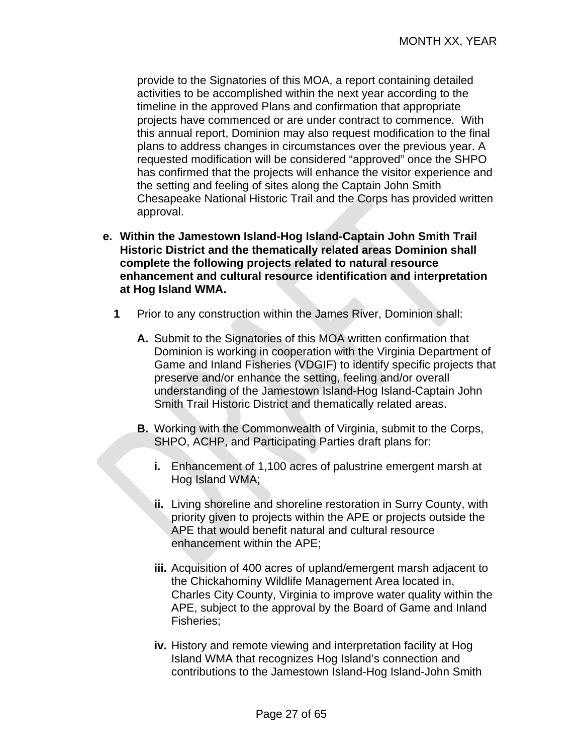provide to the Signatories of this MOA, a report containing detailed activities to be accomplished within the next year according to the timeline in the approved Plans and confirmation that appropriate projects have commenced or are under contract to commence. With this annual report, Dominion may also request modification to the final plans to address changes in circumstances over the previous year. A requested modification will be considered "approved" once the SHPO has confirmed that the projects will enhance the visitor experience and the setting and feeling of sites along the Captain John Smith Chesapeake National Historic Trail and the Corps has provided written approval.

**e. Within the Jamestown Island-Hog Island-Captain John Smith Trail Historic District and the thematically related areas Dominion shall complete the following projects related to natural resource enhancement and cultural resource identification and interpretation at Hog Island WMA.**

**1** Prior to any construction within the James River, Dominion shall:

**A.** Submit to the Signatories of this MOA written confirmation that Dominion is working in cooperation with the Virginia Department of Game and Inland Fisheries (VDGIF) to identify specific projects that preserve and/or enhance the setting, feeling and/or overall understanding of the Jamestown Island-Hog Island-Captain John Smith Trail Historic District and thematically related areas.

**B.** Working with the Commonwealth of Virginia, submit to the Corps, SHPO, ACHP, and Participating Parties draft plans for:

**i.** Enhancement of 1,100 acres of palustrine emergent marsh at Hog Island WMA;

**ii.** Living shoreline and shoreline restoration in Surry County, with priority given to projects within the APE or projects outside the APE that would benefit natural and cultural resource enhancement within the APE;

**iii.** Acquisition of 400 acres of upland/emergent marsh adjacent to the Chickahominy Wildlife Management Area located in, Charles City County, Virginia to improve water quality within the APE, subject to the approval by the Board of Game and Inland Fisheries;

**iv.** History and remote viewing and interpretation facility at Hog Island WMA that recognizes Hog Island's connection and contributions to the Jamestown Island-Hog Island-John Smith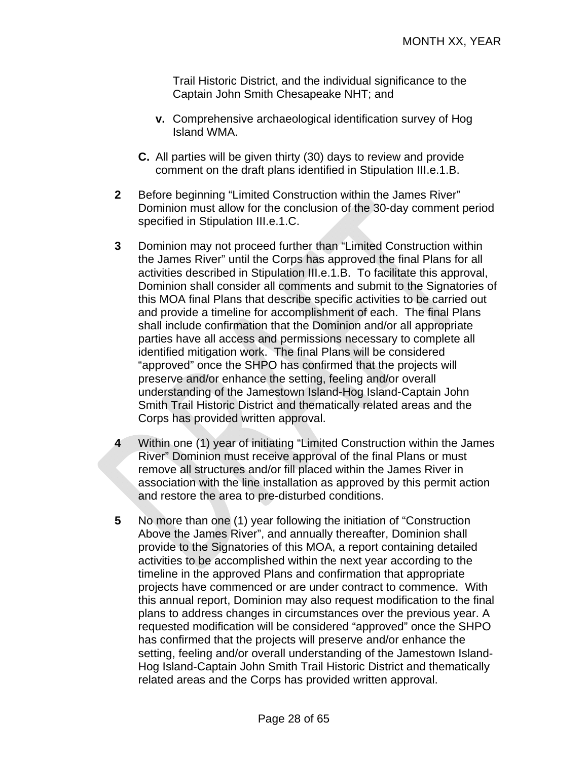Trail Historic District, and the individual significance to the Captain John Smith Chesapeake NHT; and

**v.** Comprehensive archaeological identification survey of Hog Island WMA.

**C.** All parties will be given thirty (30) days to review and provide comment on the draft plans identified in Stipulation III.e.1.B.

**2** Before beginning "Limited Construction within the James River" Dominion must allow for the conclusion of the 30-day comment period specified in Stipulation III.e.1.C.

**3** Dominion may not proceed further than "Limited Construction within the James River" until the Corps has approved the final Plans for all activities described in Stipulation III.e.1.B. To facilitate this approval, Dominion shall consider all comments and submit to the Signatories of this MOA final Plans that describe specific activities to be carried out and provide a timeline for accomplishment of each. The final Plans shall include confirmation that the Dominion and/or all appropriate parties have all access and permissions necessary to complete all identified mitigation work. The final Plans will be considered "approved" once the SHPO has confirmed that the projects will preserve and/or enhance the setting, feeling and/or overall understanding of the Jamestown Island-Hog Island-Captain John Smith Trail Historic District and thematically related areas and the Corps has provided written approval.

**4** Within one (1) year of initiating "Limited Construction within the James River" Dominion must receive approval of the final Plans or must remove all structures and/or fill placed within the James River in association with the line installation as approved by this permit action and restore the area to pre-disturbed conditions.

**5** No more than one (1) year following the initiation of "Construction Above the James River", and annually thereafter, Dominion shall provide to the Signatories of this MOA, a report containing detailed activities to be accomplished within the next year according to the timeline in the approved Plans and confirmation that appropriate projects have commenced or are under contract to commence. With this annual report, Dominion may also request modification to the final plans to address changes in circumstances over the previous year. A requested modification will be considered "approved" once the SHPO has confirmed that the projects will preserve and/or enhance the setting, feeling and/or overall understanding of the Jamestown Island-Hog Island-Captain John Smith Trail Historic District and thematically related areas and the Corps has provided written approval.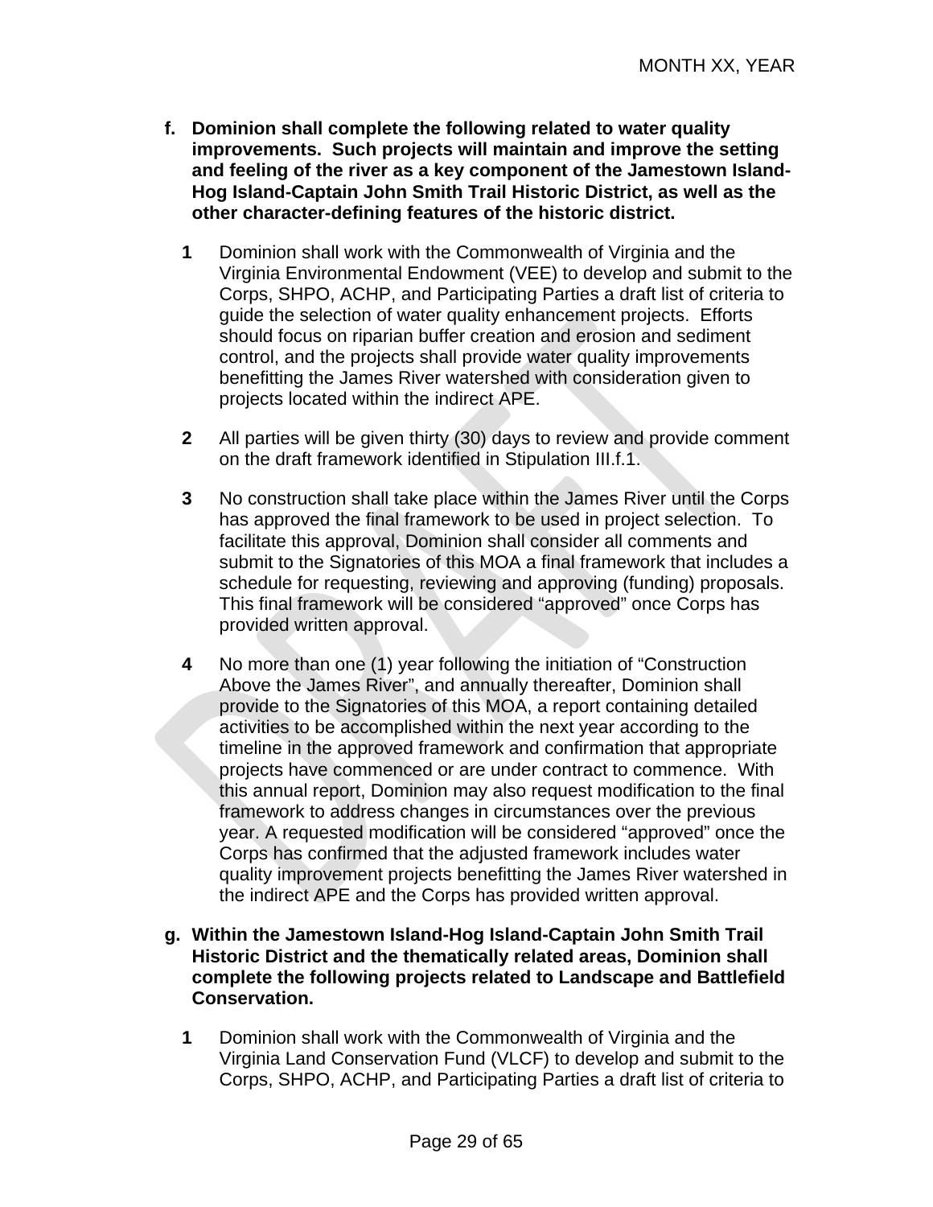**f. Dominion shall complete the following related to water quality improvements. Such projects will maintain and improve the setting and feeling of the river as a key component of the Jamestown Island-Hog Island-Captain John Smith Trail Historic District, as well as the other character-defining features of the historic district.**

1. Dominion shall work with the Commonwealth of Virginia and the Virginia Environmental Endowment (VEE) to develop and submit to the Corps, SHPO, ACHP, and Participating Parties a draft list of criteria to guide the selection of water quality enhancement projects. Efforts should focus on riparian buffer creation and erosion and sediment control, and the projects shall provide water quality improvements benefitting the James River watershed with consideration given to projects located within the indirect APE.

2. All parties will be given thirty (30) days to review and provide comment on the draft framework identified in Stipulation III.f.1.

3. No construction shall take place within the James River until the Corps has approved the final framework to be used in project selection. To facilitate this approval, Dominion shall consider all comments and submit to the Signatories of this MOA a final framework that includes a schedule for requesting, reviewing and approving (funding) proposals. This final framework will be considered "approved" once Corps has provided written approval.

4. No more than one (1) year following the initiation of "Construction Above the James River", and annually thereafter, Dominion shall provide to the Signatories of this MOA, a report containing detailed activities to be accomplished within the next year according to the timeline in the approved framework and confirmation that appropriate projects have commenced or are under contract to commence. With this annual report, Dominion may also request modification to the final framework to address changes in circumstances over the previous year. A requested modification will be considered "approved" once the Corps has confirmed that the adjusted framework includes water quality improvement projects benefitting the James River watershed in the indirect APE and the Corps has provided written approval.

**g. Within the Jamestown Island-Hog Island-Captain John Smith Trail Historic District and the thematically related areas, Dominion shall complete the following projects related to Landscape and Battlefield Conservation.**

1. Dominion shall work with the Commonwealth of Virginia and the Virginia Land Conservation Fund (VLCF) to develop and submit to the Corps, SHPO, ACHP, and Participating Parties a draft list of criteria to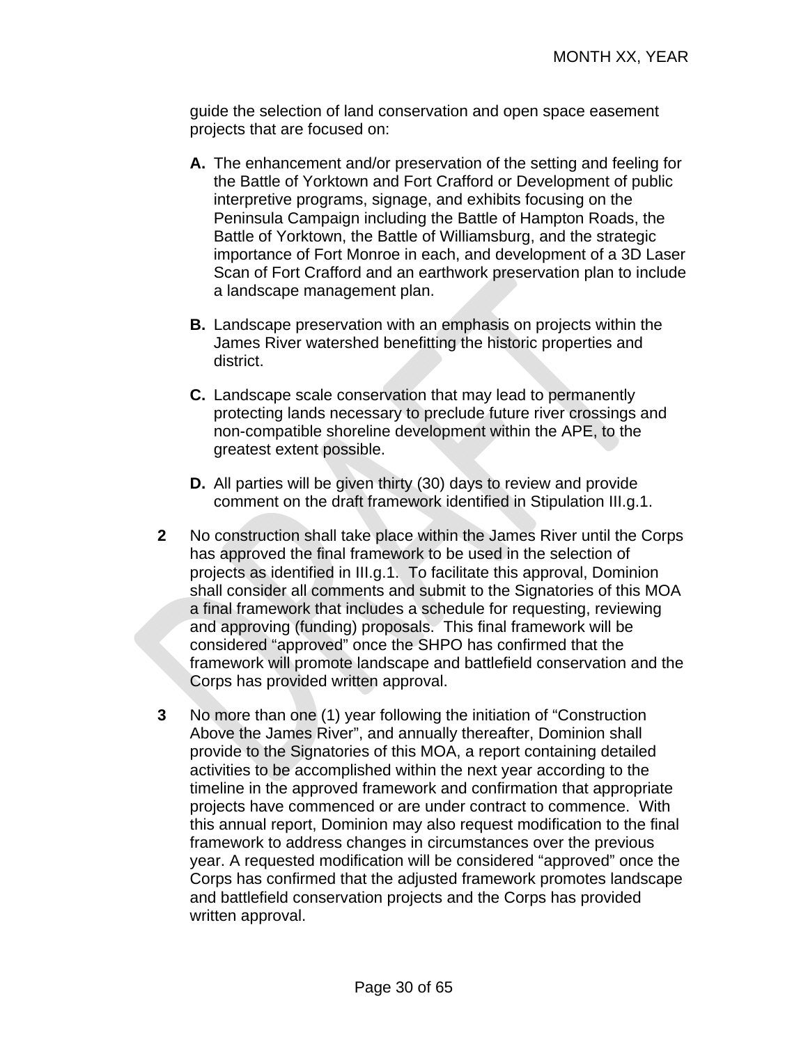guide the selection of land conservation and open space easement projects that are focused on:

**A.** The enhancement and/or preservation of the setting and feeling for the Battle of Yorktown and Fort Crafford or Development of public interpretive programs, signage, and exhibits focusing on the Peninsula Campaign including the Battle of Hampton Roads, the Battle of Yorktown, the Battle of Williamsburg, and the strategic importance of Fort Monroe in each, and development of a 3D Laser Scan of Fort Crafford and an earthwork preservation plan to include a landscape management plan.

**B.** Landscape preservation with an emphasis on projects within the James River watershed benefitting the historic properties and district.

**C.** Landscape scale conservation that may lead to permanently protecting lands necessary to preclude future river crossings and non-compatible shoreline development within the APE, to the greatest extent possible.

**D.** All parties will be given thirty (30) days to review and provide comment on the draft framework identified in Stipulation III.g.1.

**2** No construction shall take place within the James River until the Corps has approved the final framework to be used in the selection of projects as identified in III.g.1. To facilitate this approval, Dominion shall consider all comments and submit to the Signatories of this MOA a final framework that includes a schedule for requesting, reviewing and approving (funding) proposals. This final framework will be considered "approved" once the SHPO has confirmed that the framework will promote landscape and battlefield conservation and the Corps has provided written approval.

**3** No more than one (1) year following the initiation of "Construction Above the James River", and annually thereafter, Dominion shall provide to the Signatories of this MOA, a report containing detailed activities to be accomplished within the next year according to the timeline in the approved framework and confirmation that appropriate projects have commenced or are under contract to commence. With this annual report, Dominion may also request modification to the final framework to address changes in circumstances over the previous year. A requested modification will be considered "approved" once the Corps has confirmed that the adjusted framework promotes landscape and battlefield conservation projects and the Corps has provided written approval.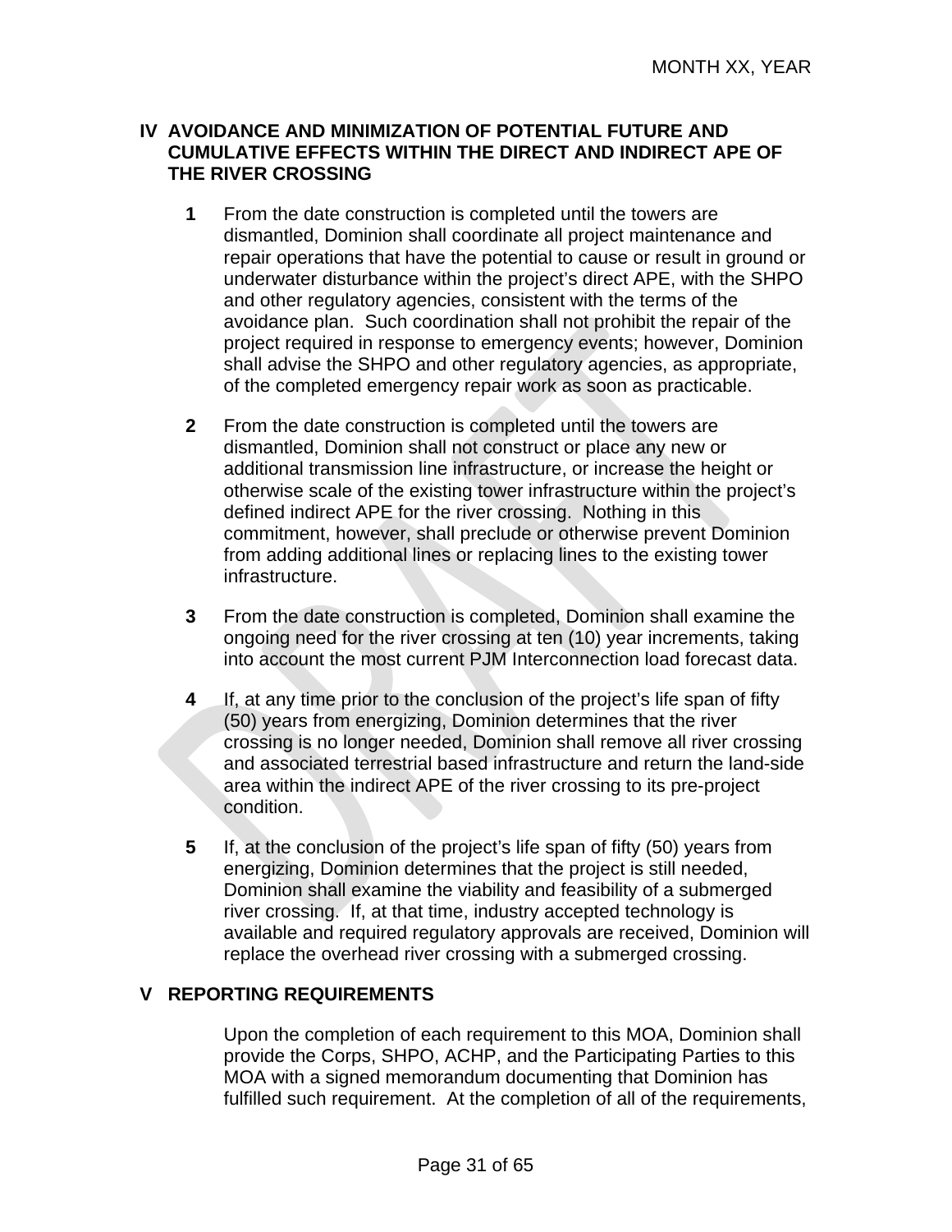## IV AVOIDANCE AND MINIMIZATION OF POTENTIAL FUTURE AND CUMULATIVE EFFECTS WITHIN THE DIRECT AND INDIRECT APE OF THE RIVER CROSSING

**1** From the date construction is completed until the towers are dismantled, Dominion shall coordinate all project maintenance and repair operations that have the potential to cause or result in ground or underwater disturbance within the project's direct APE, with the SHPO and other regulatory agencies, consistent with the terms of the avoidance plan. Such coordination shall not prohibit the repair of the project required in response to emergency events; however, Dominion shall advise the SHPO and other regulatory agencies, as appropriate, of the completed emergency repair work as soon as practicable.

**2** From the date construction is completed until the towers are dismantled, Dominion shall not construct or place any new or additional transmission line infrastructure, or increase the height or otherwise scale of the existing tower infrastructure within the project's defined indirect APE for the river crossing. Nothing in this commitment, however, shall preclude or otherwise prevent Dominion from adding additional lines or replacing lines to the existing tower infrastructure.

**3** From the date construction is completed, Dominion shall examine the ongoing need for the river crossing at ten (10) year increments, taking into account the most current PJM Interconnection load forecast data.

**4** If, at any time prior to the conclusion of the project's life span of fifty (50) years from energizing, Dominion determines that the river crossing is no longer needed, Dominion shall remove all river crossing and associated terrestrial based infrastructure and return the land-side area within the indirect APE of the river crossing to its pre-project condition.

**5** If, at the conclusion of the project's life span of fifty (50) years from energizing, Dominion determines that the project is still needed, Dominion shall examine the viability and feasibility of a submerged river crossing. If, at that time, industry accepted technology is available and required regulatory approvals are received, Dominion will replace the overhead river crossing with a submerged crossing.

## V REPORTING REQUIREMENTS

Upon the completion of each requirement to this MOA, Dominion shall provide the Corps, SHPO, ACHP, and the Participating Parties to this MOA with a signed memorandum documenting that Dominion has fulfilled such requirement. At the completion of all of the requirements,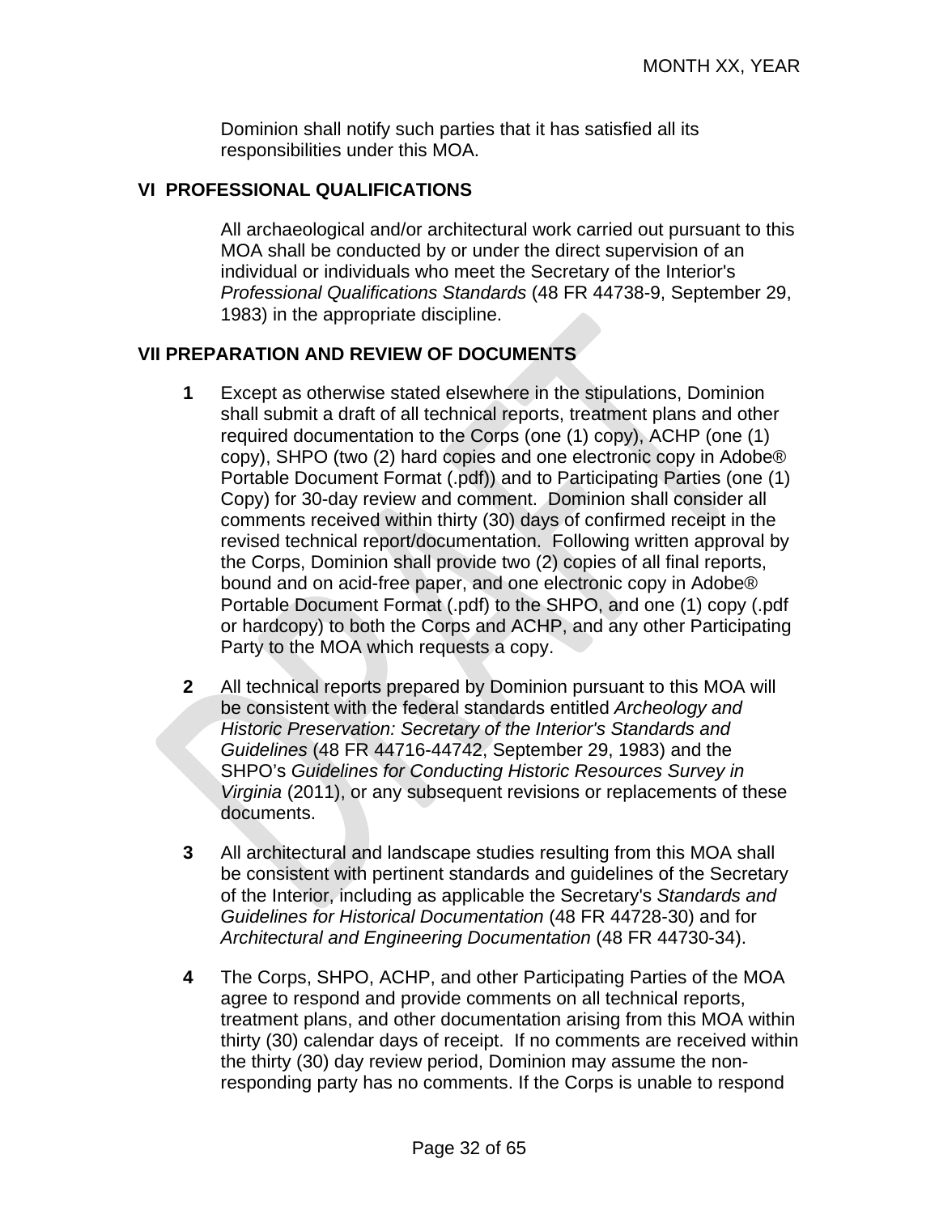Dominion shall notify such parties that it has satisfied all its responsibilities under this MOA.

## VI PROFESSIONAL QUALIFICATIONS

All archaeological and/or architectural work carried out pursuant to this MOA shall be conducted by or under the direct supervision of an individual or individuals who meet the Secretary of the Interior's *Professional Qualifications Standards* (48 FR 44738-9, September 29, 1983) in the appropriate discipline.

## VII PREPARATION AND REVIEW OF DOCUMENTS

**1** Except as otherwise stated elsewhere in the stipulations, Dominion shall submit a draft of all technical reports, treatment plans and other required documentation to the Corps (one (1) copy), ACHP (one (1) copy), SHPO (two (2) hard copies and one electronic copy in Adobe® Portable Document Format (.pdf)) and to Participating Parties (one (1) Copy) for 30-day review and comment. Dominion shall consider all comments received within thirty (30) days of confirmed receipt in the revised technical report/documentation. Following written approval by the Corps, Dominion shall provide two (2) copies of all final reports, bound and on acid-free paper, and one electronic copy in Adobe® Portable Document Format (.pdf) to the SHPO, and one (1) copy (.pdf or hardcopy) to both the Corps and ACHP, and any other Participating Party to the MOA which requests a copy.

**2** All technical reports prepared by Dominion pursuant to this MOA will be consistent with the federal standards entitled *Archeology and Historic Preservation: Secretary of the Interior's Standards and Guidelines* (48 FR 44716-44742, September 29, 1983) and the SHPO's *Guidelines for Conducting Historic Resources Survey in Virginia* (2011), or any subsequent revisions or replacements of these documents.

**3** All architectural and landscape studies resulting from this MOA shall be consistent with pertinent standards and guidelines of the Secretary of the Interior, including as applicable the Secretary's *Standards and Guidelines for Historical Documentation* (48 FR 44728-30) and for *Architectural and Engineering Documentation* (48 FR 44730-34).

**4** The Corps, SHPO, ACHP, and other Participating Parties of the MOA agree to respond and provide comments on all technical reports, treatment plans, and other documentation arising from this MOA within thirty (30) calendar days of receipt. If no comments are received within the thirty (30) day review period, Dominion may assume the non-responding party has no comments. If the Corps is unable to respond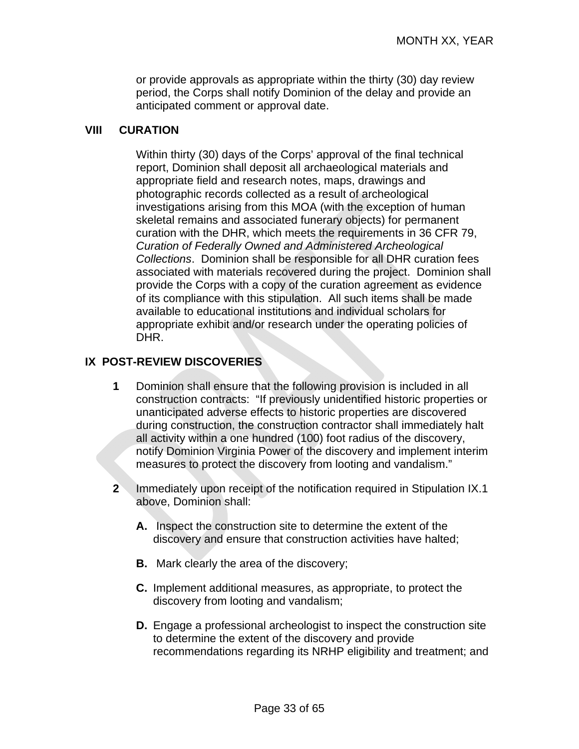or provide approvals as appropriate within the thirty (30) day review period, the Corps shall notify Dominion of the delay and provide an anticipated comment or approval date.

## VIII CURATION

Within thirty (30) days of the Corps' approval of the final technical report, Dominion shall deposit all archaeological materials and appropriate field and research notes, maps, drawings and photographic records collected as a result of archeological investigations arising from this MOA (with the exception of human skeletal remains and associated funerary objects) for permanent curation with the DHR, which meets the requirements in 36 CFR 79, *Curation of Federally Owned and Administered Archeological Collections*. Dominion shall be responsible for all DHR curation fees associated with materials recovered during the project. Dominion shall provide the Corps with a copy of the curation agreement as evidence of its compliance with this stipulation. All such items shall be made available to educational institutions and individual scholars for appropriate exhibit and/or research under the operating policies of DHR.

## IX POST-REVIEW DISCOVERIES

**1** Dominion shall ensure that the following provision is included in all construction contracts: "If previously unidentified historic properties or unanticipated adverse effects to historic properties are discovered during construction, the construction contractor shall immediately halt all activity within a one hundred (100) foot radius of the discovery, notify Dominion Virginia Power of the discovery and implement interim measures to protect the discovery from looting and vandalism."

**2** Immediately upon receipt of the notification required in Stipulation IX.1 above, Dominion shall:

**A.** Inspect the construction site to determine the extent of the discovery and ensure that construction activities have halted;

**B.** Mark clearly the area of the discovery;

**C.** Implement additional measures, as appropriate, to protect the discovery from looting and vandalism;

**D.** Engage a professional archeologist to inspect the construction site to determine the extent of the discovery and provide recommendations regarding its NRHP eligibility and treatment; and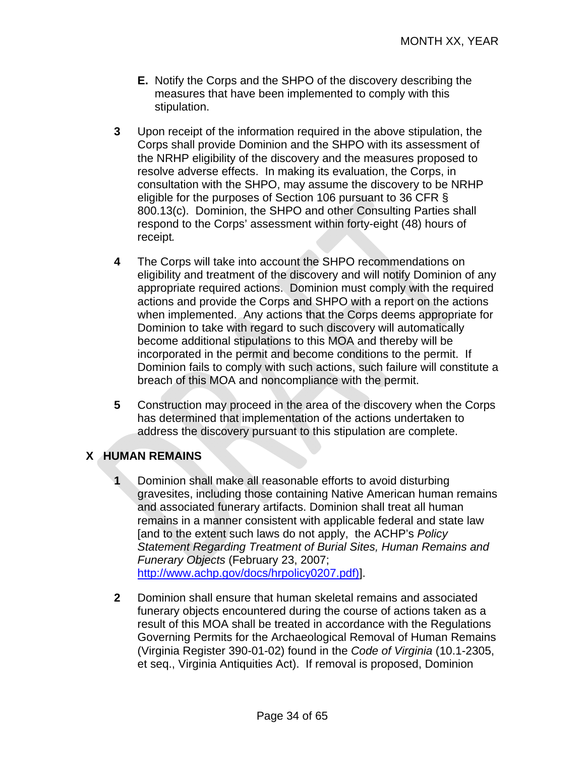**E.** Notify the Corps and the SHPO of the discovery describing the measures that have been implemented to comply with this stipulation.

**3** Upon receipt of the information required in the above stipulation, the Corps shall provide Dominion and the SHPO with its assessment of the NRHP eligibility of the discovery and the measures proposed to resolve adverse effects. In making its evaluation, the Corps, in consultation with the SHPO, may assume the discovery to be NRHP eligible for the purposes of Section 106 pursuant to 36 CFR § 800.13(c). Dominion, the SHPO and other Consulting Parties shall respond to the Corps' assessment within forty-eight (48) hours of receipt.

**4** The Corps will take into account the SHPO recommendations on eligibility and treatment of the discovery and will notify Dominion of any appropriate required actions. Dominion must comply with the required actions and provide the Corps and SHPO with a report on the actions when implemented. Any actions that the Corps deems appropriate for Dominion to take with regard to such discovery will automatically become additional stipulations to this MOA and thereby will be incorporated in the permit and become conditions to the permit. If Dominion fails to comply with such actions, such failure will constitute a breach of this MOA and noncompliance with the permit.

**5** Construction may proceed in the area of the discovery when the Corps has determined that implementation of the actions undertaken to address the discovery pursuant to this stipulation are complete.

## X HUMAN REMAINS

**1** Dominion shall make all reasonable efforts to avoid disturbing gravesites, including those containing Native American human remains and associated funerary artifacts. Dominion shall treat all human remains in a manner consistent with applicable federal and state law [and to the extent such laws do not apply, the ACHP's *Policy Statement Regarding Treatment of Burial Sites, Human Remains and Funerary Objects* (February 23, 2007; http://www.achp.gov/docs/hrpolicy0207.pdf)].

**2** Dominion shall ensure that human skeletal remains and associated funerary objects encountered during the course of actions taken as a result of this MOA shall be treated in accordance with the Regulations Governing Permits for the Archaeological Removal of Human Remains (Virginia Register 390-01-02) found in the *Code of Virginia* (10.1-2305, et seq., Virginia Antiquities Act). If removal is proposed, Dominion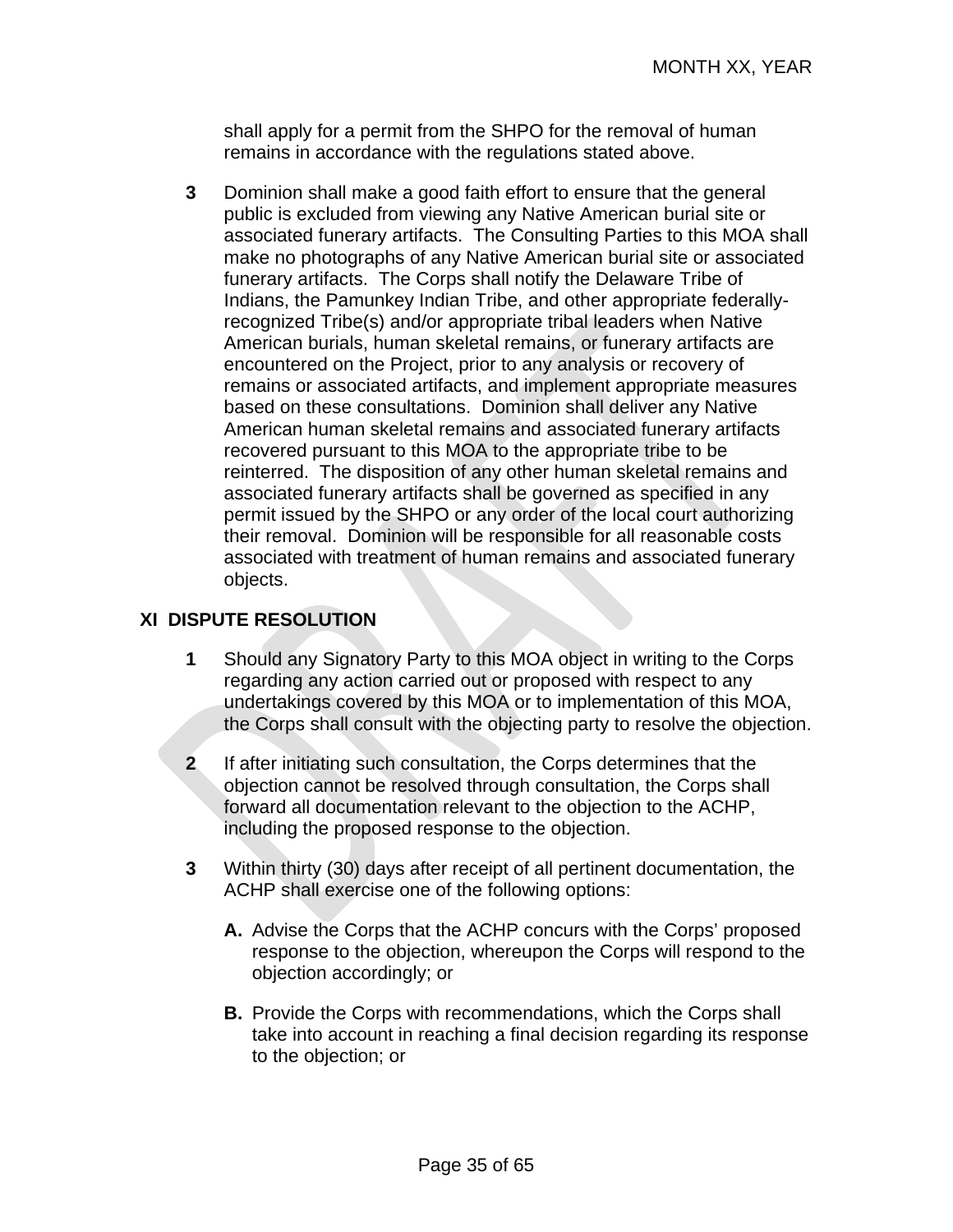shall apply for a permit from the SHPO for the removal of human remains in accordance with the regulations stated above.

**3** Dominion shall make a good faith effort to ensure that the general public is excluded from viewing any Native American burial site or associated funerary artifacts. The Consulting Parties to this MOA shall make no photographs of any Native American burial site or associated funerary artifacts. The Corps shall notify the Delaware Tribe of Indians, the Pamunkey Indian Tribe, and other appropriate federally-recognized Tribe(s) and/or appropriate tribal leaders when Native American burials, human skeletal remains, or funerary artifacts are encountered on the Project, prior to any analysis or recovery of remains or associated artifacts, and implement appropriate measures based on these consultations. Dominion shall deliver any Native American human skeletal remains and associated funerary artifacts recovered pursuant to this MOA to the appropriate tribe to be reinterred. The disposition of any other human skeletal remains and associated funerary artifacts shall be governed as specified in any permit issued by the SHPO or any order of the local court authorizing their removal. Dominion will be responsible for all reasonable costs associated with treatment of human remains and associated funerary objects.

## XI DISPUTE RESOLUTION

**1** Should any Signatory Party to this MOA object in writing to the Corps regarding any action carried out or proposed with respect to any undertakings covered by this MOA or to implementation of this MOA, the Corps shall consult with the objecting party to resolve the objection.

**2** If after initiating such consultation, the Corps determines that the objection cannot be resolved through consultation, the Corps shall forward all documentation relevant to the objection to the ACHP, including the proposed response to the objection.

**3** Within thirty (30) days after receipt of all pertinent documentation, the ACHP shall exercise one of the following options:

**A.** Advise the Corps that the ACHP concurs with the Corps' proposed response to the objection, whereupon the Corps will respond to the objection accordingly; or

**B.** Provide the Corps with recommendations, which the Corps shall take into account in reaching a final decision regarding its response to the objection; or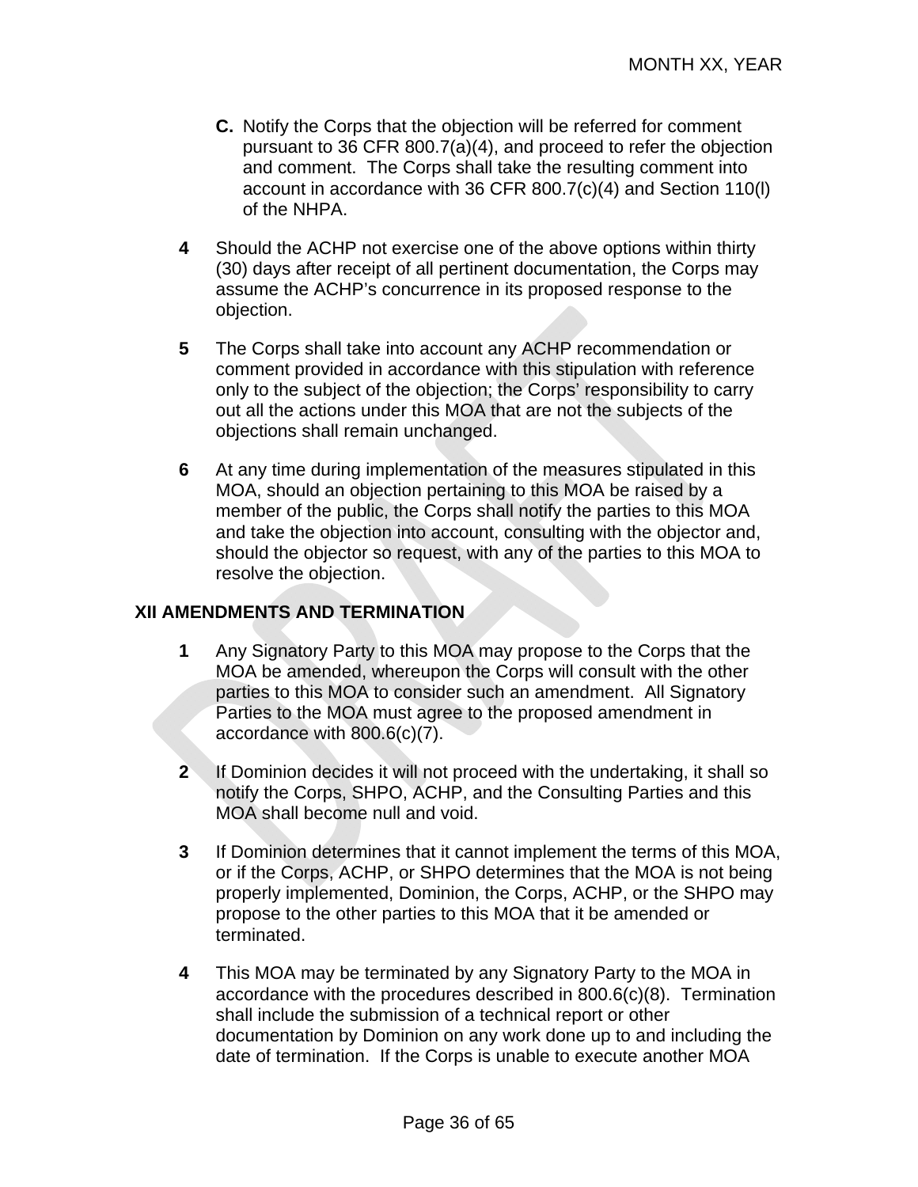**C.** Notify the Corps that the objection will be referred for comment pursuant to 36 CFR 800.7(a)(4), and proceed to refer the objection and comment. The Corps shall take the resulting comment into account in accordance with 36 CFR 800.7(c)(4) and Section 110(l) of the NHPA.

**4** Should the ACHP not exercise one of the above options within thirty (30) days after receipt of all pertinent documentation, the Corps may assume the ACHP's concurrence in its proposed response to the objection.

**5** The Corps shall take into account any ACHP recommendation or comment provided in accordance with this stipulation with reference only to the subject of the objection; the Corps' responsibility to carry out all the actions under this MOA that are not the subjects of the objections shall remain unchanged.

**6** At any time during implementation of the measures stipulated in this MOA, should an objection pertaining to this MOA be raised by a member of the public, the Corps shall notify the parties to this MOA and take the objection into account, consulting with the objector and, should the objector so request, with any of the parties to this MOA to resolve the objection.

## XII AMENDMENTS AND TERMINATION

**1** Any Signatory Party to this MOA may propose to the Corps that the MOA be amended, whereupon the Corps will consult with the other parties to this MOA to consider such an amendment. All Signatory Parties to the MOA must agree to the proposed amendment in accordance with 800.6(c)(7).

**2** If Dominion decides it will not proceed with the undertaking, it shall so notify the Corps, SHPO, ACHP, and the Consulting Parties and this MOA shall become null and void.

**3** If Dominion determines that it cannot implement the terms of this MOA, or if the Corps, ACHP, or SHPO determines that the MOA is not being properly implemented, Dominion, the Corps, ACHP, or the SHPO may propose to the other parties to this MOA that it be amended or terminated.

**4** This MOA may be terminated by any Signatory Party to the MOA in accordance with the procedures described in 800.6(c)(8). Termination shall include the submission of a technical report or other documentation by Dominion on any work done up to and including the date of termination. If the Corps is unable to execute another MOA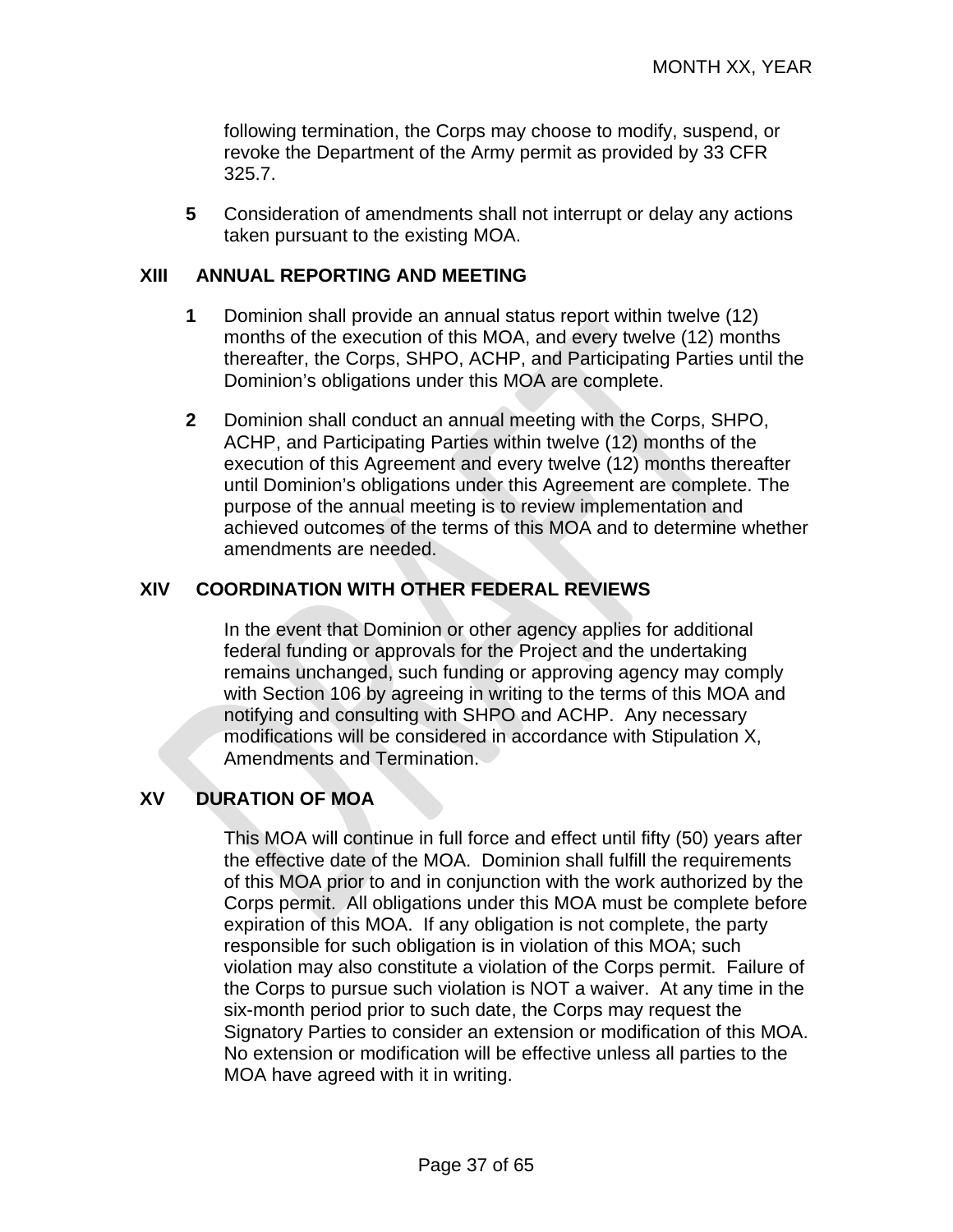following termination, the Corps may choose to modify, suspend, or revoke the Department of the Army permit as provided by 33 CFR 325.7.

**5** Consideration of amendments shall not interrupt or delay any actions taken pursuant to the existing MOA.

## XIII ANNUAL REPORTING AND MEETING

**1** Dominion shall provide an annual status report within twelve (12) months of the execution of this MOA, and every twelve (12) months thereafter, the Corps, SHPO, ACHP, and Participating Parties until the Dominion's obligations under this MOA are complete.

**2** Dominion shall conduct an annual meeting with the Corps, SHPO, ACHP, and Participating Parties within twelve (12) months of the execution of this Agreement and every twelve (12) months thereafter until Dominion's obligations under this Agreement are complete. The purpose of the annual meeting is to review implementation and achieved outcomes of the terms of this MOA and to determine whether amendments are needed.

## XIV COORDINATION WITH OTHER FEDERAL REVIEWS

In the event that Dominion or other agency applies for additional federal funding or approvals for the Project and the undertaking remains unchanged, such funding or approving agency may comply with Section 106 by agreeing in writing to the terms of this MOA and notifying and consulting with SHPO and ACHP. Any necessary modifications will be considered in accordance with Stipulation X, Amendments and Termination.

## XV DURATION OF MOA

This MOA will continue in full force and effect until fifty (50) years after the effective date of the MOA. Dominion shall fulfill the requirements of this MOA prior to and in conjunction with the work authorized by the Corps permit. All obligations under this MOA must be complete before expiration of this MOA. If any obligation is not complete, the party responsible for such obligation is in violation of this MOA; such violation may also constitute a violation of the Corps permit. Failure of the Corps to pursue such violation is NOT a waiver. At any time in the six-month period prior to such date, the Corps may request the Signatory Parties to consider an extension or modification of this MOA. No extension or modification will be effective unless all parties to the MOA have agreed with it in writing.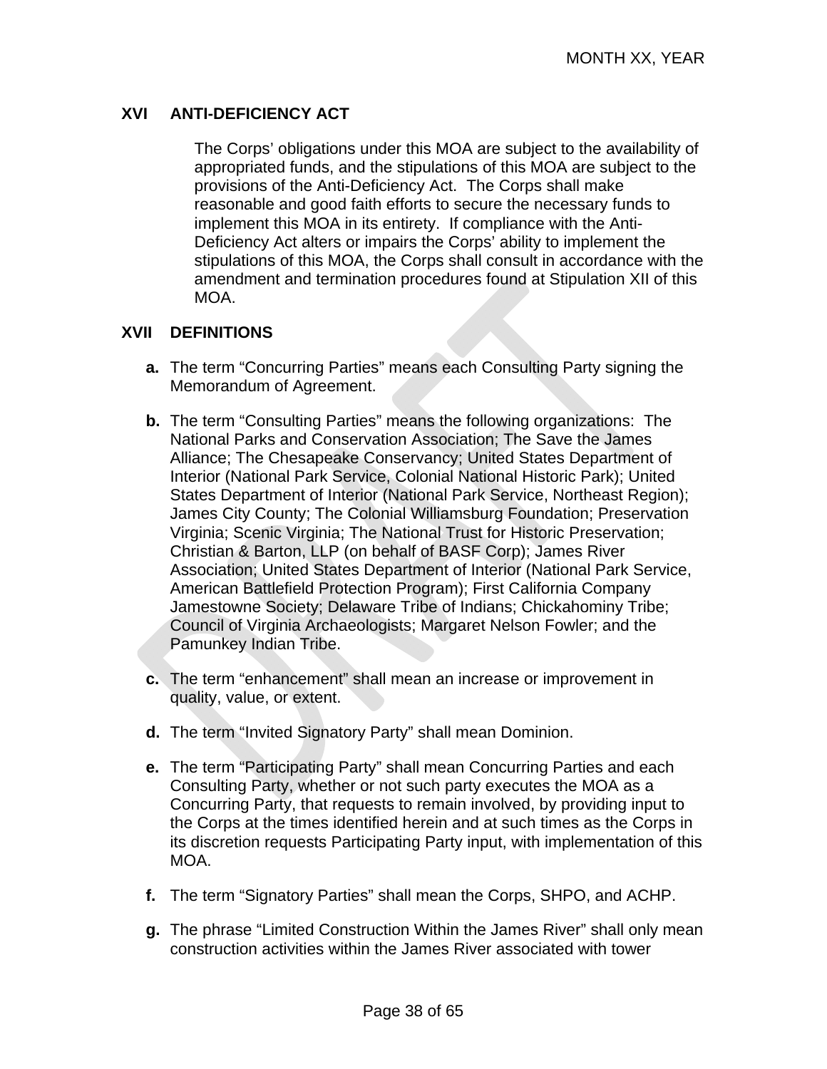## XVI ANTI-DEFICIENCY ACT

The Corps' obligations under this MOA are subject to the availability of appropriated funds, and the stipulations of this MOA are subject to the provisions of the Anti-Deficiency Act. The Corps shall make reasonable and good faith efforts to secure the necessary funds to implement this MOA in its entirety. If compliance with the Anti-Deficiency Act alters or impairs the Corps' ability to implement the stipulations of this MOA, the Corps shall consult in accordance with the amendment and termination procedures found at Stipulation XII of this MOA.

## XVII DEFINITIONS

**a.** The term "Concurring Parties" means each Consulting Party signing the Memorandum of Agreement.

**b.** The term "Consulting Parties" means the following organizations: The National Parks and Conservation Association; The Save the James Alliance; The Chesapeake Conservancy; United States Department of Interior (National Park Service, Colonial National Historic Park); United States Department of Interior (National Park Service, Northeast Region); James City County; The Colonial Williamsburg Foundation; Preservation Virginia; Scenic Virginia; The National Trust for Historic Preservation; Christian & Barton, LLP (on behalf of BASF Corp); James River Association; United States Department of Interior (National Park Service, American Battlefield Protection Program); First California Company Jamestowne Society; Delaware Tribe of Indians; Chickahominy Tribe; Council of Virginia Archaeologists; Margaret Nelson Fowler; and the Pamunkey Indian Tribe.

**c.** The term "enhancement" shall mean an increase or improvement in quality, value, or extent.

**d.** The term "Invited Signatory Party" shall mean Dominion.

**e.** The term "Participating Party" shall mean Concurring Parties and each Consulting Party, whether or not such party executes the MOA as a Concurring Party, that requests to remain involved, by providing input to the Corps at the times identified herein and at such times as the Corps in its discretion requests Participating Party input, with implementation of this MOA.

**f.** The term "Signatory Parties" shall mean the Corps, SHPO, and ACHP.

**g.** The phrase "Limited Construction Within the James River" shall only mean construction activities within the James River associated with tower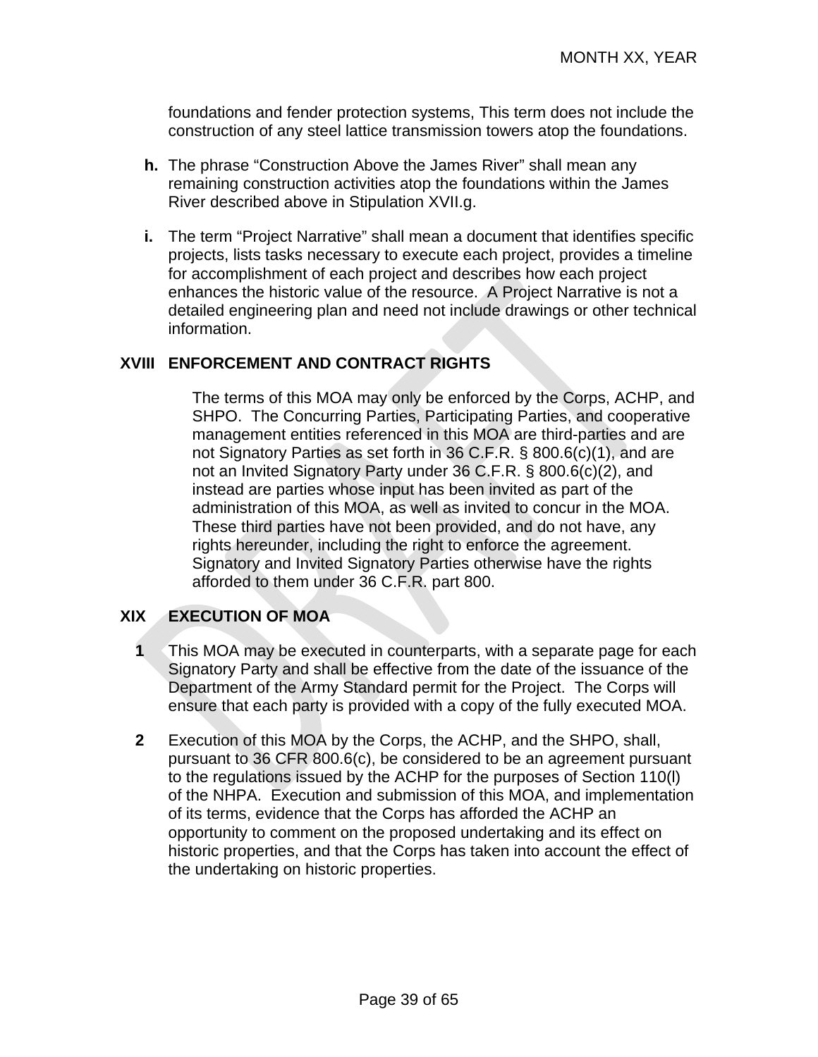foundations and fender protection systems, This term does not include the construction of any steel lattice transmission towers atop the foundations.

**h.** The phrase “Construction Above the James River” shall mean any remaining construction activities atop the foundations within the James River described above in Stipulation XVII.g.

**i.** The term “Project Narrative” shall mean a document that identifies specific projects, lists tasks necessary to execute each project, provides a timeline for accomplishment of each project and describes how each project enhances the historic value of the resource. A Project Narrative is not a detailed engineering plan and need not include drawings or other technical information.

## XVIII ENFORCEMENT AND CONTRACT RIGHTS

The terms of this MOA may only be enforced by the Corps, ACHP, and SHPO. The Concurring Parties, Participating Parties, and cooperative management entities referenced in this MOA are third-parties and are not Signatory Parties as set forth in 36 C.F.R. § 800.6(c)(1), and are not an Invited Signatory Party under 36 C.F.R. § 800.6(c)(2), and instead are parties whose input has been invited as part of the administration of this MOA, as well as invited to concur in the MOA. These third parties have not been provided, and do not have, any rights hereunder, including the right to enforce the agreement. Signatory and Invited Signatory Parties otherwise have the rights afforded to them under 36 C.F.R. part 800.

## XIX EXECUTION OF MOA

**1** This MOA may be executed in counterparts, with a separate page for each Signatory Party and shall be effective from the date of the issuance of the Department of the Army Standard permit for the Project. The Corps will ensure that each party is provided with a copy of the fully executed MOA.

**2** Execution of this MOA by the Corps, the ACHP, and the SHPO, shall, pursuant to 36 CFR 800.6(c), be considered to be an agreement pursuant to the regulations issued by the ACHP for the purposes of Section 110(l) of the NHPA. Execution and submission of this MOA, and implementation of its terms, evidence that the Corps has afforded the ACHP an opportunity to comment on the proposed undertaking and its effect on historic properties, and that the Corps has taken into account the effect of the undertaking on historic properties.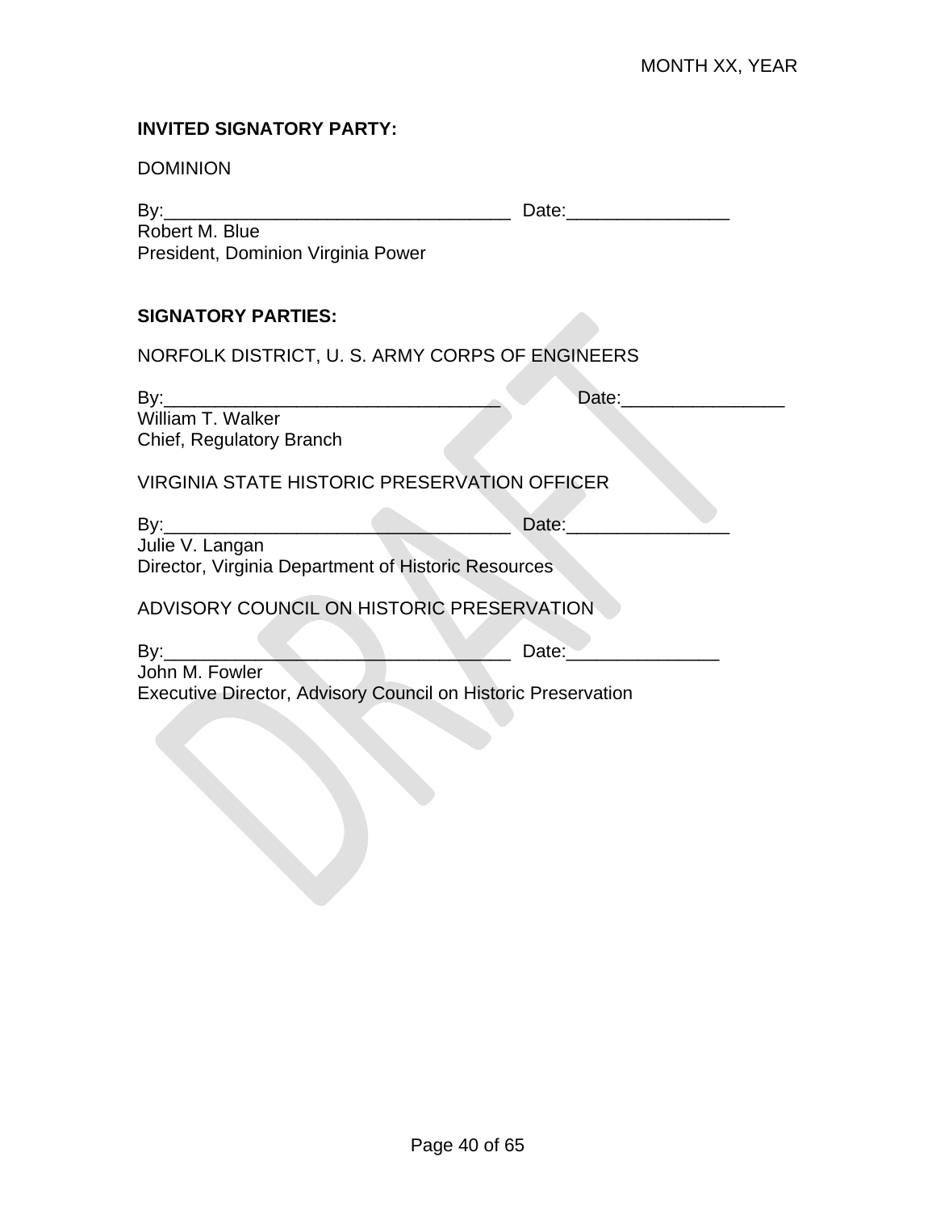MONTH XX, YEAR

**INVITED SIGNATORY PARTY:**

DOMINION

By:___________________________________ Date:________________
Robert M. Blue
President, Dominion Virginia Power

**SIGNATORY PARTIES:**

NORFOLK DISTRICT, U. S. ARMY CORPS OF ENGINEERS

By:__________________________________ Date:________________
William T. Walker
Chief, Regulatory Branch

VIRGINIA STATE HISTORIC PRESERVATION OFFICER

By:___________________________________ Date:________________
Julie V. Langan
Director, Virginia Department of Historic Resources

ADVISORY COUNCIL ON HISTORIC PRESERVATION

By:___________________________________ Date:_______________
John M. Fowler
Executive Director, Advisory Council on Historic Preservation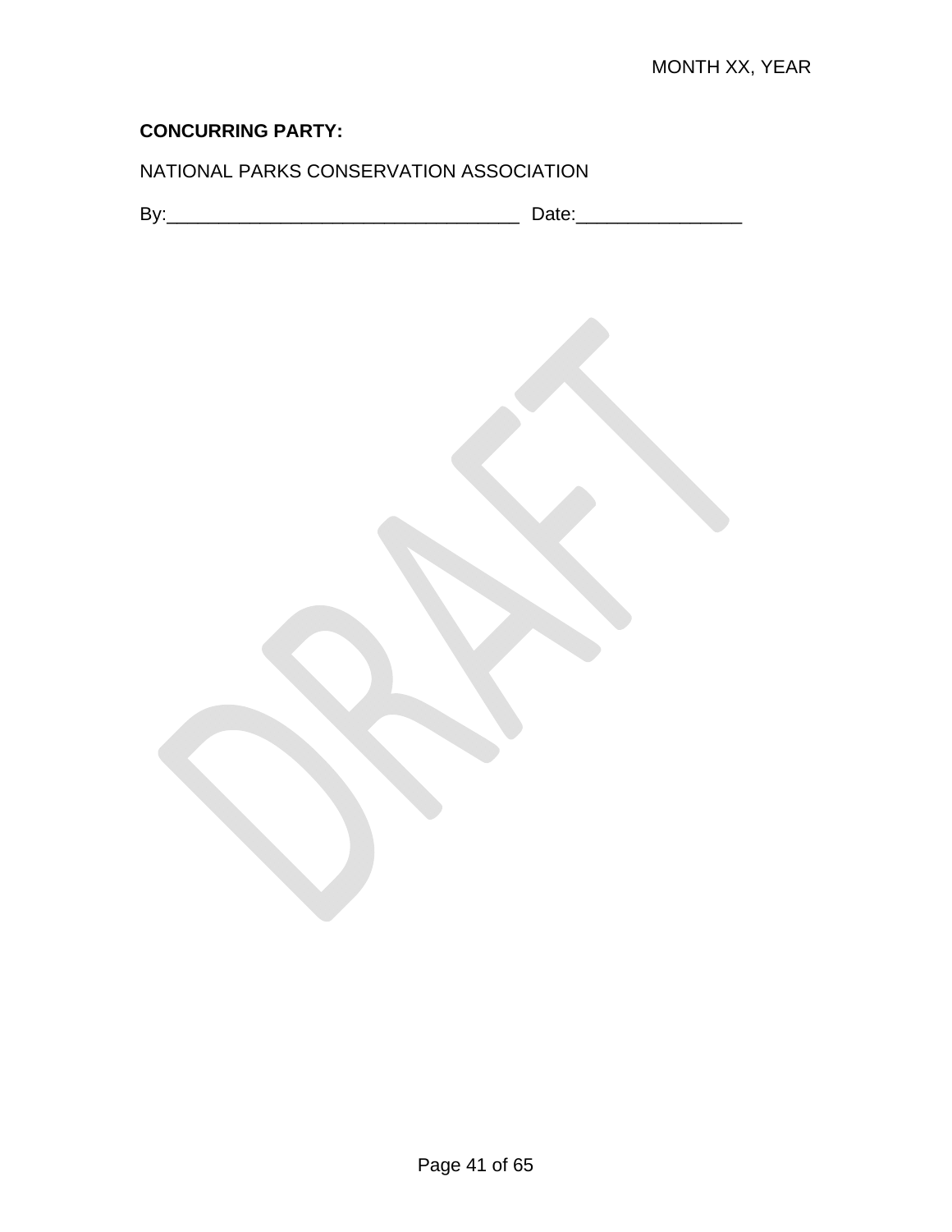MONTH XX, YEAR

**CONCURRING PARTY:**

NATIONAL PARKS CONSERVATION ASSOCIATION

By:___________________________________ Date:________________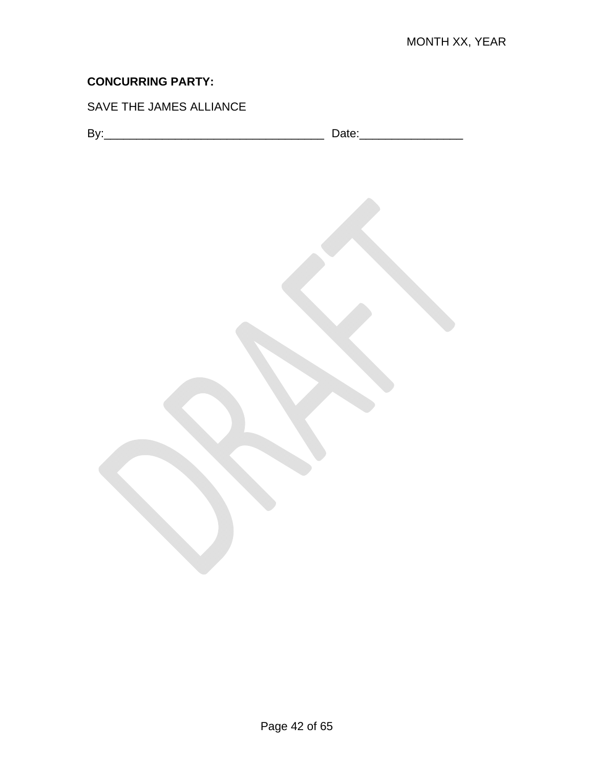**CONCURRING PARTY:**

SAVE THE JAMES ALLIANCE

By:___________________________________ Date:________________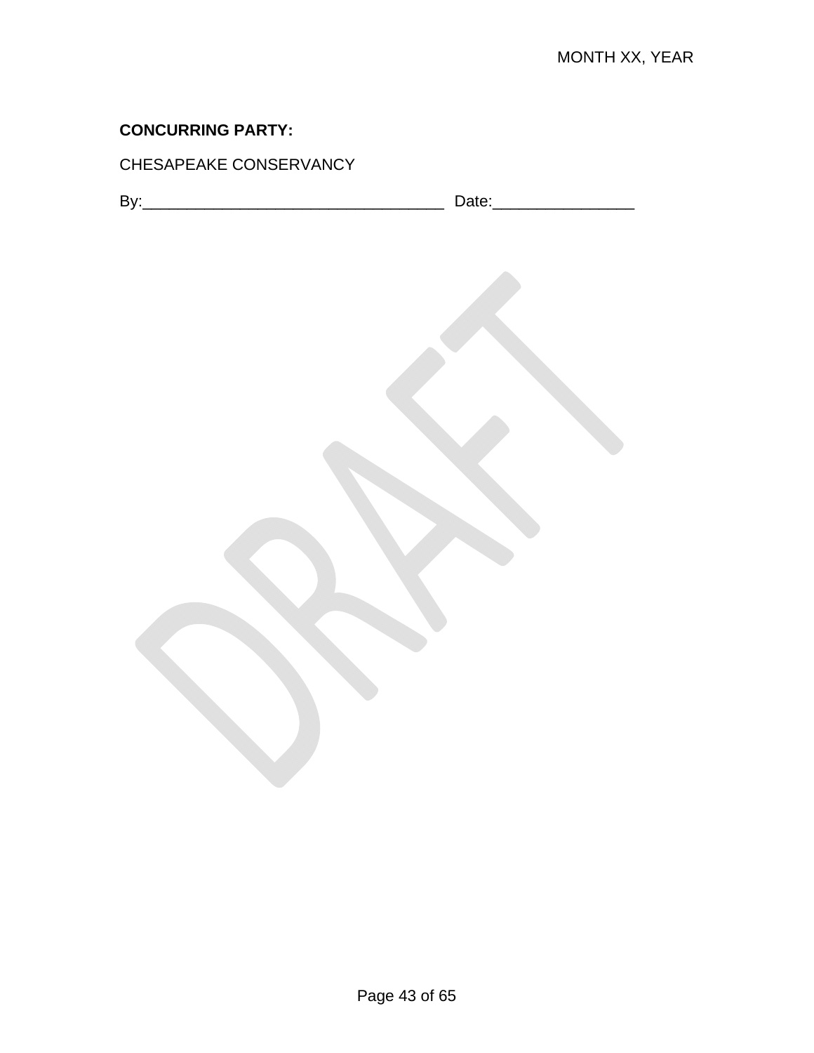MONTH XX, YEAR

**CONCURRING PARTY:**

CHESAPEAKE CONSERVANCY

By:___________________________________ Date:________________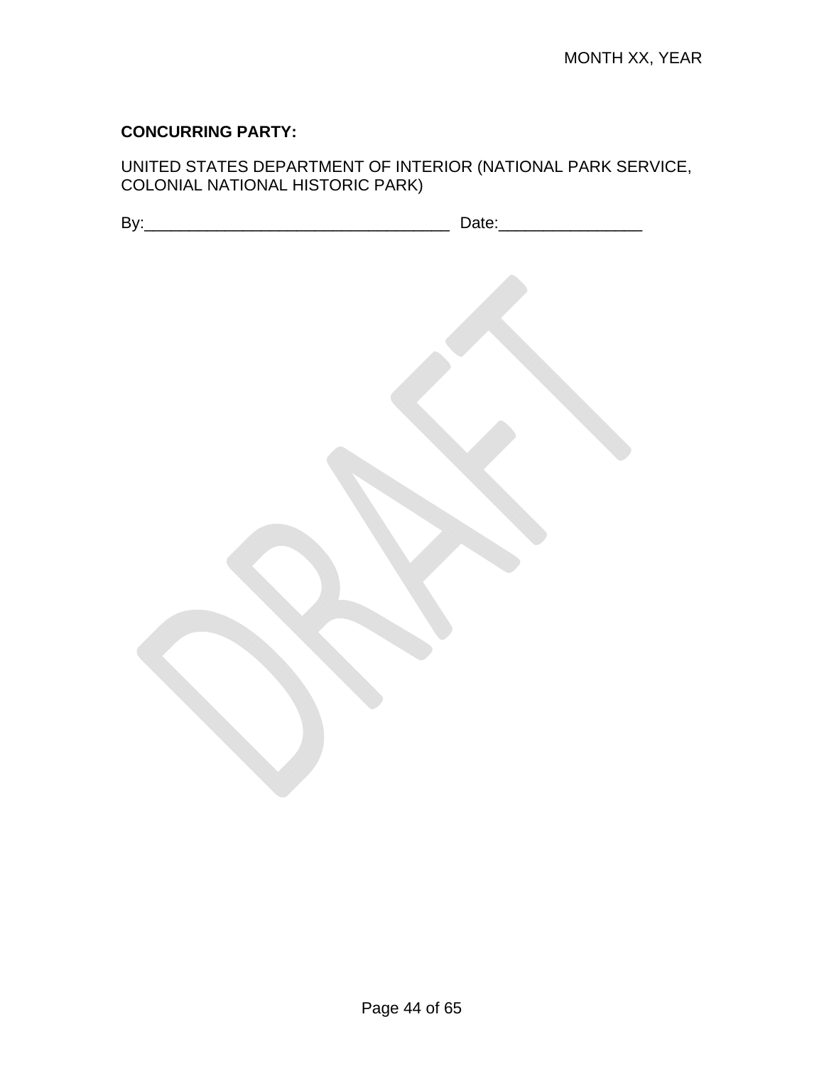MONTH XX, YEAR

**CONCURRING PARTY:**

UNITED STATES DEPARTMENT OF INTERIOR (NATIONAL PARK SERVICE, COLONIAL NATIONAL HISTORIC PARK)

By:___________________________________ Date:________________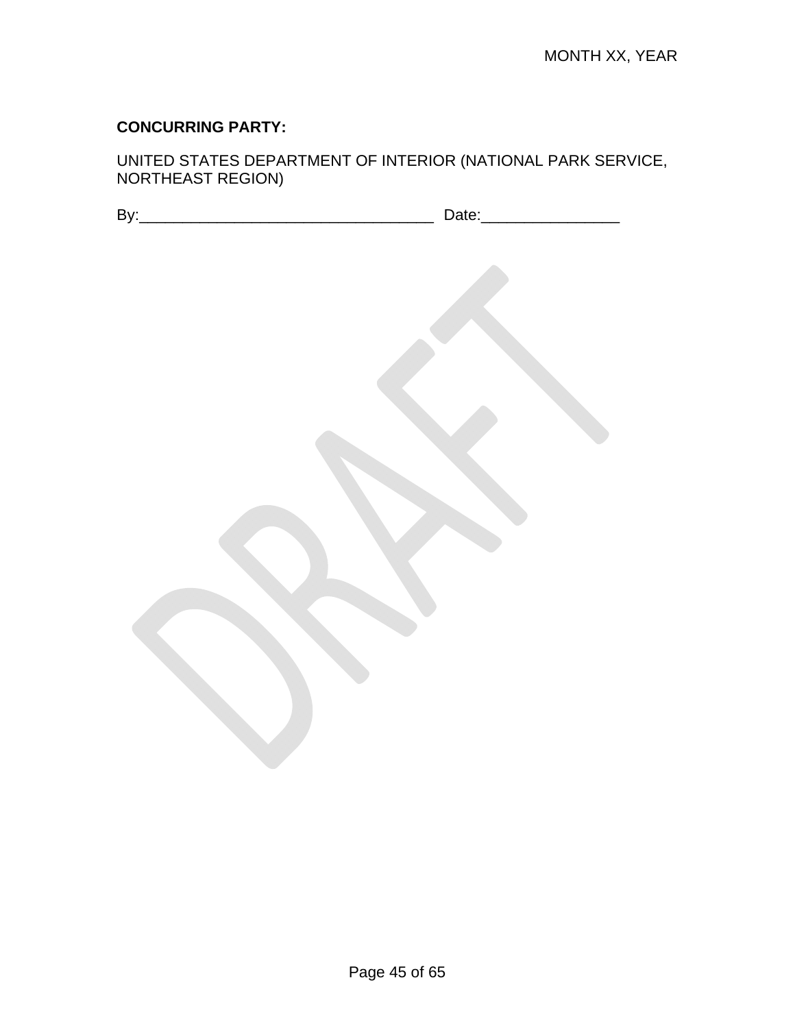**CONCURRING PARTY:**

UNITED STATES DEPARTMENT OF INTERIOR (NATIONAL PARK SERVICE, NORTHEAST REGION)

By:___________________________________ Date:________________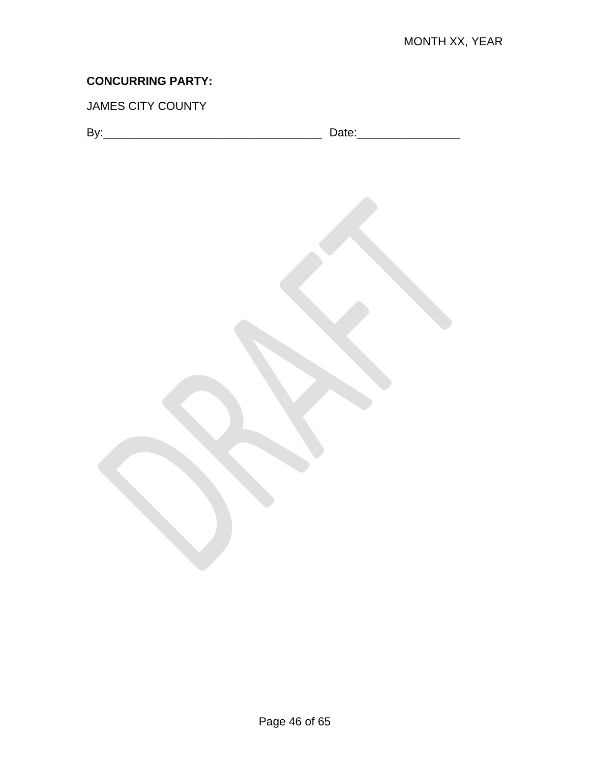**CONCURRING PARTY:**

JAMES CITY COUNTY

By:___________________________________ Date:________________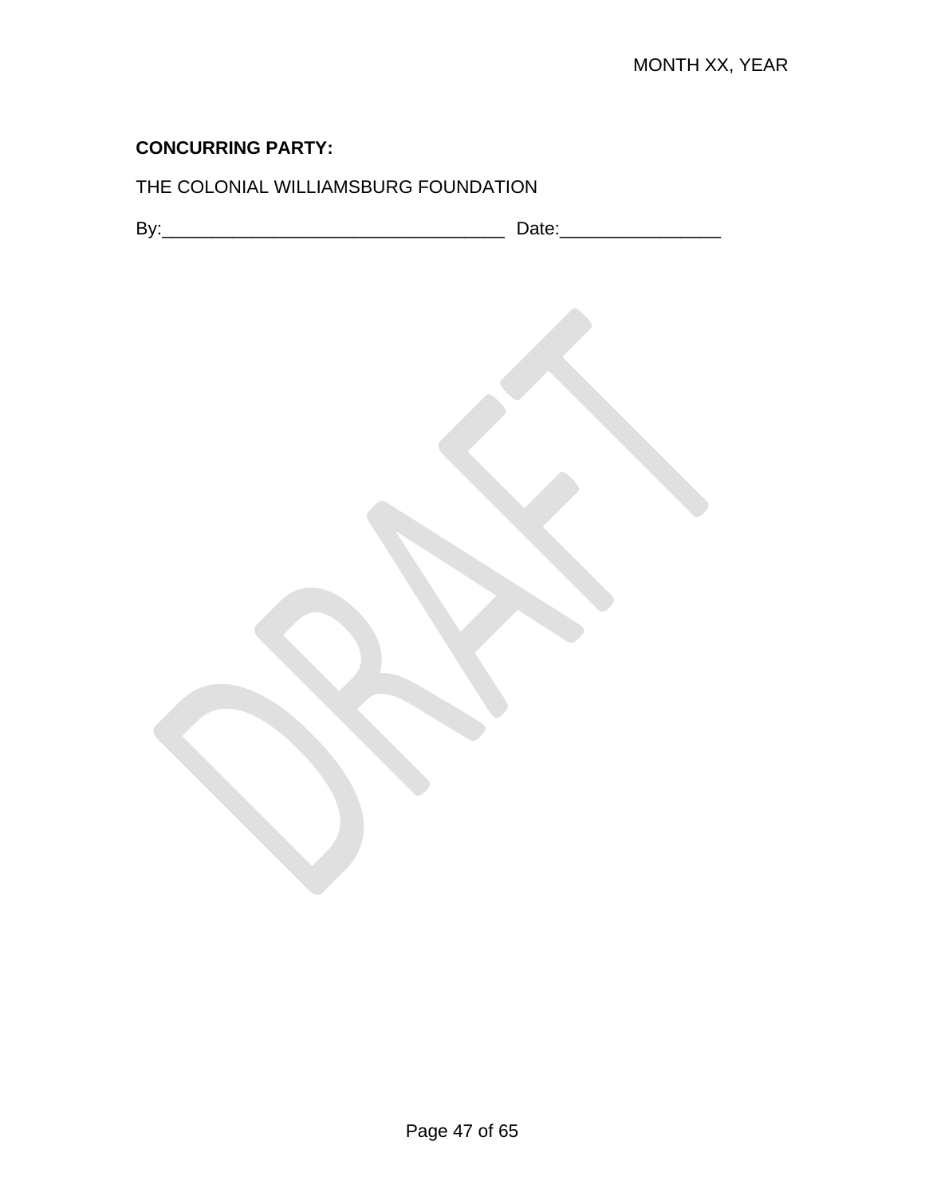**CONCURRING PARTY:**

THE COLONIAL WILLIAMSBURG FOUNDATION

By:___________________________________ Date:________________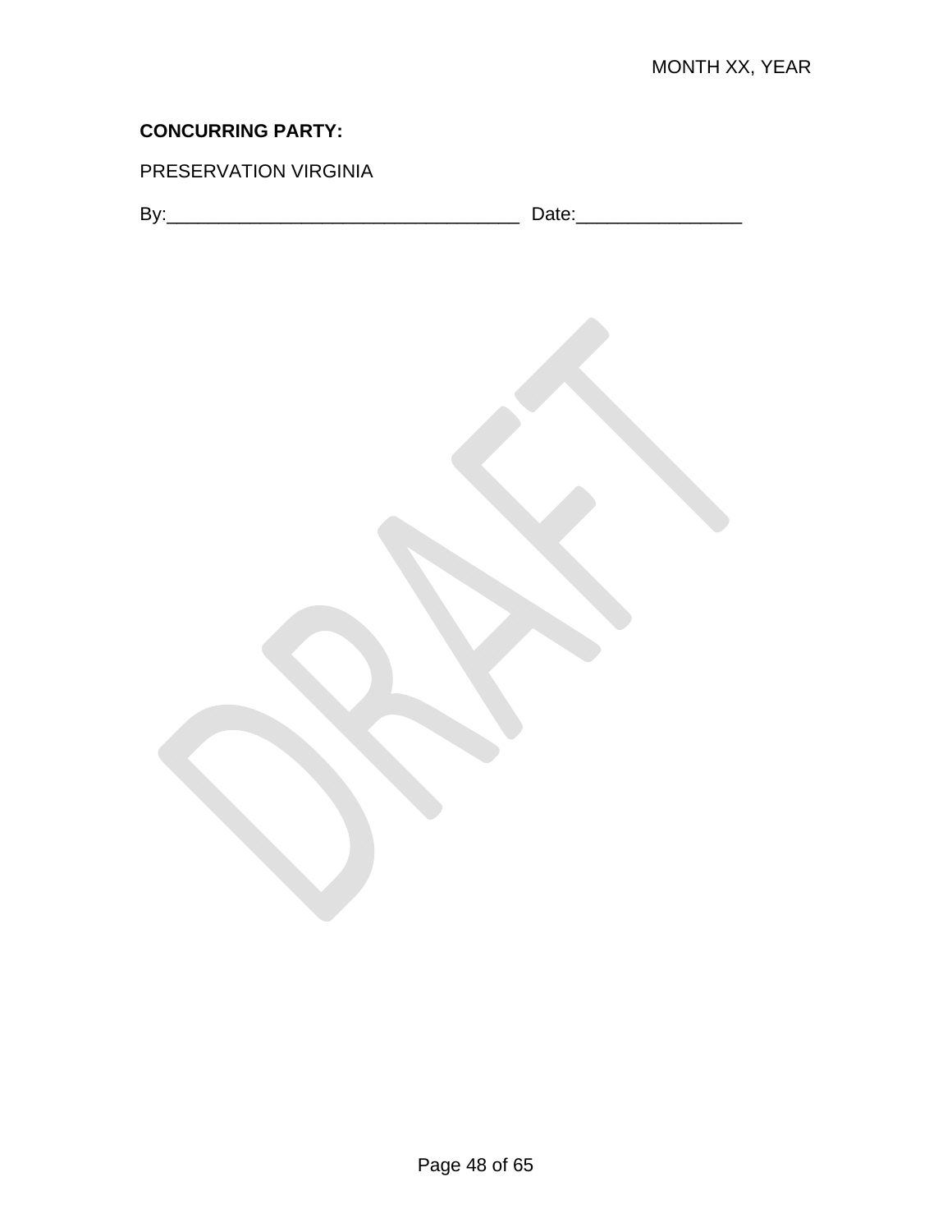**CONCURRING PARTY:**

PRESERVATION VIRGINIA

By:___________________________________ Date:________________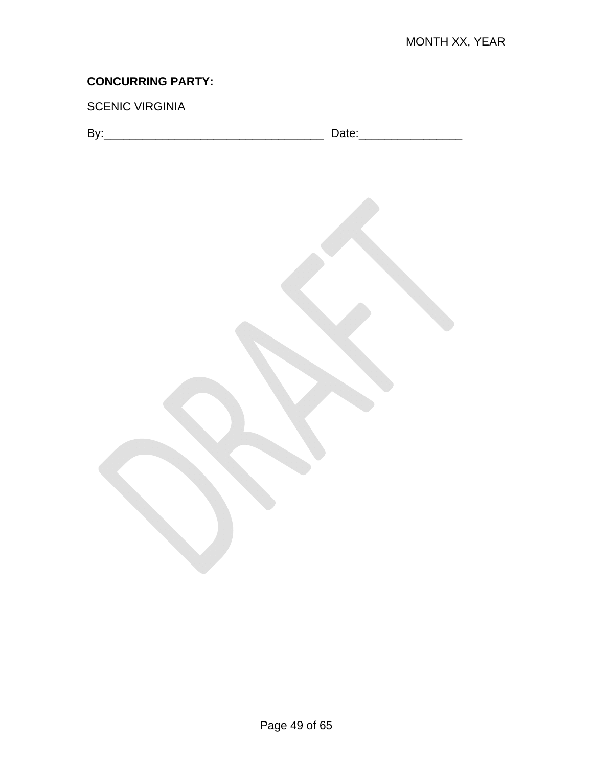**CONCURRING PARTY:**

SCENIC VIRGINIA

By:___________________________________ Date:________________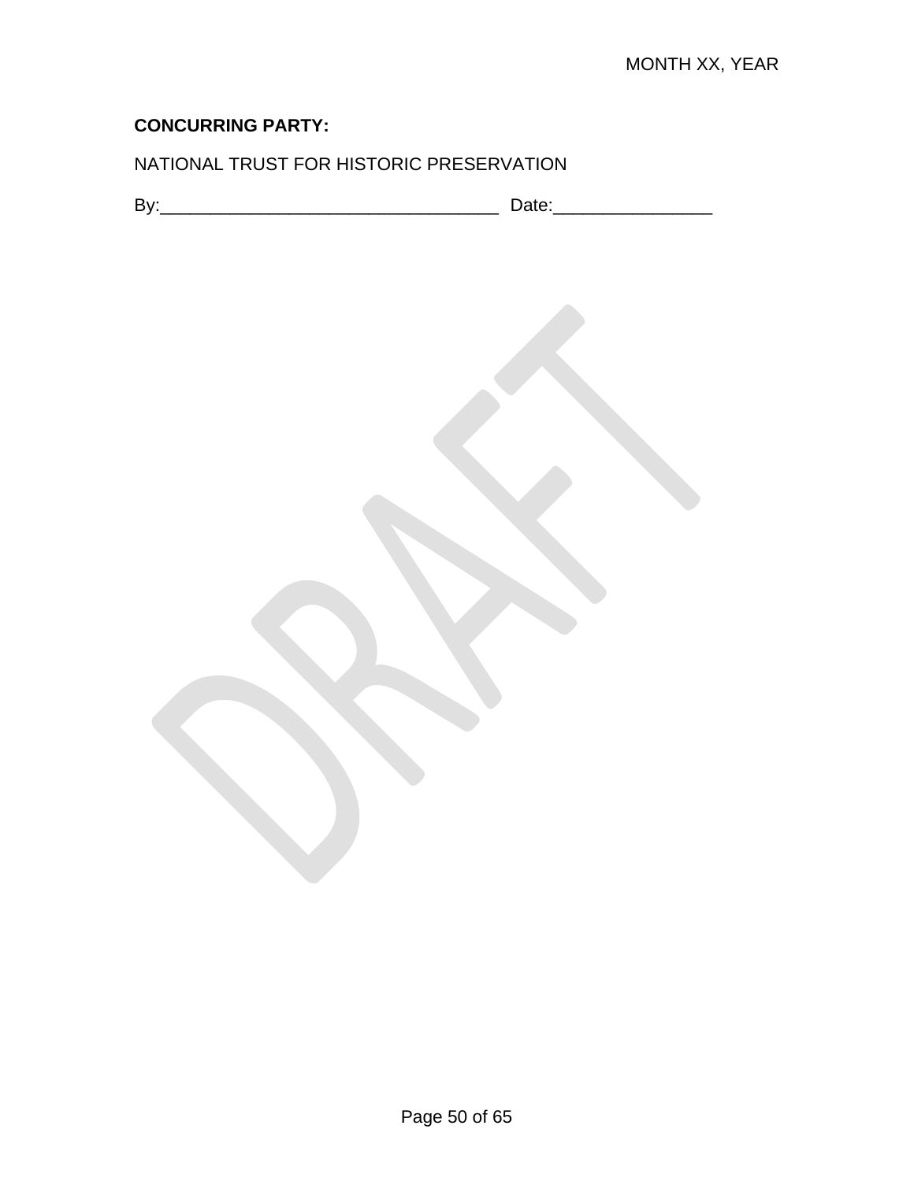**CONCURRING PARTY:**

NATIONAL TRUST FOR HISTORIC PRESERVATION

By:___________________________________ Date:________________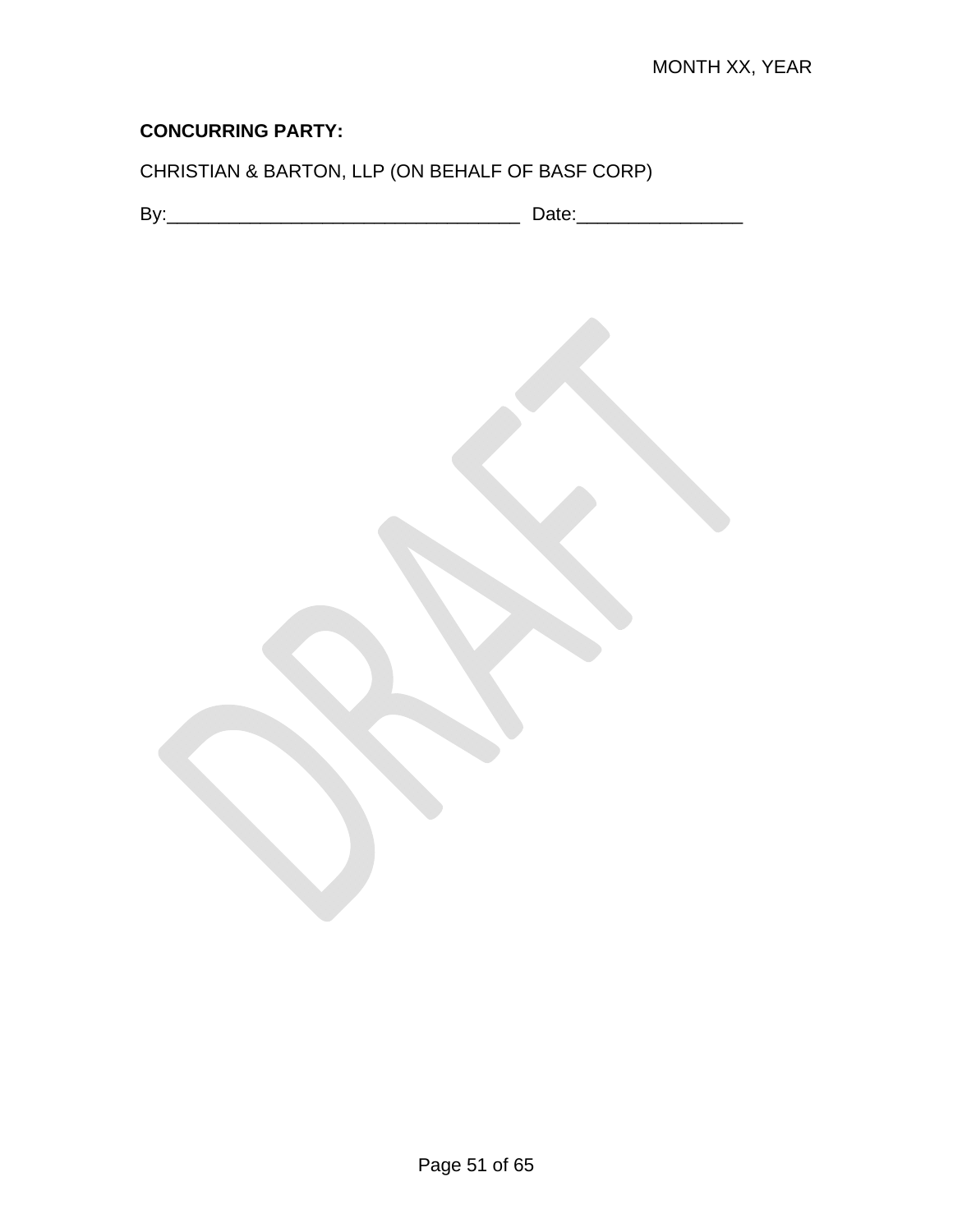MONTH XX, YEAR

**CONCURRING PARTY:**

CHRISTIAN & BARTON, LLP (ON BEHALF OF BASF CORP)

By:___________________________________ Date:________________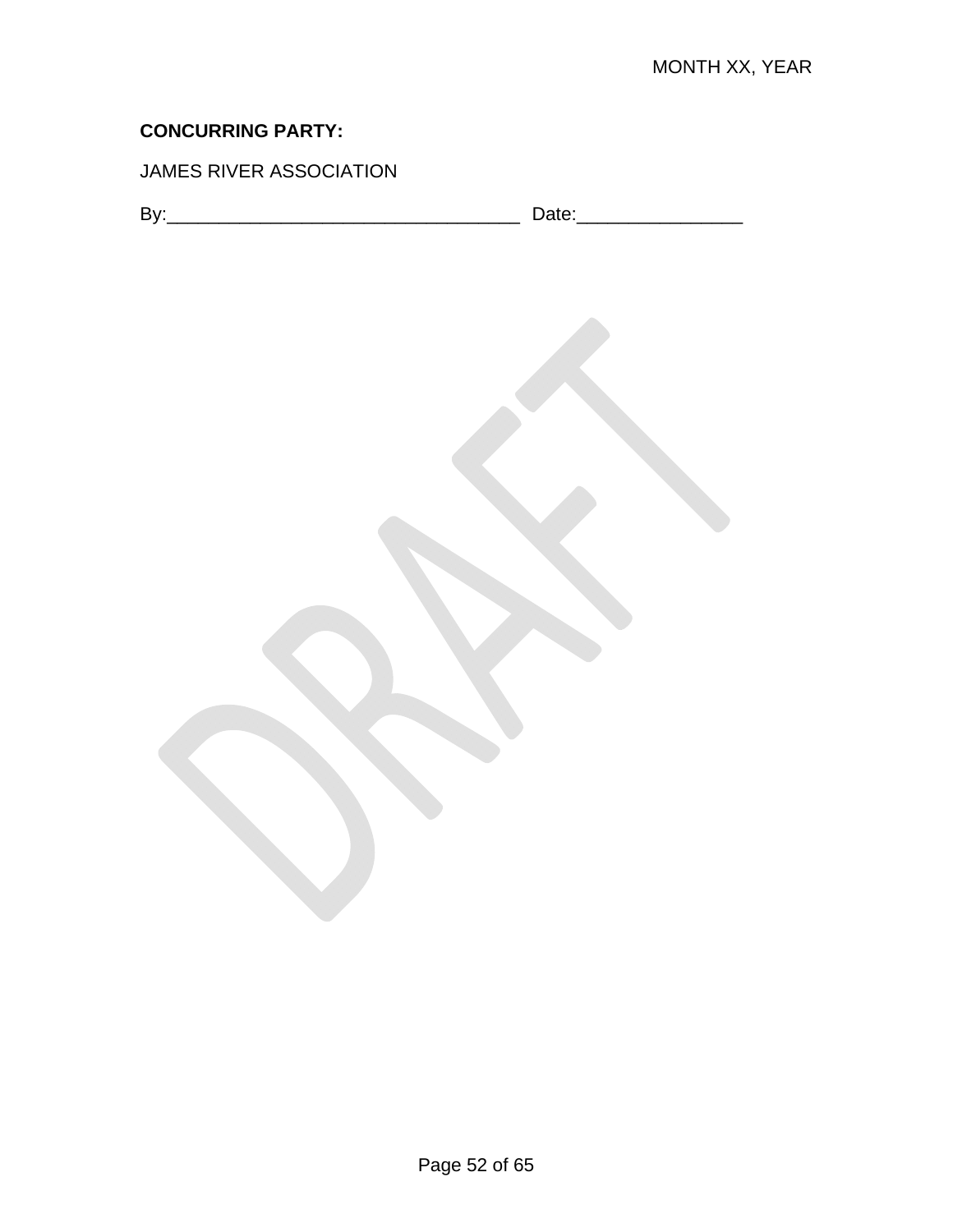**CONCURRING PARTY:**

JAMES RIVER ASSOCIATION

By:___________________________________ Date:________________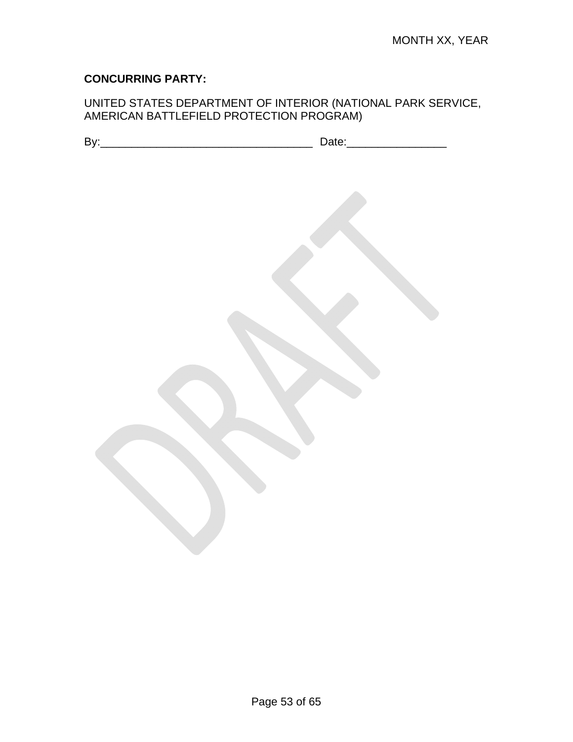**CONCURRING PARTY:**

UNITED STATES DEPARTMENT OF INTERIOR (NATIONAL PARK SERVICE, AMERICAN BATTLEFIELD PROTECTION PROGRAM)

By:___________________________________ Date:________________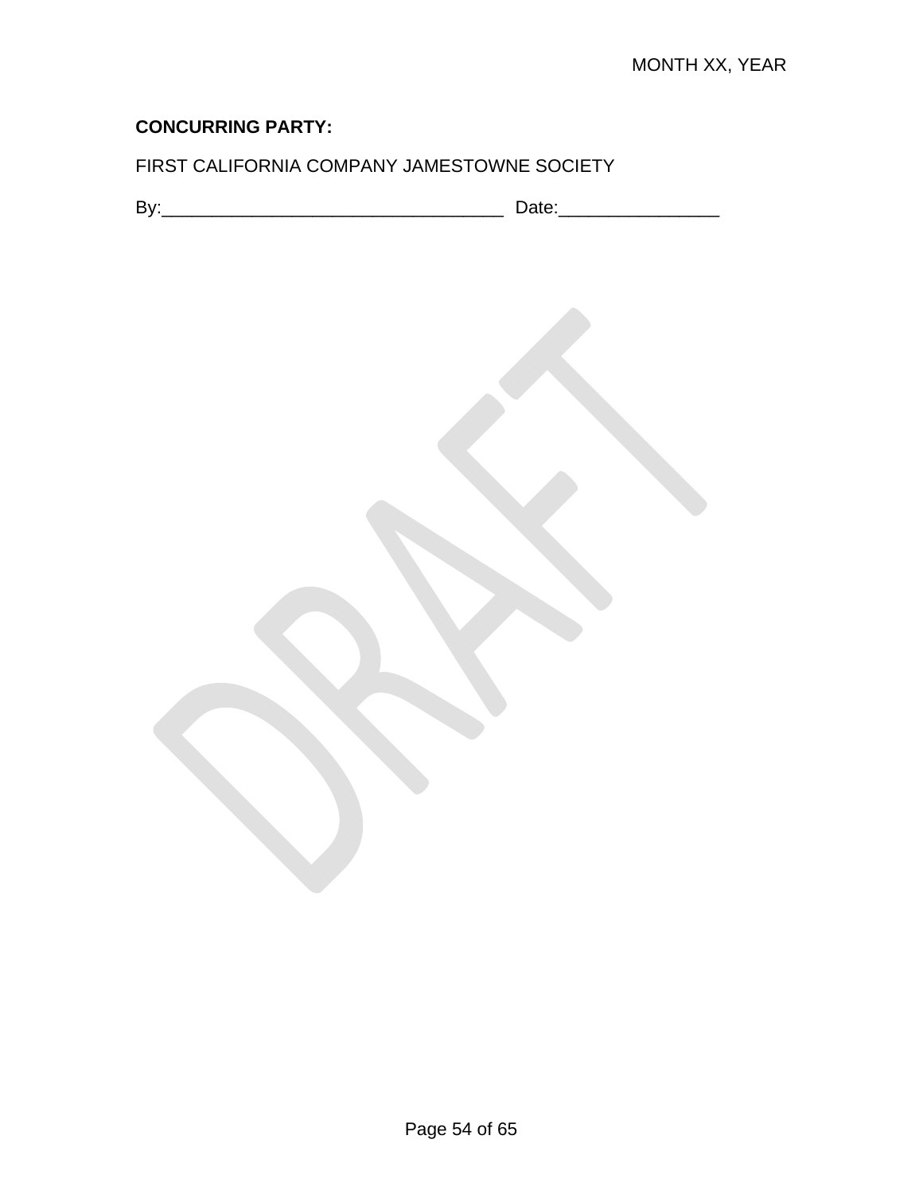**CONCURRING PARTY:**

FIRST CALIFORNIA COMPANY JAMESTOWNE SOCIETY

By:___________________________________ Date:________________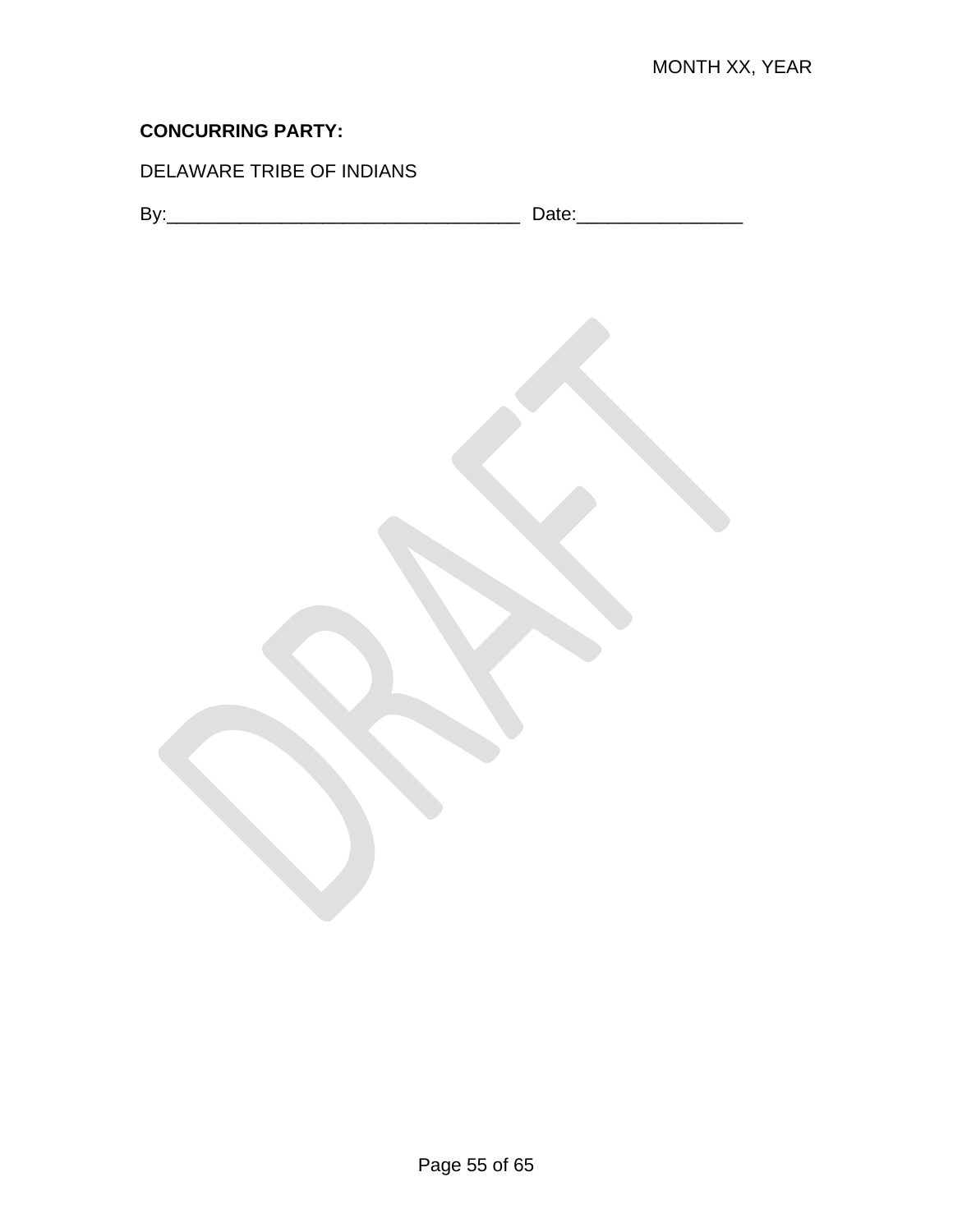**CONCURRING PARTY:**

DELAWARE TRIBE OF INDIANS

By:___________________________________ Date:________________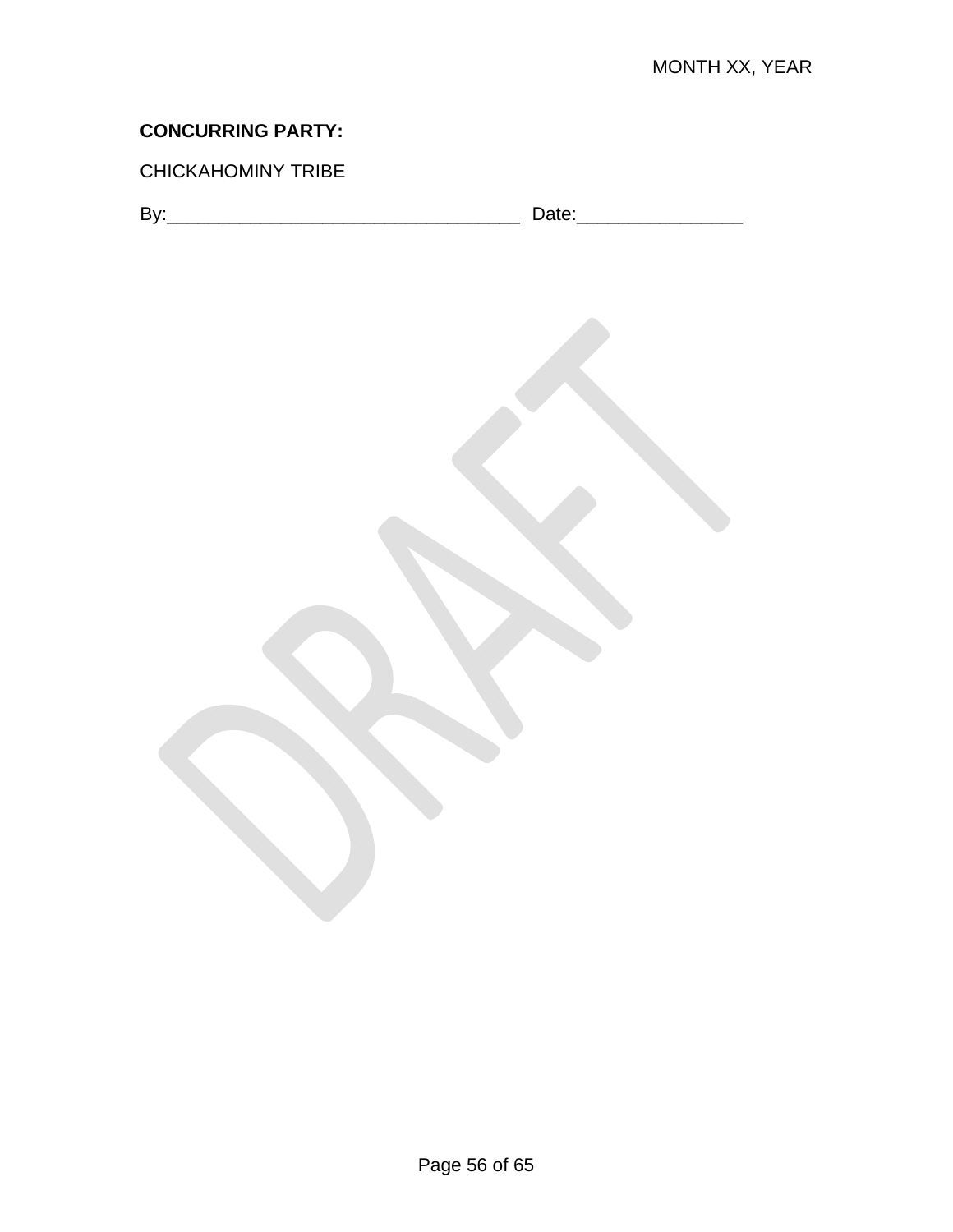MONTH XX, YEAR

**CONCURRING PARTY:**

CHICKAHOMINY TRIBE

By:___________________________________ Date:________________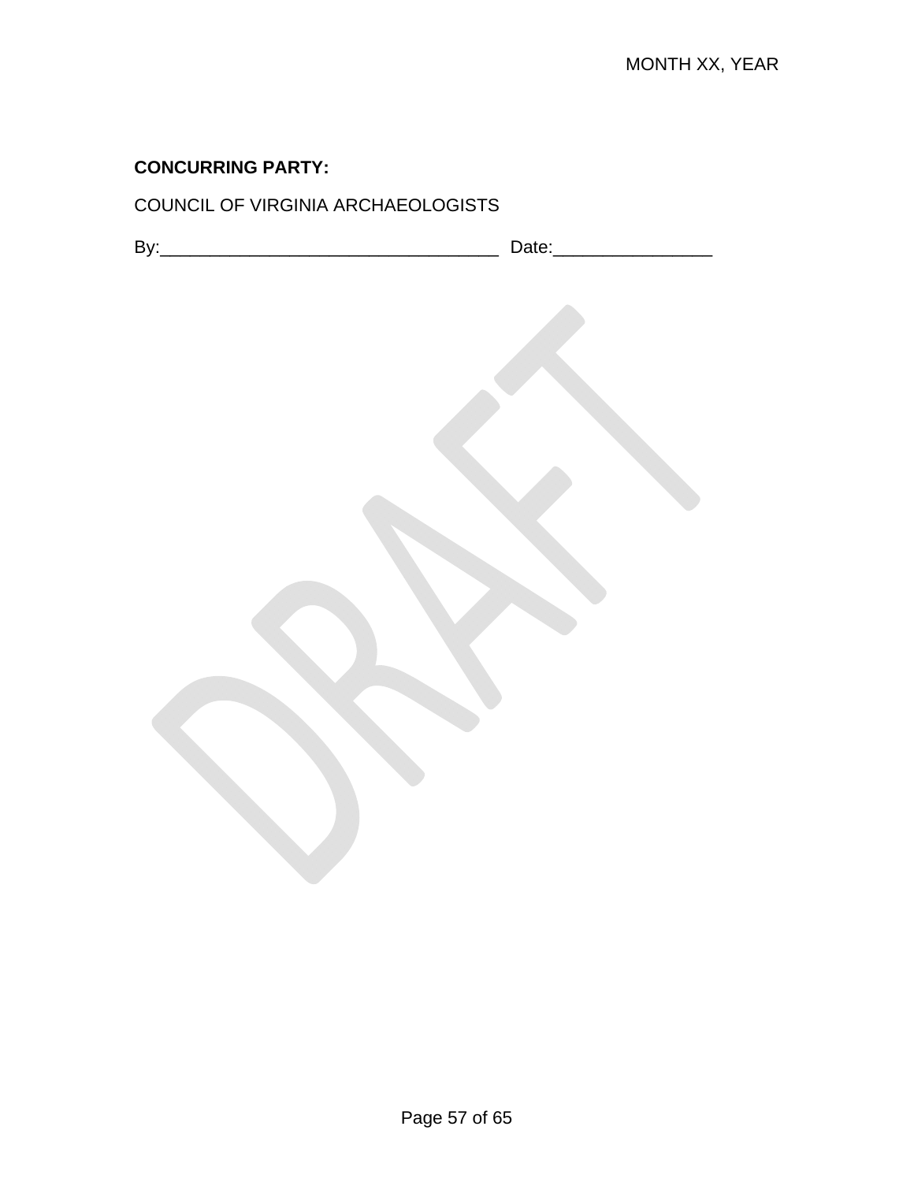**CONCURRING PARTY:**

COUNCIL OF VIRGINIA ARCHAEOLOGISTS

By:___________________________________ Date:________________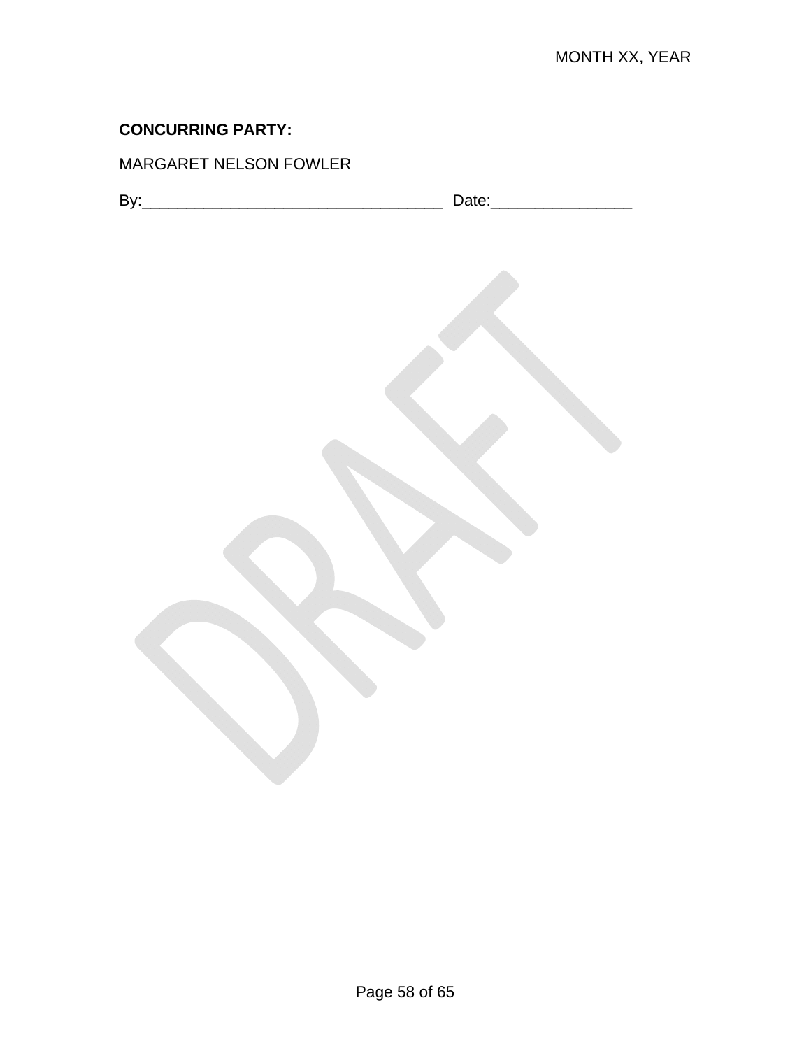**CONCURRING PARTY:**

MARGARET NELSON FOWLER

By:___________________________________ Date:________________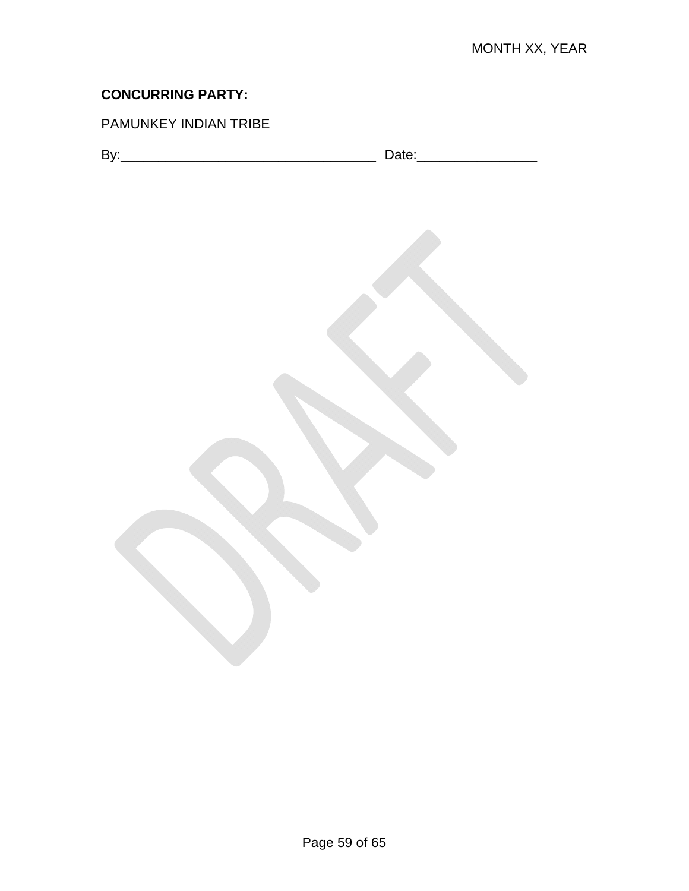**CONCURRING PARTY:**

PAMUNKEY INDIAN TRIBE

By:___________________________________ Date:________________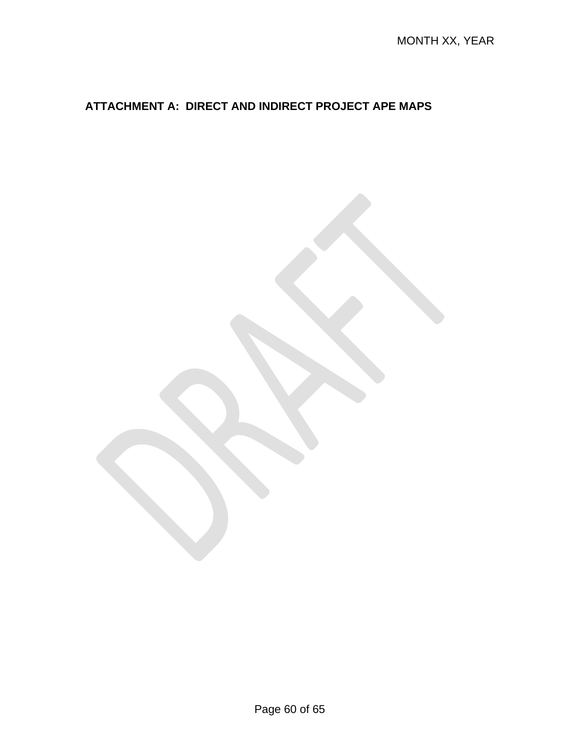**ATTACHMENT A: DIRECT AND INDIRECT PROJECT APE MAPS**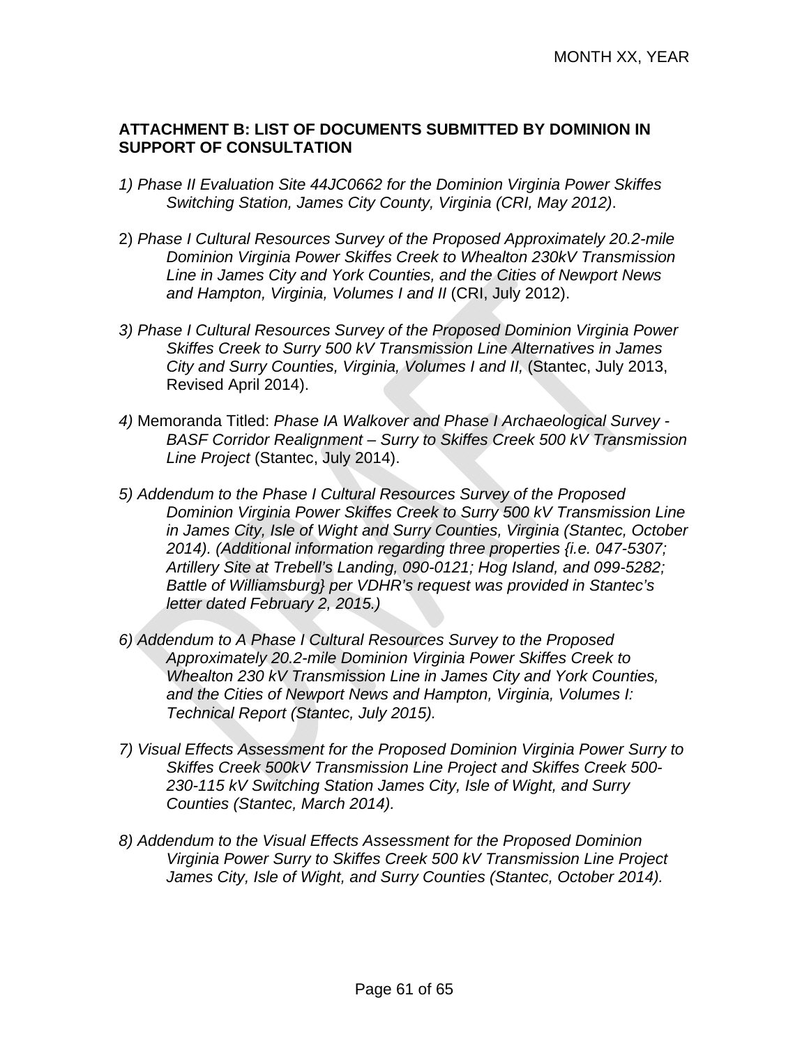## ATTACHMENT B: LIST OF DOCUMENTS SUBMITTED BY DOMINION IN SUPPORT OF CONSULTATION

*1) Phase II Evaluation Site 44JC0662 for the Dominion Virginia Power Skiffes Switching Station, James City County, Virginia (CRI, May 2012)*.

2) *Phase I Cultural Resources Survey of the Proposed Approximately 20.2-mile Dominion Virginia Power Skiffes Creek to Whealton 230kV Transmission Line in James City and York Counties, and the Cities of Newport News and Hampton, Virginia, Volumes I and II* (CRI, July 2012).

*3) Phase I Cultural Resources Survey of the Proposed Dominion Virginia Power Skiffes Creek to Surry 500 kV Transmission Line Alternatives in James City and Surry Counties, Virginia, Volumes I and II,* (Stantec, July 2013, Revised April 2014).

*4)* Memoranda Titled: *Phase IA Walkover and Phase I Archaeological Survey - BASF Corridor Realignment – Surry to Skiffes Creek 500 kV Transmission Line Project* (Stantec, July 2014).

*5) Addendum to the Phase I Cultural Resources Survey of the Proposed Dominion Virginia Power Skiffes Creek to Surry 500 kV Transmission Line in James City, Isle of Wight and Surry Counties, Virginia (Stantec, October 2014). (Additional information regarding three properties {i.e. 047-5307; Artillery Site at Trebell's Landing, 090-0121; Hog Island, and 099-5282; Battle of Williamsburg} per VDHR's request was provided in Stantec's letter dated February 2, 2015.)*

*6) Addendum to A Phase I Cultural Resources Survey to the Proposed Approximately 20.2-mile Dominion Virginia Power Skiffes Creek to Whealton 230 kV Transmission Line in James City and York Counties, and the Cities of Newport News and Hampton, Virginia, Volumes I: Technical Report (Stantec, July 2015).*

*7) Visual Effects Assessment for the Proposed Dominion Virginia Power Surry to Skiffes Creek 500kV Transmission Line Project and Skiffes Creek 500-230-115 kV Switching Station James City, Isle of Wight, and Surry Counties (Stantec, March 2014).*

*8) Addendum to the Visual Effects Assessment for the Proposed Dominion Virginia Power Surry to Skiffes Creek 500 kV Transmission Line Project James City, Isle of Wight, and Surry Counties (Stantec, October 2014).*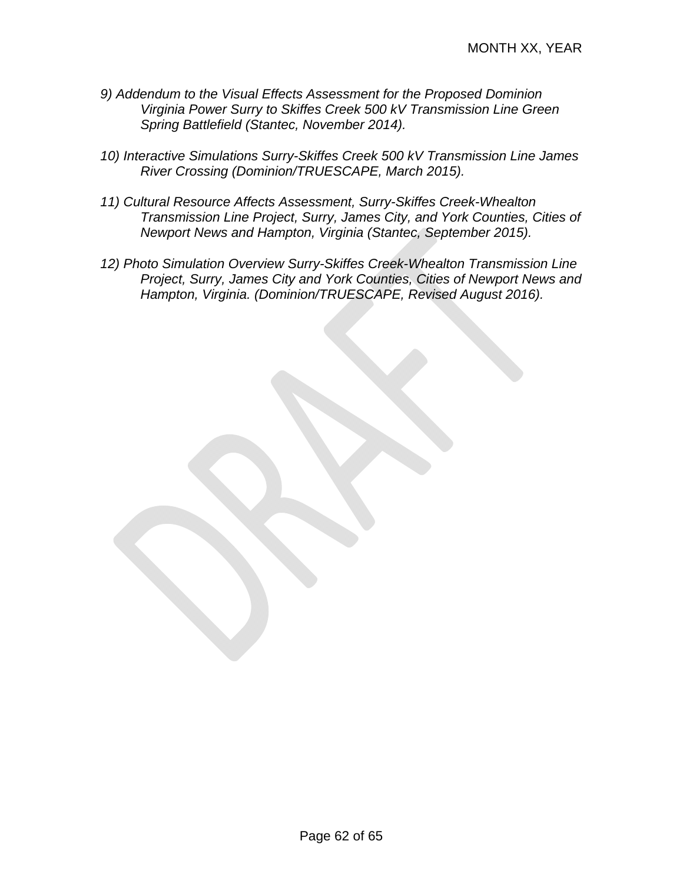9) *Addendum to the Visual Effects Assessment for the Proposed Dominion Virginia Power Surry to Skiffes Creek 500 kV Transmission Line Green Spring Battlefield (Stantec, November 2014).*

10) *Interactive Simulations Surry-Skiffes Creek 500 kV Transmission Line James River Crossing (Dominion/TRUESCAPE, March 2015).*

11) *Cultural Resource Affects Assessment, Surry-Skiffes Creek-Whealton Transmission Line Project, Surry, James City, and York Counties, Cities of Newport News and Hampton, Virginia (Stantec, September 2015).*

12) *Photo Simulation Overview Surry-Skiffes Creek-Whealton Transmission Line Project, Surry, James City and York Counties, Cities of Newport News and Hampton, Virginia. (Dominion/TRUESCAPE, Revised August 2016).*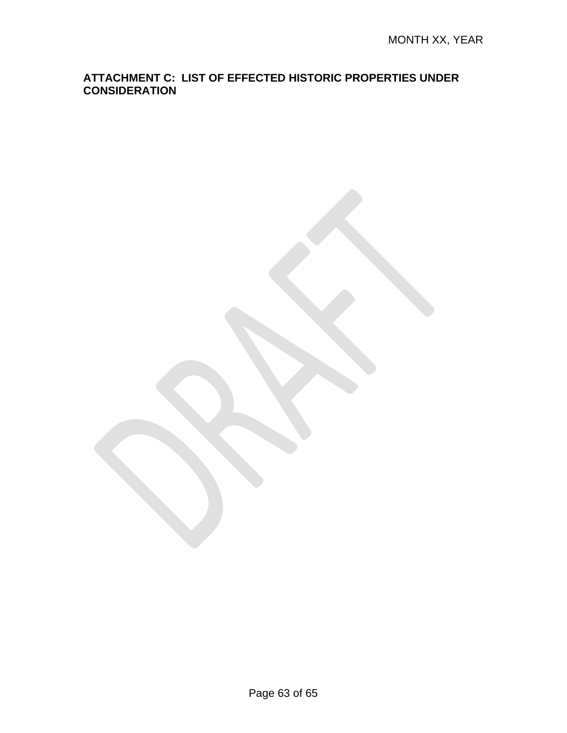MONTH XX, YEAR

## ATTACHMENT C: LIST OF EFFECTED HISTORIC PROPERTIES UNDER CONSIDERATION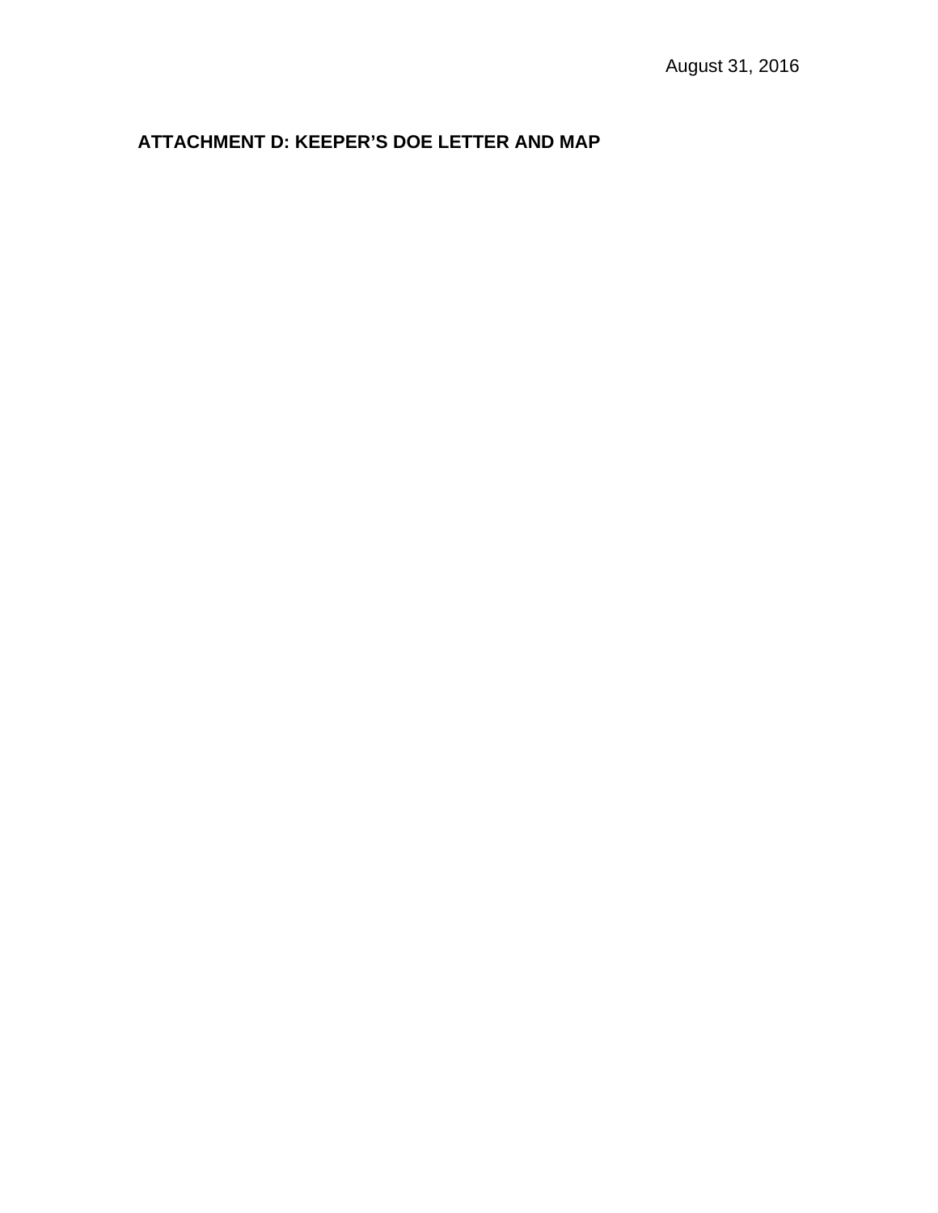August 31, 2016

## ATTACHMENT D: KEEPER'S DOE LETTER AND MAP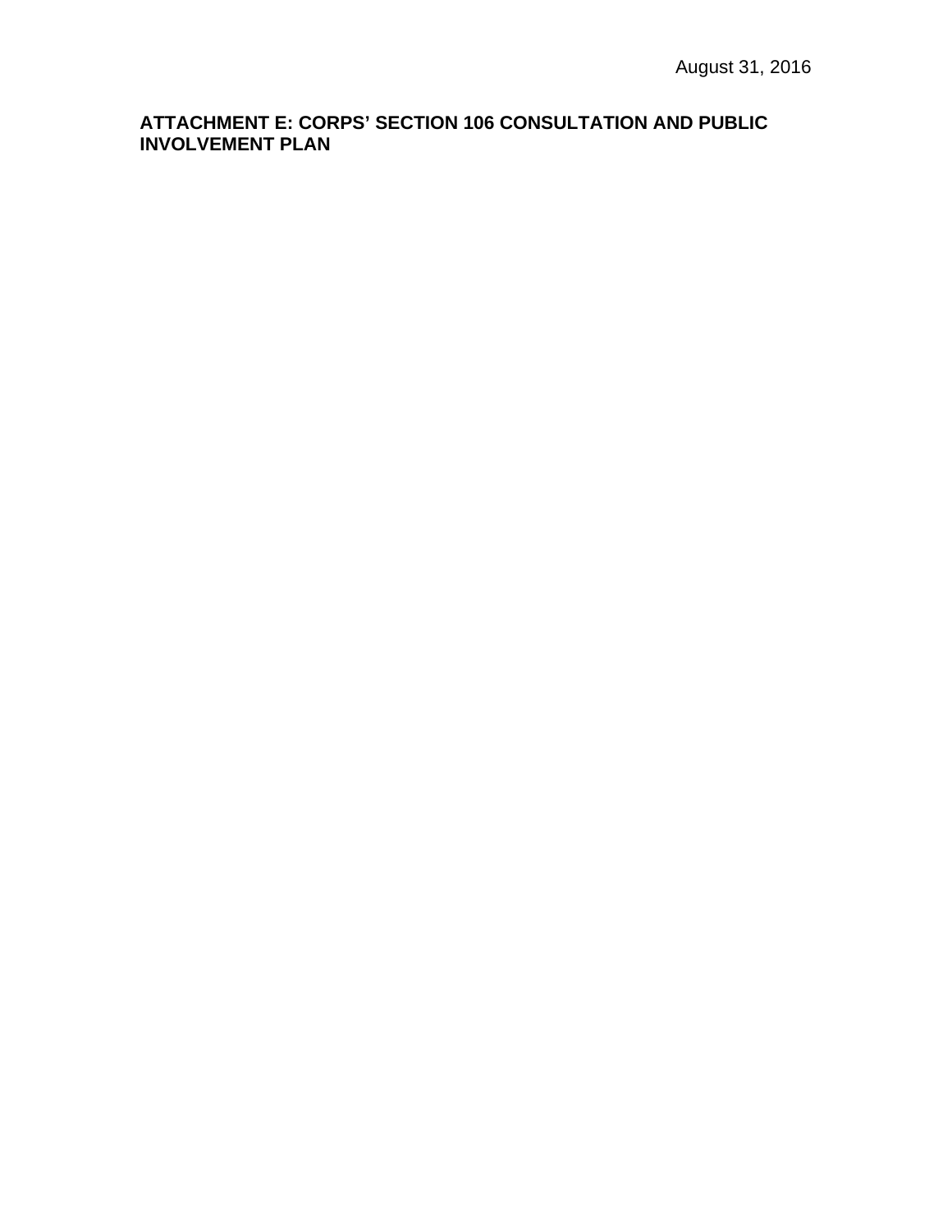August 31, 2016

## ATTACHMENT E: CORPS' SECTION 106 CONSULTATION AND PUBLIC INVOLVEMENT PLAN